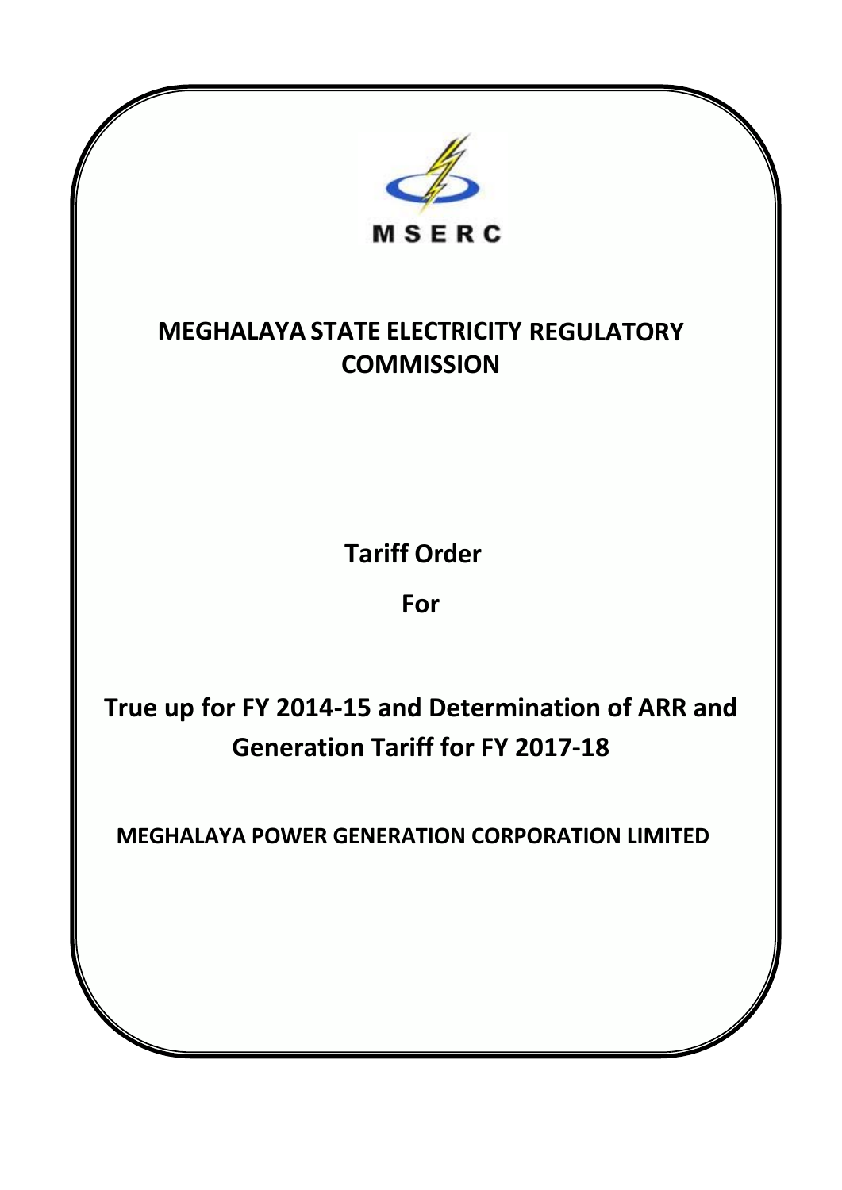MSERC

# MEGHALAYA STATE ELECTRICITY REGULATORY COMMISSION

## Tariff Order

## For

## True up for FY 2014-15 and Determination of ARR and Generation Tariff for FY 2017-18

**MEGHALAYA POWER GENERATION CORPORATION LIMITED**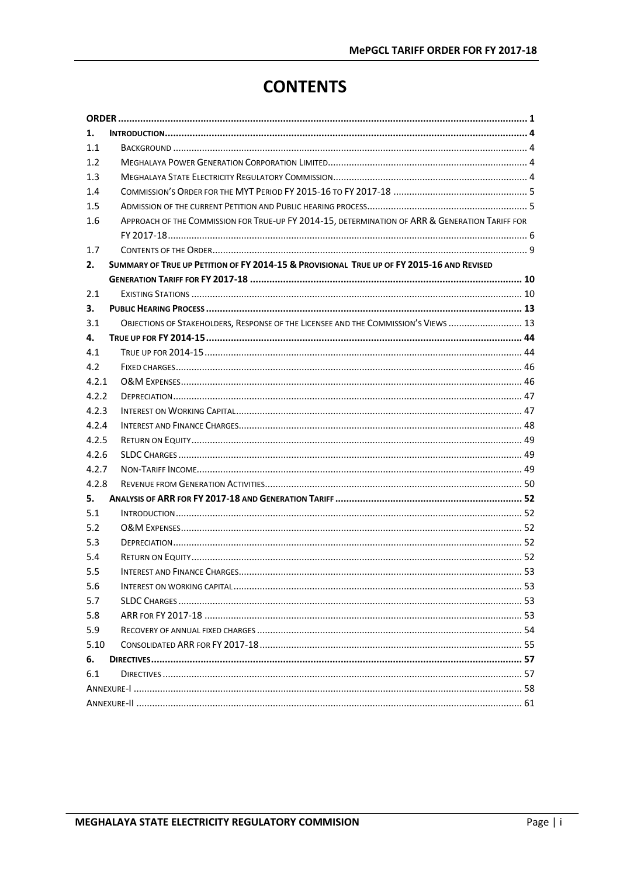# CONTENTS

| | | |
|---|---|---|
| **ORDER** | | **1** |
| **1.** | **INTRODUCTION** | **4** |
| 1.1 | BACKGROUND | 4 |
| 1.2 | MEGHALAYA POWER GENERATION CORPORATION LIMITED | 4 |
| 1.3 | MEGHALAYA STATE ELECTRICITY REGULATORY COMMISSION | 4 |
| 1.4 | COMMISSION'S ORDER FOR THE MYT PERIOD FY 2015-16 TO FY 2017-18 | 5 |
| 1.5 | ADMISSION OF THE CURRENT PETITION AND PUBLIC HEARING PROCESS | 5 |
| 1.6 | APPROACH OF THE COMMISSION FOR TRUE-UP FY 2014-15, DETERMINATION OF ARR & GENERATION TARIFF FOR FY 2017-18 | 6 |
| 1.7 | CONTENTS OF THE ORDER | 9 |
| **2.** | **SUMMARY OF TRUE UP PETITION OF FY 2014-15 & PROVISIONAL TRUE UP OF FY 2015-16 AND REVISED GENERATION TARIFF FOR FY 2017-18** | **10** |
| 2.1 | EXISTING STATIONS | 10 |
| **3.** | **PUBLIC HEARING PROCESS** | **13** |
| 3.1 | OBJECTIONS OF STAKEHOLDERS, RESPONSE OF THE LICENSEE AND THE COMMISSION'S VIEWS | 13 |
| **4.** | **TRUE UP FOR FY 2014-15** | **44** |
| 4.1 | TRUE UP FOR 2014-15 | 44 |
| 4.2 | FIXED CHARGES | 46 |
| 4.2.1 | O&M EXPENSES | 46 |
| 4.2.2 | DEPRECIATION | 47 |
| 4.2.3 | INTEREST ON WORKING CAPITAL | 47 |
| 4.2.4 | INTEREST AND FINANCE CHARGES | 48 |
| 4.2.5 | RETURN ON EQUITY | 49 |
| 4.2.6 | SLDC CHARGES | 49 |
| 4.2.7 | NON-TARIFF INCOME | 49 |
| 4.2.8 | REVENUE FROM GENERATION ACTIVITIES | 50 |
| **5.** | **ANALYSIS OF ARR FOR FY 2017-18 AND GENERATION TARIFF** | **52** |
| 5.1 | INTRODUCTION | 52 |
| 5.2 | O&M EXPENSES | 52 |
| 5.3 | DEPRECIATION | 52 |
| 5.4 | RETURN ON EQUITY | 52 |
| 5.5 | INTEREST AND FINANCE CHARGES | 53 |
| 5.6 | INTEREST ON WORKING CAPITAL | 53 |
| 5.7 | SLDC CHARGES | 53 |
| 5.8 | ARR FOR FY 2017-18 | 53 |
| 5.9 | RECOVERY OF ANNUAL FIXED CHARGES | 54 |
| 5.10 | CONSOLIDATED ARR FOR FY 2017-18 | 55 |
| **6.** | **DIRECTIVES** | **57** |
| 6.1 | DIRECTIVES | 57 |
| ANNEXURE-I | | 58 |
| ANNEXURE-II | | 61 |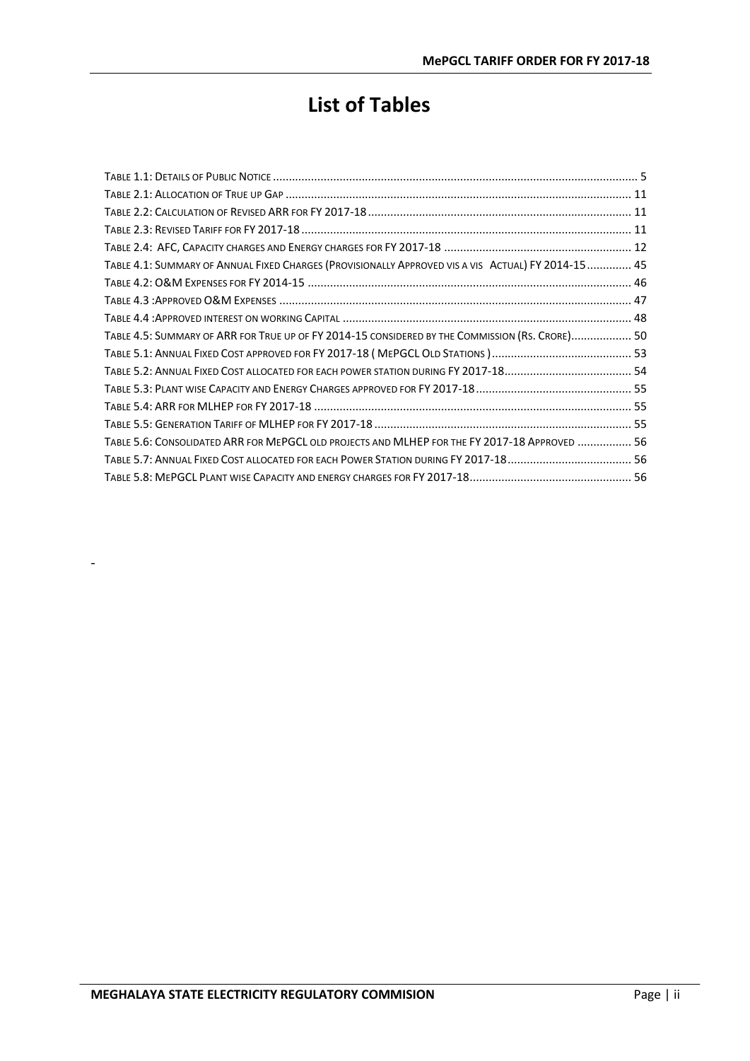# List of Tables

Table 1.1: Details of Public Notice ..... 5
Table 2.1: Allocation of True up Gap ..... 11
Table 2.2: Calculation of Revised ARR for FY 2017-18 ..... 11
Table 2.3: Revised Tariff for FY 2017-18 ..... 11
Table 2.4: AFC, Capacity charges and Energy charges for FY 2017-18 ..... 12
Table 4.1: Summary of Annual Fixed Charges (Provisionally Approved vis a vis Actual) FY 2014-15 ..... 45
Table 4.2: O&M Expenses for FY 2014-15 ..... 46
Table 4.3 :Approved O&M Expenses ..... 47
Table 4.4 :Approved interest on working Capital ..... 48
Table 4.5: Summary of ARR for True up of FY 2014-15 considered by the Commission (Rs. Crore) ..... 50
Table 5.1: Annual Fixed Cost approved for FY 2017-18 ( MePGCL Old Stations ) ..... 53
Table 5.2: Annual Fixed Cost allocated for each power station during FY 2017-18 ..... 54
Table 5.3: Plant wise Capacity and Energy Charges approved for FY 2017-18 ..... 55
Table 5.4: ARR for MLHEP for FY 2017-18 ..... 55
Table 5.5: Generation Tariff of MLHEP for FY 2017-18 ..... 55
Table 5.6: Consolidated ARR for MePGCL old projects and MLHEP for the FY 2017-18 Approved ..... 56
Table 5.7: Annual Fixed Cost allocated for each Power Station during FY 2017-18 ..... 56
Table 5.8: MePGCL Plant wise Capacity and energy charges for FY 2017-18 ..... 56

-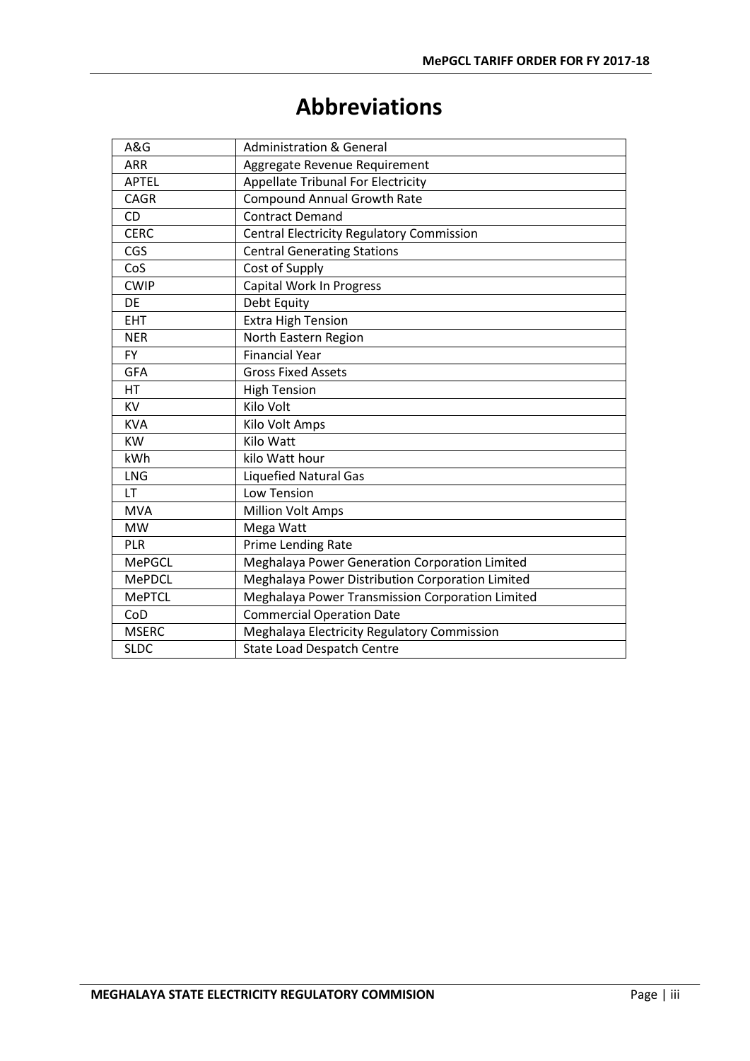# Abbreviations

| | |
|---|---|
| A&G | Administration & General |
| ARR | Aggregate Revenue Requirement |
| APTEL | Appellate Tribunal For Electricity |
| CAGR | Compound Annual Growth Rate |
| CD | Contract Demand |
| CERC | Central Electricity Regulatory Commission |
| CGS | Central Generating Stations |
| CoS | Cost of Supply |
| CWIP | Capital Work In Progress |
| DE | Debt Equity |
| EHT | Extra High Tension |
| NER | North Eastern Region |
| FY | Financial Year |
| GFA | Gross Fixed Assets |
| HT | High Tension |
| KV | Kilo Volt |
| KVA | Kilo Volt Amps |
| KW | Kilo Watt |
| kWh | kilo Watt hour |
| LNG | Liquefied Natural Gas |
| LT | Low Tension |
| MVA | Million Volt Amps |
| MW | Mega Watt |
| PLR | Prime Lending Rate |
| MePGCL | Meghalaya Power Generation Corporation Limited |
| MePDCL | Meghalaya Power Distribution Corporation Limited |
| MePTCL | Meghalaya Power Transmission Corporation Limited |
| CoD | Commercial Operation Date |
| MSERC | Meghalaya Electricity Regulatory Commission |
| SLDC | State Load Despatch Centre |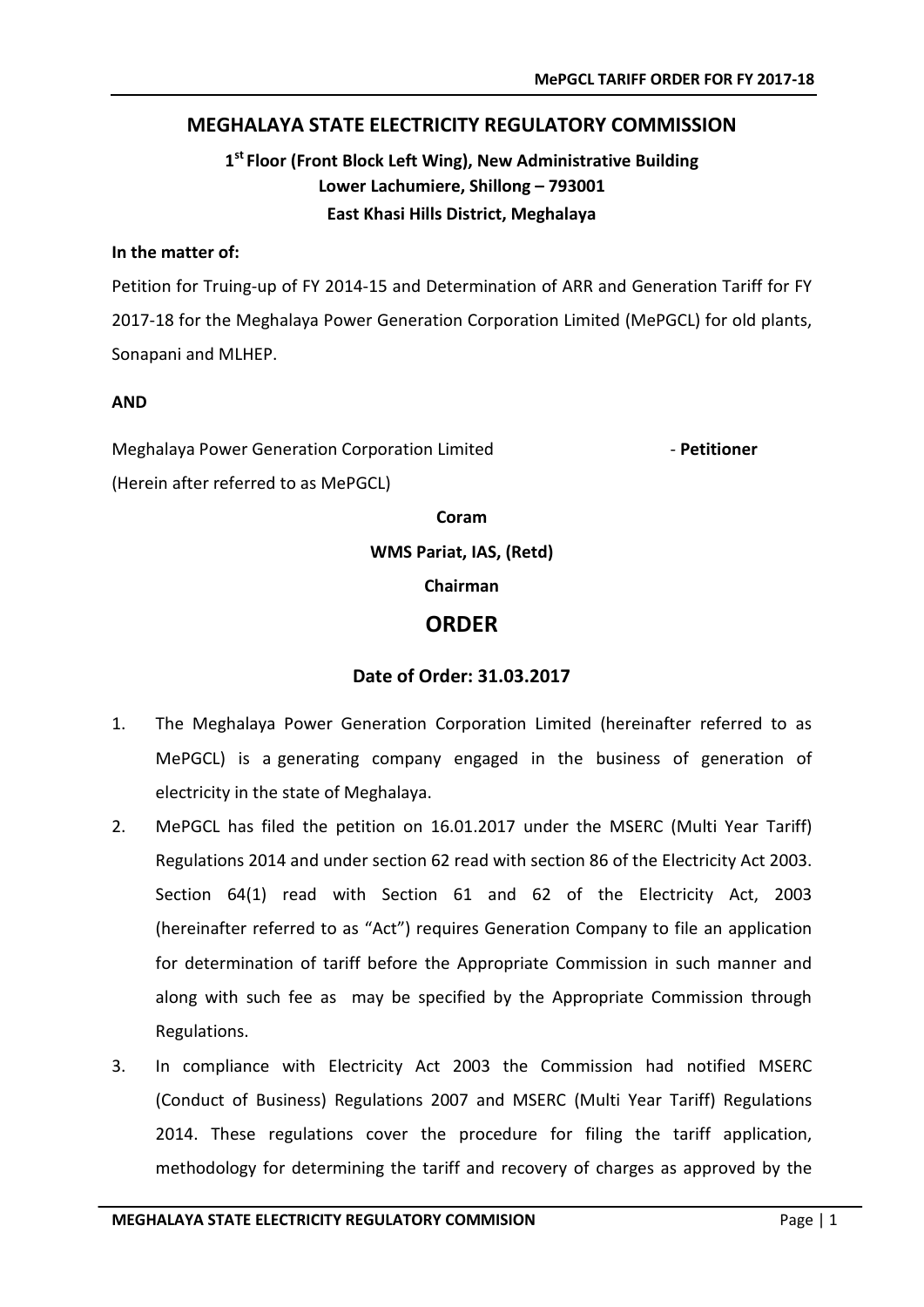## MEGHALAYA STATE ELECTRICITY REGULATORY COMMISSION

**1st Floor (Front Block Left Wing), New Administrative Building**
**Lower Lachumiere, Shillong – 793001**
**East Khasi Hills District, Meghalaya**

**In the matter of:**

Petition for Truing-up of FY 2014-15 and Determination of ARR and Generation Tariff for FY 2017-18 for the Meghalaya Power Generation Corporation Limited (MePGCL) for old plants, Sonapani and MLHEP.

**AND**

Meghalaya Power Generation Corporation Limited - **Petitioner**

(Herein after referred to as MePGCL)

**Coram**

**WMS Pariat, IAS, (Retd)**

**Chairman**

## ORDER

**Date of Order: 31.03.2017**

1. The Meghalaya Power Generation Corporation Limited (hereinafter referred to as MePGCL) is a generating company engaged in the business of generation of electricity in the state of Meghalaya.
2. MePGCL has filed the petition on 16.01.2017 under the MSERC (Multi Year Tariff) Regulations 2014 and under section 62 read with section 86 of the Electricity Act 2003. Section 64(1) read with Section 61 and 62 of the Electricity Act, 2003 (hereinafter referred to as "Act") requires Generation Company to file an application for determination of tariff before the Appropriate Commission in such manner and along with such fee as may be specified by the Appropriate Commission through Regulations.
3. In compliance with Electricity Act 2003 the Commission had notified MSERC (Conduct of Business) Regulations 2007 and MSERC (Multi Year Tariff) Regulations 2014. These regulations cover the procedure for filing the tariff application, methodology for determining the tariff and recovery of charges as approved by the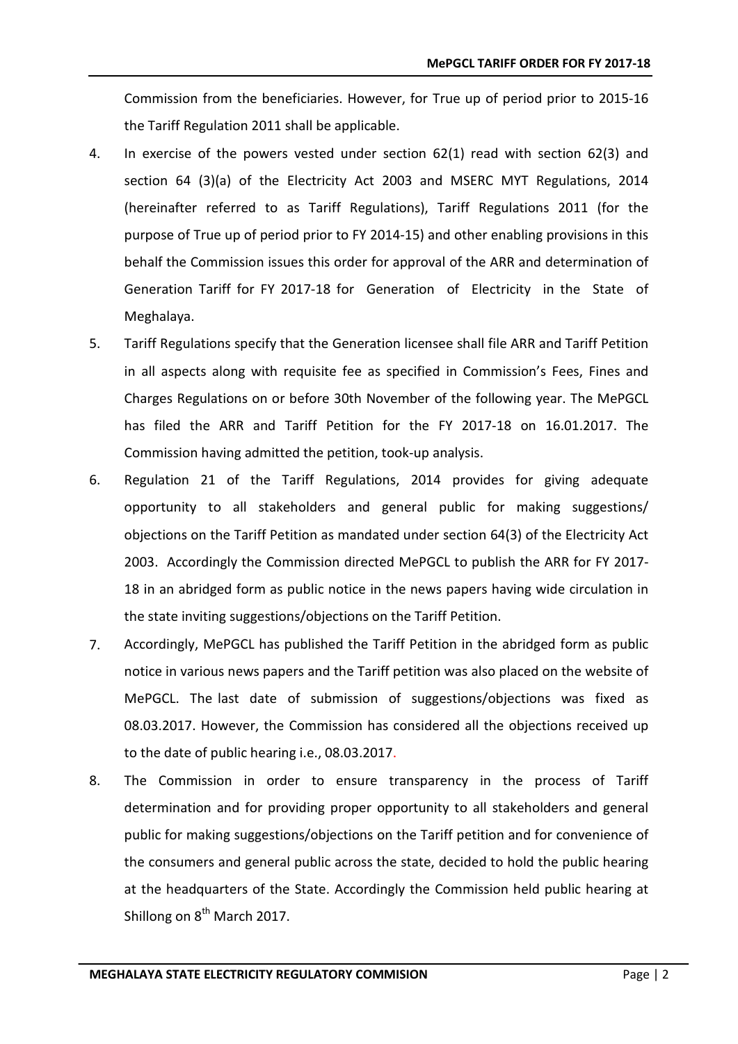Commission from the beneficiaries. However, for True up of period prior to 2015-16 the Tariff Regulation 2011 shall be applicable.

4. In exercise of the powers vested under section 62(1) read with section 62(3) and section 64 (3)(a) of the Electricity Act 2003 and MSERC MYT Regulations, 2014 (hereinafter referred to as Tariff Regulations), Tariff Regulations 2011 (for the purpose of True up of period prior to FY 2014-15) and other enabling provisions in this behalf the Commission issues this order for approval of the ARR and determination of Generation Tariff for FY 2017-18 for Generation of Electricity in the State of Meghalaya.

5. Tariff Regulations specify that the Generation licensee shall file ARR and Tariff Petition in all aspects along with requisite fee as specified in Commission's Fees, Fines and Charges Regulations on or before 30th November of the following year. The MePGCL has filed the ARR and Tariff Petition for the FY 2017-18 on 16.01.2017. The Commission having admitted the petition, took-up analysis.

6. Regulation 21 of the Tariff Regulations, 2014 provides for giving adequate opportunity to all stakeholders and general public for making suggestions/ objections on the Tariff Petition as mandated under section 64(3) of the Electricity Act 2003. Accordingly the Commission directed MePGCL to publish the ARR for FY 2017-18 in an abridged form as public notice in the news papers having wide circulation in the state inviting suggestions/objections on the Tariff Petition.

7. Accordingly, MePGCL has published the Tariff Petition in the abridged form as public notice in various news papers and the Tariff petition was also placed on the website of MePGCL. The last date of submission of suggestions/objections was fixed as 08.03.2017. However, the Commission has considered all the objections received up to the date of public hearing i.e., 08.03.2017.

8. The Commission in order to ensure transparency in the process of Tariff determination and for providing proper opportunity to all stakeholders and general public for making suggestions/objections on the Tariff petition and for convenience of the consumers and general public across the state, decided to hold the public hearing at the headquarters of the State. Accordingly the Commission held public hearing at Shillong on 8th March 2017.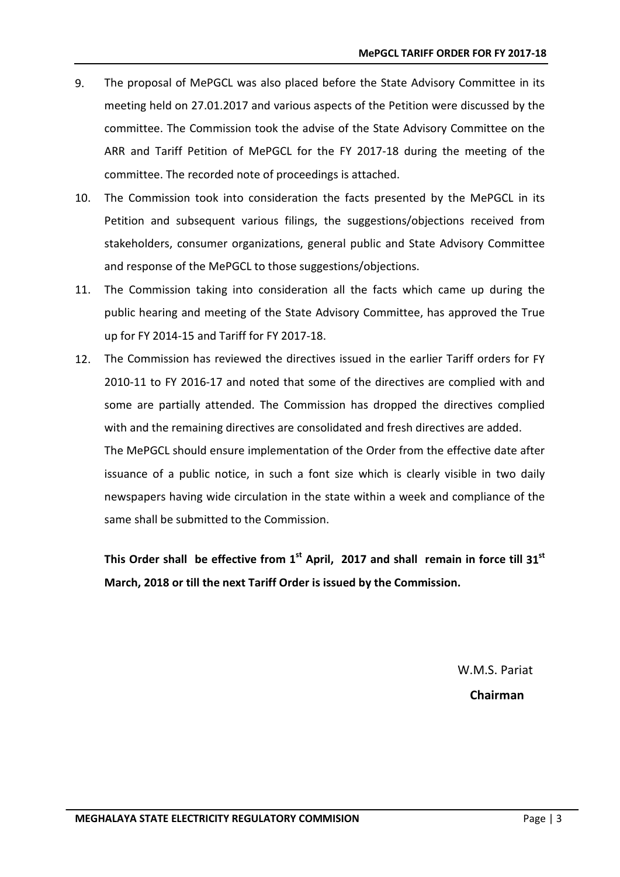9. The proposal of MePGCL was also placed before the State Advisory Committee in its meeting held on 27.01.2017 and various aspects of the Petition were discussed by the committee. The Commission took the advise of the State Advisory Committee on the ARR and Tariff Petition of MePGCL for the FY 2017-18 during the meeting of the committee. The recorded note of proceedings is attached.
10. The Commission took into consideration the facts presented by the MePGCL in its Petition and subsequent various filings, the suggestions/objections received from stakeholders, consumer organizations, general public and State Advisory Committee and response of the MePGCL to those suggestions/objections.
11. The Commission taking into consideration all the facts which came up during the public hearing and meeting of the State Advisory Committee, has approved the True up for FY 2014-15 and Tariff for FY 2017-18.
12. The Commission has reviewed the directives issued in the earlier Tariff orders for FY 2010-11 to FY 2016-17 and noted that some of the directives are complied with and some are partially attended. The Commission has dropped the directives complied with and the remaining directives are consolidated and fresh directives are added.

    The MePGCL should ensure implementation of the Order from the effective date after issuance of a public notice, in such a font size which is clearly visible in two daily newspapers having wide circulation in the state within a week and compliance of the same shall be submitted to the Commission.

**This Order shall be effective from 1st April, 2017 and shall remain in force till 31st March, 2018 or till the next Tariff Order is issued by the Commission.**

W.M.S. Pariat

**Chairman**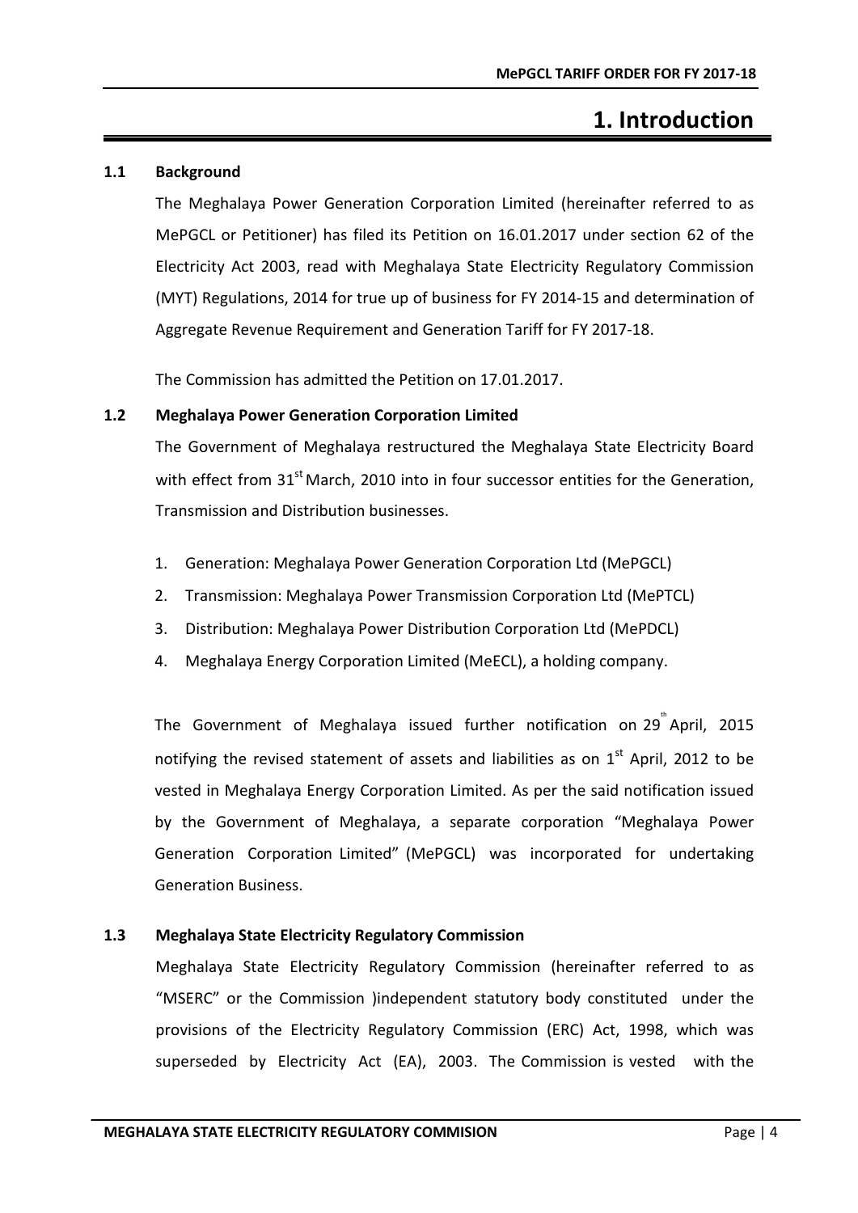# 1. Introduction

## 1.1 Background

The Meghalaya Power Generation Corporation Limited (hereinafter referred to as MePGCL or Petitioner) has filed its Petition on 16.01.2017 under section 62 of the Electricity Act 2003, read with Meghalaya State Electricity Regulatory Commission (MYT) Regulations, 2014 for true up of business for FY 2014-15 and determination of Aggregate Revenue Requirement and Generation Tariff for FY 2017-18.

The Commission has admitted the Petition on 17.01.2017.

## 1.2 Meghalaya Power Generation Corporation Limited

The Government of Meghalaya restructured the Meghalaya State Electricity Board with effect from 31st March, 2010 into in four successor entities for the Generation, Transmission and Distribution businesses.

1. Generation: Meghalaya Power Generation Corporation Ltd (MePGCL)
2. Transmission: Meghalaya Power Transmission Corporation Ltd (MePTCL)
3. Distribution: Meghalaya Power Distribution Corporation Ltd (MePDCL)
4. Meghalaya Energy Corporation Limited (MeECL), a holding company.

The Government of Meghalaya issued further notification on 29th April, 2015 notifying the revised statement of assets and liabilities as on 1st April, 2012 to be vested in Meghalaya Energy Corporation Limited. As per the said notification issued by the Government of Meghalaya, a separate corporation "Meghalaya Power Generation Corporation Limited" (MePGCL) was incorporated for undertaking Generation Business.

## 1.3 Meghalaya State Electricity Regulatory Commission

Meghalaya State Electricity Regulatory Commission (hereinafter referred to as "MSERC" or the Commission )independent statutory body constituted under the provisions of the Electricity Regulatory Commission (ERC) Act, 1998, which was superseded by Electricity Act (EA), 2003. The Commission is vested with the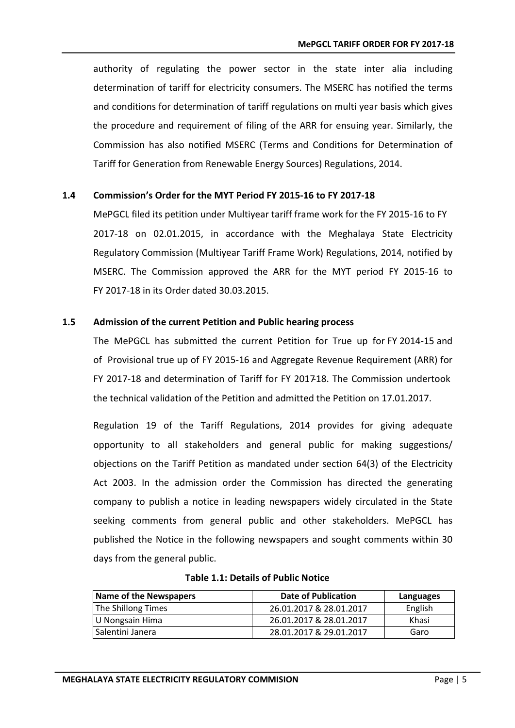authority of regulating the power sector in the state inter alia including determination of tariff for electricity consumers. The MSERC has notified the terms and conditions for determination of tariff regulations on multi year basis which gives the procedure and requirement of filing of the ARR for ensuing year. Similarly, the Commission has also notified MSERC (Terms and Conditions for Determination of Tariff for Generation from Renewable Energy Sources) Regulations, 2014.

### 1.4 Commission's Order for the MYT Period FY 2015-16 to FY 2017-18

MePGCL filed its petition under Multiyear tariff frame work for the FY 2015-16 to FY 2017-18 on 02.01.2015, in accordance with the Meghalaya State Electricity Regulatory Commission (Multiyear Tariff Frame Work) Regulations, 2014, notified by MSERC. The Commission approved the ARR for the MYT period FY 2015-16 to FY 2017-18 in its Order dated 30.03.2015.

### 1.5 Admission of the current Petition and Public hearing process

The MePGCL has submitted the current Petition for True up for FY 2014-15 and of Provisional true up of FY 2015-16 and Aggregate Revenue Requirement (ARR) for FY 2017-18 and determination of Tariff for FY 2017-18. The Commission undertook the technical validation of the Petition and admitted the Petition on 17.01.2017.

Regulation 19 of the Tariff Regulations, 2014 provides for giving adequate opportunity to all stakeholders and general public for making suggestions/ objections on the Tariff Petition as mandated under section 64(3) of the Electricity Act 2003. In the admission order the Commission has directed the generating company to publish a notice in leading newspapers widely circulated in the State seeking comments from general public and other stakeholders. MePGCL has published the Notice in the following newspapers and sought comments within 30 days from the general public.

**Table 1.1: Details of Public Notice**

| Name of the Newspapers | Date of Publication | Languages |
|---|---|---|
| The Shillong Times | 26.01.2017 & 28.01.2017 | English |
| U Nongsain Hima | 26.01.2017 & 28.01.2017 | Khasi |
| Salentini Janera | 28.01.2017 & 29.01.2017 | Garo |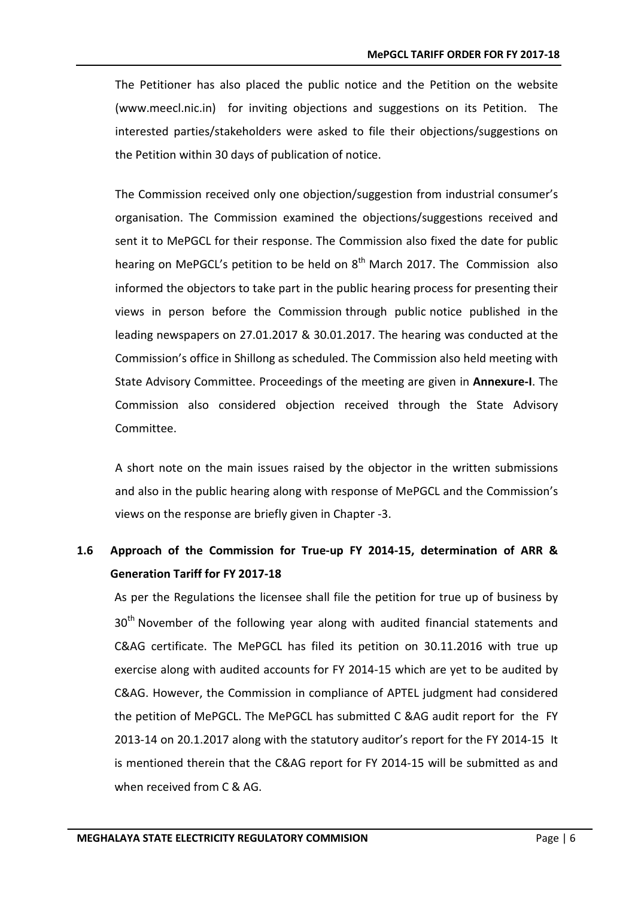The Petitioner has also placed the public notice and the Petition on the website (www.meecl.nic.in) for inviting objections and suggestions on its Petition. The interested parties/stakeholders were asked to file their objections/suggestions on the Petition within 30 days of publication of notice.

The Commission received only one objection/suggestion from industrial consumer's organisation. The Commission examined the objections/suggestions received and sent it to MePGCL for their response. The Commission also fixed the date for public hearing on MePGCL's petition to be held on 8th March 2017. The Commission also informed the objectors to take part in the public hearing process for presenting their views in person before the Commission through public notice published in the leading newspapers on 27.01.2017 & 30.01.2017. The hearing was conducted at the Commission's office in Shillong as scheduled. The Commission also held meeting with State Advisory Committee. Proceedings of the meeting are given in **Annexure-I**. The Commission also considered objection received through the State Advisory Committee.

A short note on the main issues raised by the objector in the written submissions and also in the public hearing along with response of MePGCL and the Commission's views on the response are briefly given in Chapter -3.

## 1.6 Approach of the Commission for True-up FY 2014-15, determination of ARR & Generation Tariff for FY 2017-18

As per the Regulations the licensee shall file the petition for true up of business by 30th November of the following year along with audited financial statements and C&AG certificate. The MePGCL has filed its petition on 30.11.2016 with true up exercise along with audited accounts for FY 2014-15 which are yet to be audited by C&AG. However, the Commission in compliance of APTEL judgment had considered the petition of MePGCL. The MePGCL has submitted C &AG audit report for the FY 2013-14 on 20.1.2017 along with the statutory auditor's report for the FY 2014-15 It is mentioned therein that the C&AG report for FY 2014-15 will be submitted as and when received from C & AG.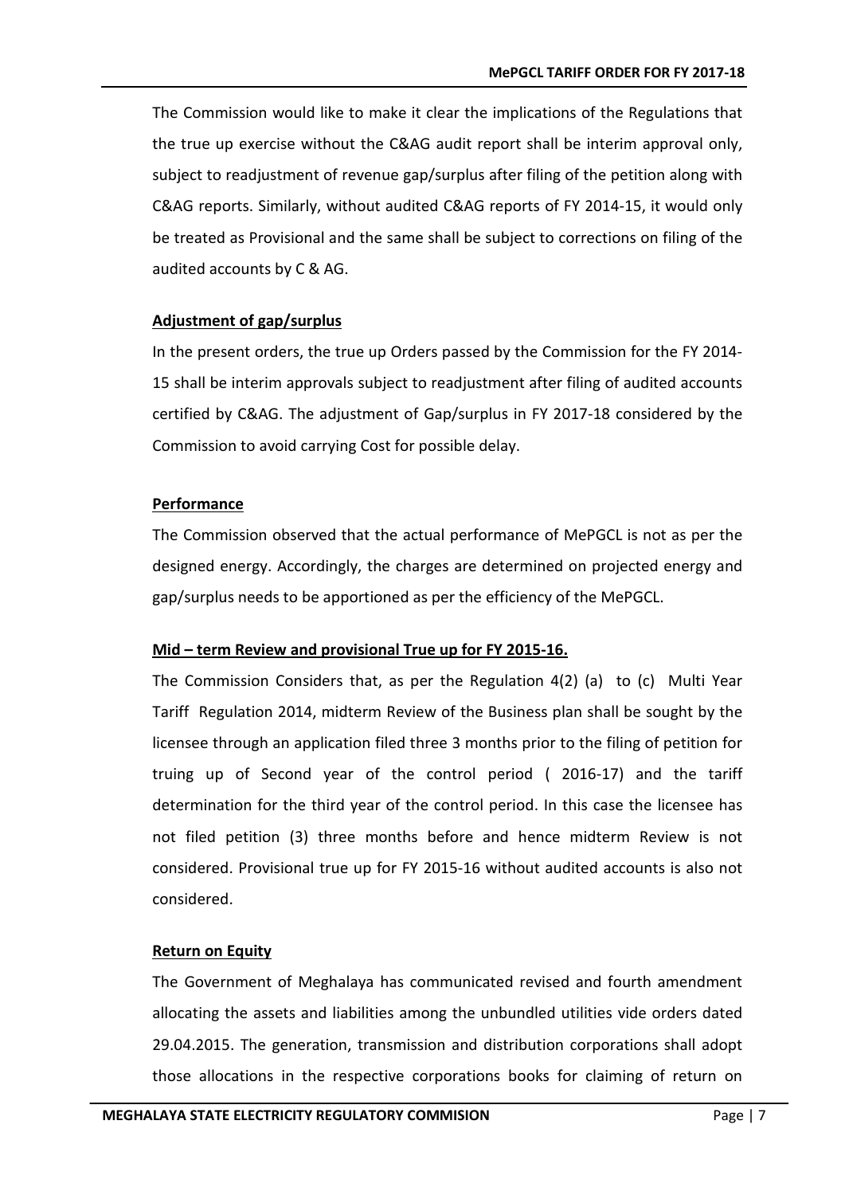The Commission would like to make it clear the implications of the Regulations that the true up exercise without the C&AG audit report shall be interim approval only, subject to readjustment of revenue gap/surplus after filing of the petition along with C&AG reports. Similarly, without audited C&AG reports of FY 2014-15, it would only be treated as Provisional and the same shall be subject to corrections on filing of the audited accounts by C & AG.

**Adjustment of gap/surplus**

In the present orders, the true up Orders passed by the Commission for the FY 2014-15 shall be interim approvals subject to readjustment after filing of audited accounts certified by C&AG. The adjustment of Gap/surplus in FY 2017-18 considered by the Commission to avoid carrying Cost for possible delay.

**Performance**

The Commission observed that the actual performance of MePGCL is not as per the designed energy. Accordingly, the charges are determined on projected energy and gap/surplus needs to be apportioned as per the efficiency of the MePGCL.

**Mid – term Review and provisional True up for FY 2015-16.**

The Commission Considers that, as per the Regulation 4(2) (a) to (c) Multi Year Tariff Regulation 2014, midterm Review of the Business plan shall be sought by the licensee through an application filed three 3 months prior to the filing of petition for truing up of Second year of the control period ( 2016-17) and the tariff determination for the third year of the control period. In this case the licensee has not filed petition (3) three months before and hence midterm Review is not considered. Provisional true up for FY 2015-16 without audited accounts is also not considered.

**Return on Equity**

The Government of Meghalaya has communicated revised and fourth amendment allocating the assets and liabilities among the unbundled utilities vide orders dated 29.04.2015. The generation, transmission and distribution corporations shall adopt those allocations in the respective corporations books for claiming of return on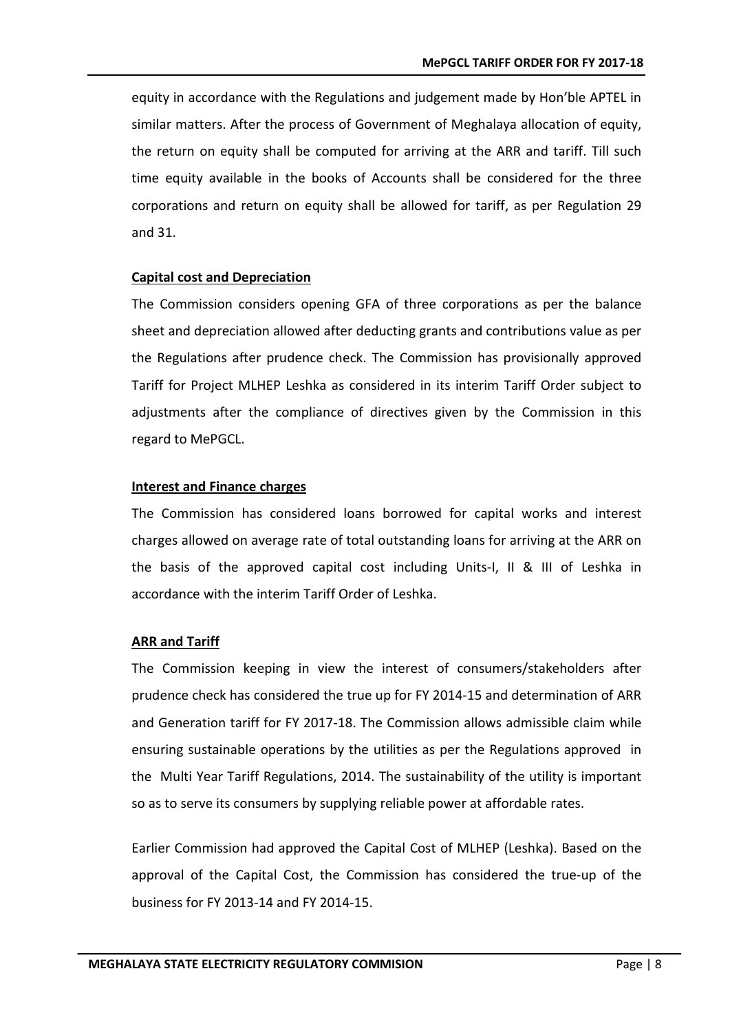equity in accordance with the Regulations and judgement made by Hon'ble APTEL in similar matters. After the process of Government of Meghalaya allocation of equity, the return on equity shall be computed for arriving at the ARR and tariff. Till such time equity available in the books of Accounts shall be considered for the three corporations and return on equity shall be allowed for tariff, as per Regulation 29 and 31.

**Capital cost and Depreciation**

The Commission considers opening GFA of three corporations as per the balance sheet and depreciation allowed after deducting grants and contributions value as per the Regulations after prudence check. The Commission has provisionally approved Tariff for Project MLHEP Leshka as considered in its interim Tariff Order subject to adjustments after the compliance of directives given by the Commission in this regard to MePGCL.

**Interest and Finance charges**

The Commission has considered loans borrowed for capital works and interest charges allowed on average rate of total outstanding loans for arriving at the ARR on the basis of the approved capital cost including Units-I, II & III of Leshka in accordance with the interim Tariff Order of Leshka.

**ARR and Tariff**

The Commission keeping in view the interest of consumers/stakeholders after prudence check has considered the true up for FY 2014-15 and determination of ARR and Generation tariff for FY 2017-18. The Commission allows admissible claim while ensuring sustainable operations by the utilities as per the Regulations approved in the Multi Year Tariff Regulations, 2014. The sustainability of the utility is important so as to serve its consumers by supplying reliable power at affordable rates.

Earlier Commission had approved the Capital Cost of MLHEP (Leshka). Based on the approval of the Capital Cost, the Commission has considered the true-up of the business for FY 2013-14 and FY 2014-15.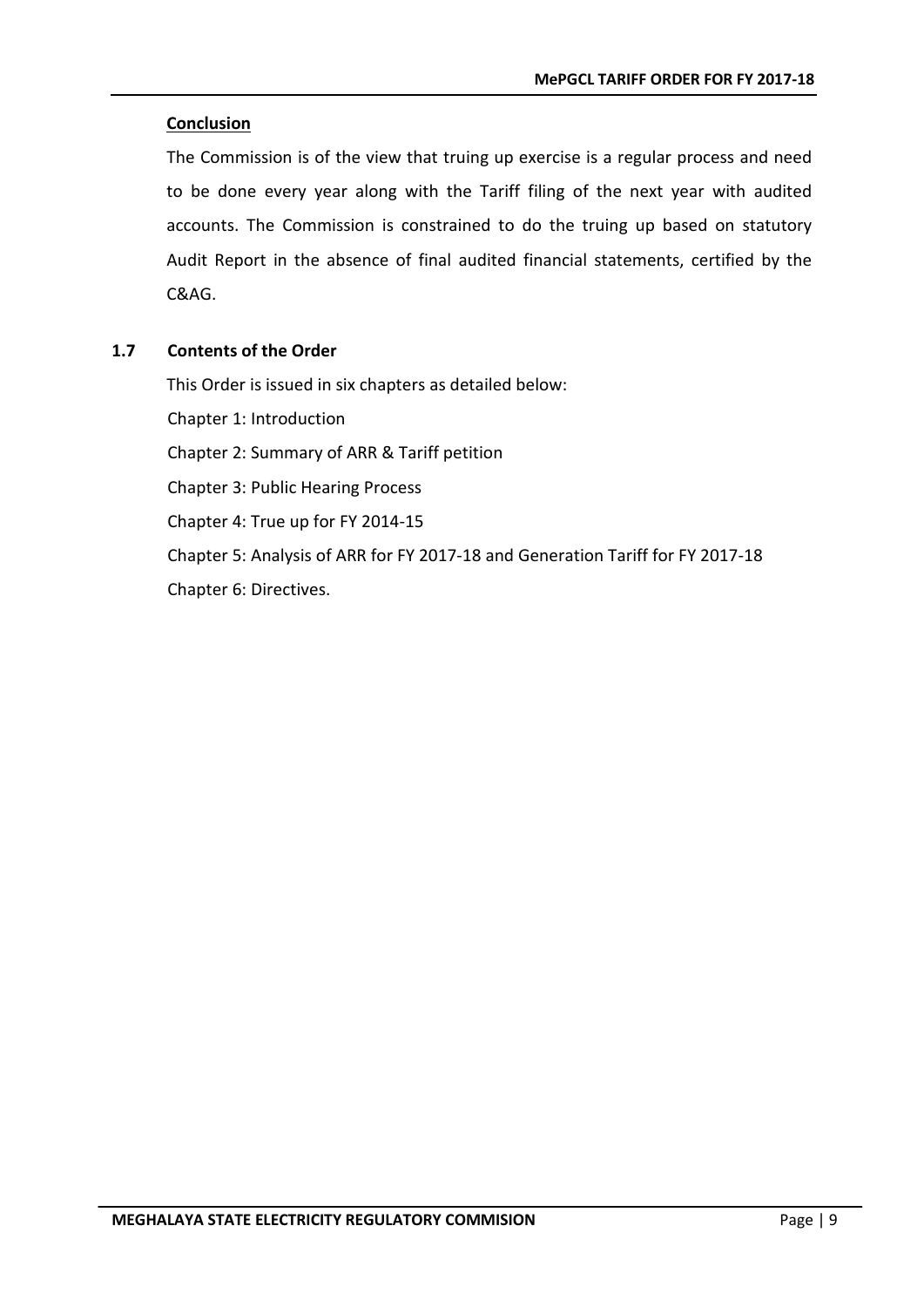**Conclusion**

The Commission is of the view that truing up exercise is a regular process and need to be done every year along with the Tariff filing of the next year with audited accounts. The Commission is constrained to do the truing up based on statutory Audit Report in the absence of final audited financial statements, certified by the C&AG.

## 1.7 Contents of the Order

This Order is issued in six chapters as detailed below:

Chapter 1: Introduction

Chapter 2: Summary of ARR & Tariff petition

Chapter 3: Public Hearing Process

Chapter 4: True up for FY 2014-15

Chapter 5: Analysis of ARR for FY 2017-18 and Generation Tariff for FY 2017-18

Chapter 6: Directives.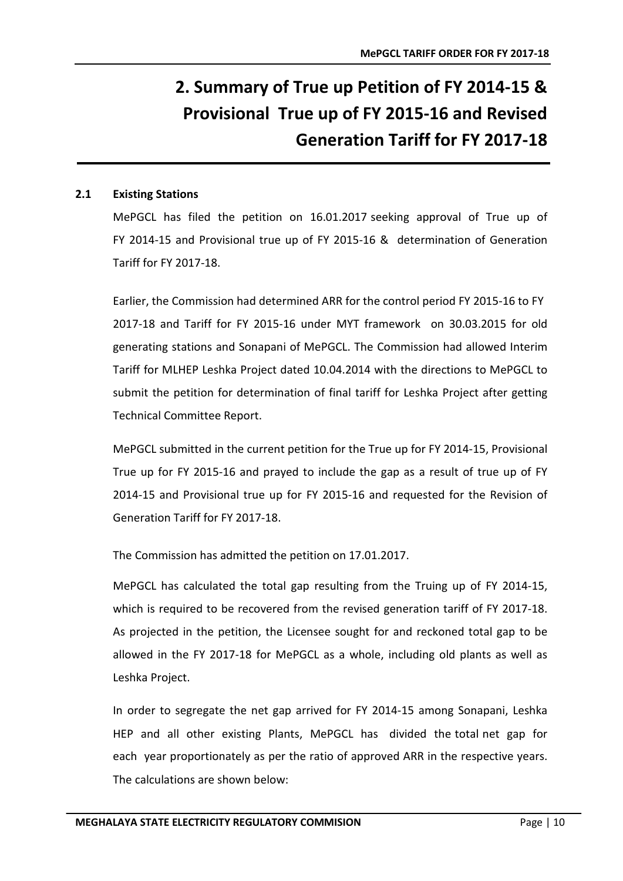# 2. Summary of True up Petition of FY 2014-15 & Provisional True up of FY 2015-16 and Revised Generation Tariff for FY 2017-18

## 2.1 Existing Stations

MePGCL has filed the petition on 16.01.2017 seeking approval of True up of FY 2014-15 and Provisional true up of FY 2015-16 & determination of Generation Tariff for FY 2017-18.

Earlier, the Commission had determined ARR for the control period FY 2015-16 to FY 2017-18 and Tariff for FY 2015-16 under MYT framework on 30.03.2015 for old generating stations and Sonapani of MePGCL. The Commission had allowed Interim Tariff for MLHEP Leshka Project dated 10.04.2014 with the directions to MePGCL to submit the petition for determination of final tariff for Leshka Project after getting Technical Committee Report.

MePGCL submitted in the current petition for the True up for FY 2014-15, Provisional True up for FY 2015-16 and prayed to include the gap as a result of true up of FY 2014-15 and Provisional true up for FY 2015-16 and requested for the Revision of Generation Tariff for FY 2017-18.

The Commission has admitted the petition on 17.01.2017.

MePGCL has calculated the total gap resulting from the Truing up of FY 2014-15, which is required to be recovered from the revised generation tariff of FY 2017-18. As projected in the petition, the Licensee sought for and reckoned total gap to be allowed in the FY 2017-18 for MePGCL as a whole, including old plants as well as Leshka Project.

In order to segregate the net gap arrived for FY 2014-15 among Sonapani, Leshka HEP and all other existing Plants, MePGCL has divided the total net gap for each year proportionately as per the ratio of approved ARR in the respective years. The calculations are shown below: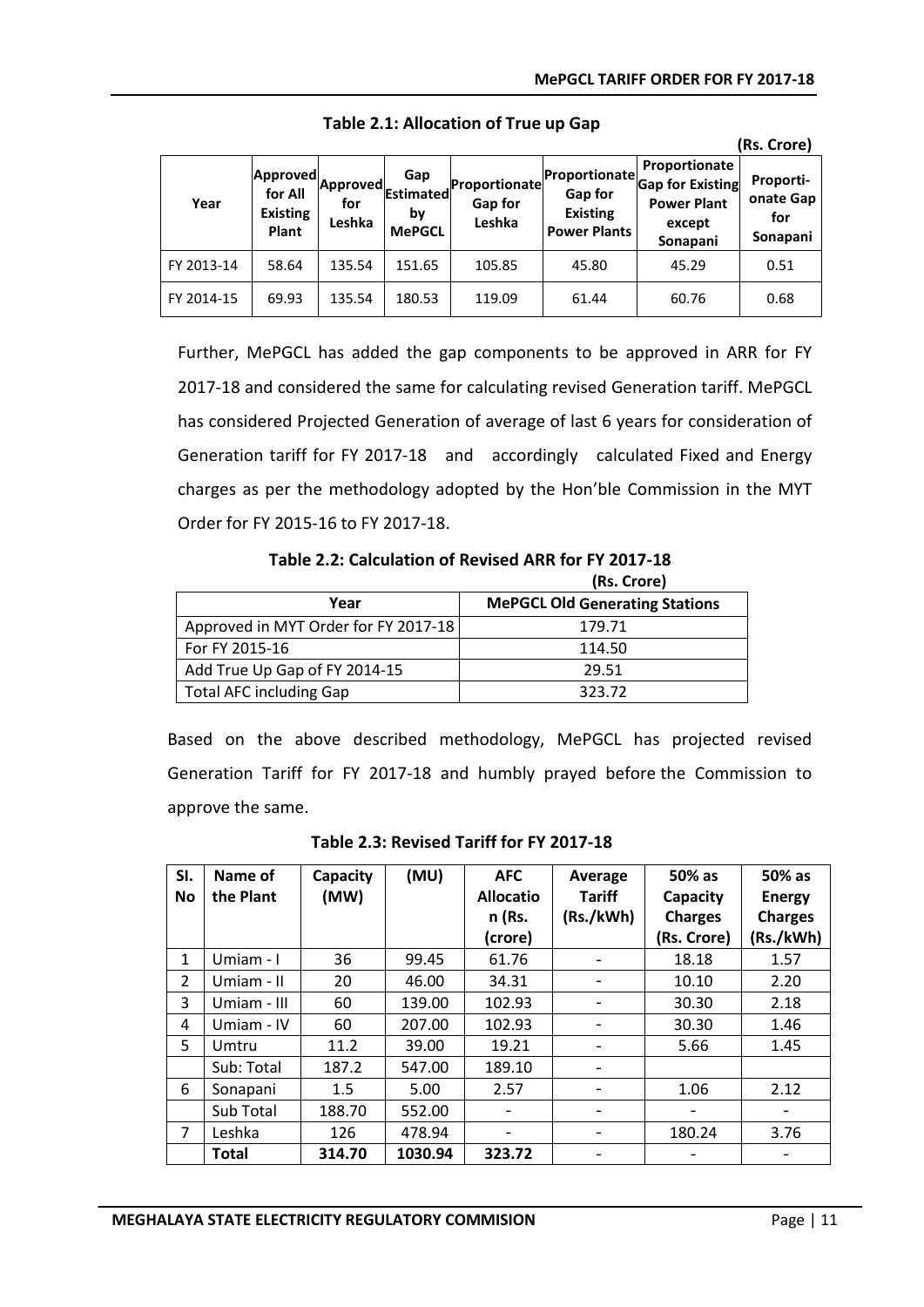**Table 2.1: Allocation of True up Gap**

(Rs. Crore)

| Year | Approved for All Existing Plant | Approved for Leshka | Gap Estimated by MePGCL | Proportionate Gap for Leshka | Proportionate Gap for Existing Power Plants | Proportionate Gap for Existing Power Plant except Sonapani | Proporti-onate Gap for Sonapani |
|---|---|---|---|---|---|---|---|
| FY 2013-14 | 58.64 | 135.54 | 151.65 | 105.85 | 45.80 | 45.29 | 0.51 |
| FY 2014-15 | 69.93 | 135.54 | 180.53 | 119.09 | 61.44 | 60.76 | 0.68 |

Further, MePGCL has added the gap components to be approved in ARR for FY 2017-18 and considered the same for calculating revised Generation tariff. MePGCL has considered Projected Generation of average of last 6 years for consideration of Generation tariff for FY 2017-18 and accordingly calculated Fixed and Energy charges as per the methodology adopted by the Hon'ble Commission in the MYT Order for FY 2015-16 to FY 2017-18.

**Table 2.2: Calculation of Revised ARR for FY 2017-18**

(Rs. Crore)

| Year | MePGCL Old Generating Stations |
|---|---|
| Approved in MYT Order for FY 2017-18 | 179.71 |
| For FY 2015-16 | 114.50 |
| Add True Up Gap of FY 2014-15 | 29.51 |
| Total AFC including Gap | 323.72 |

Based on the above described methodology, MePGCL has projected revised Generation Tariff for FY 2017-18 and humbly prayed before the Commission to approve the same.

**Table 2.3: Revised Tariff for FY 2017-18**

| Sl. No | Name of the Plant | Capacity (MW) | (MU) | AFC Allocation (Rs. (crore) | Average Tariff (Rs./kWh) | 50% as Capacity Charges (Rs. Crore) | 50% as Energy Charges (Rs./kWh) |
|---|---|---|---|---|---|---|---|
| 1 | Umiam - I | 36 | 99.45 | 61.76 | - | 18.18 | 1.57 |
| 2 | Umiam - II | 20 | 46.00 | 34.31 | - | 10.10 | 2.20 |
| 3 | Umiam - III | 60 | 139.00 | 102.93 | - | 30.30 | 2.18 |
| 4 | Umiam - IV | 60 | 207.00 | 102.93 | - | 30.30 | 1.46 |
| 5 | Umtru | 11.2 | 39.00 | 19.21 | - | 5.66 | 1.45 |
| | Sub: Total | 187.2 | 547.00 | 189.10 | - | | |
| 6 | Sonapani | 1.5 | 5.00 | 2.57 | - | 1.06 | 2.12 |
| | Sub Total | 188.70 | 552.00 | - | - | - | - |
| 7 | Leshka | 126 | 478.94 | - | - | 180.24 | 3.76 |
| | **Total** | **314.70** | **1030.94** | **323.72** | - | - | - |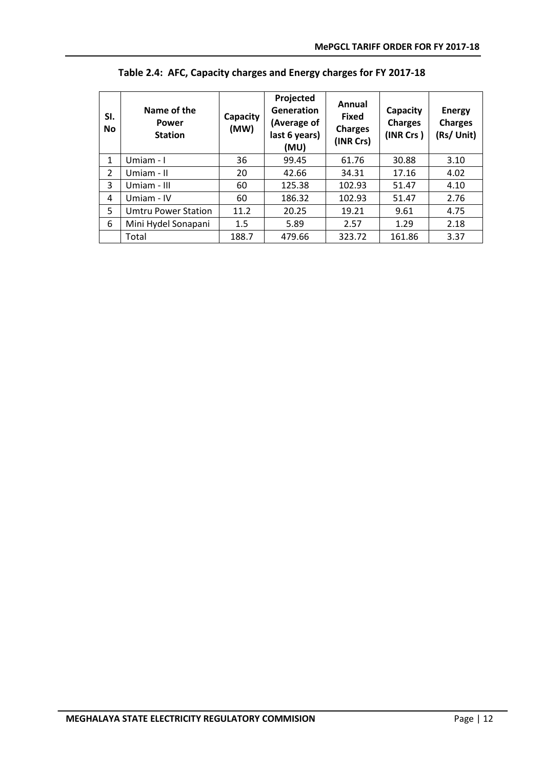**Table 2.4: AFC, Capacity charges and Energy charges for FY 2017-18**

| Sl. No | Name of the Power Station | Capacity (MW) | Projected Generation (Average of last 6 years) (MU) | Annual Fixed Charges (INR Crs) | Capacity Charges (INR Crs ) | Energy Charges (Rs/ Unit) |
|---|---|---|---|---|---|---|
| 1 | Umiam - I | 36 | 99.45 | 61.76 | 30.88 | 3.10 |
| 2 | Umiam - II | 20 | 42.66 | 34.31 | 17.16 | 4.02 |
| 3 | Umiam - III | 60 | 125.38 | 102.93 | 51.47 | 4.10 |
| 4 | Umiam - IV | 60 | 186.32 | 102.93 | 51.47 | 2.76 |
| 5 | Umtru Power Station | 11.2 | 20.25 | 19.21 | 9.61 | 4.75 |
| 6 | Mini Hydel Sonapani | 1.5 | 5.89 | 2.57 | 1.29 | 2.18 |
| | Total | 188.7 | 479.66 | 323.72 | 161.86 | 3.37 |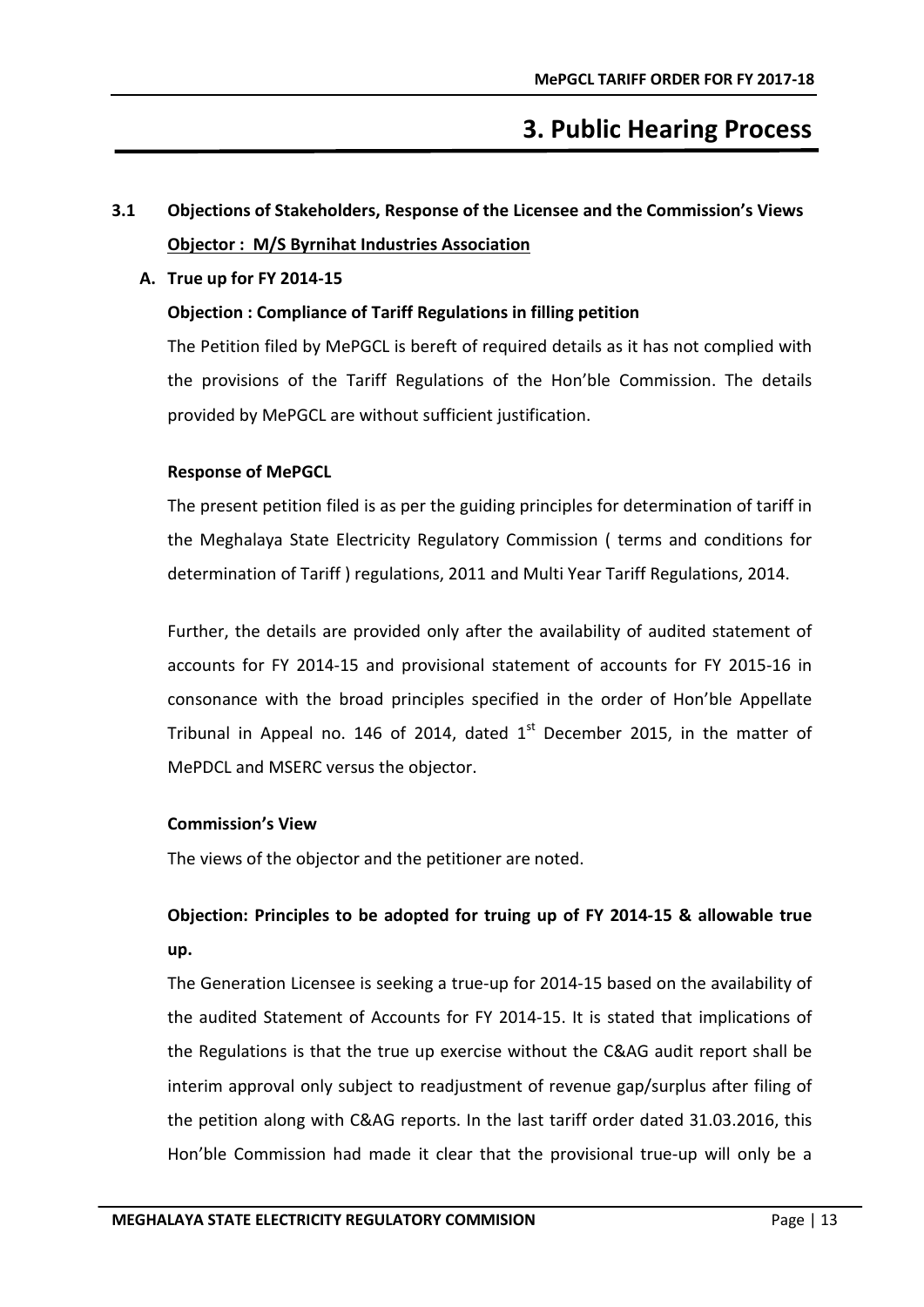# 3. Public Hearing Process

## 3.1 Objections of Stakeholders, Response of the Licensee and the Commission's Views

**Objector : M/S Byrnihat Industries Association**

### A. True up for FY 2014-15

**Objection : Compliance of Tariff Regulations in filling petition**

The Petition filed by MePGCL is bereft of required details as it has not complied with the provisions of the Tariff Regulations of the Hon'ble Commission. The details provided by MePGCL are without sufficient justification.

**Response of MePGCL**

The present petition filed is as per the guiding principles for determination of tariff in the Meghalaya State Electricity Regulatory Commission ( terms and conditions for determination of Tariff ) regulations, 2011 and Multi Year Tariff Regulations, 2014.

Further, the details are provided only after the availability of audited statement of accounts for FY 2014-15 and provisional statement of accounts for FY 2015-16 in consonance with the broad principles specified in the order of Hon'ble Appellate Tribunal in Appeal no. 146 of 2014, dated 1st December 2015, in the matter of MePDCL and MSERC versus the objector.

**Commission's View**

The views of the objector and the petitioner are noted.

**Objection: Principles to be adopted for truing up of FY 2014-15 & allowable true up.**

The Generation Licensee is seeking a true-up for 2014-15 based on the availability of the audited Statement of Accounts for FY 2014-15. It is stated that implications of the Regulations is that the true up exercise without the C&AG audit report shall be interim approval only subject to readjustment of revenue gap/surplus after filing of the petition along with C&AG reports. In the last tariff order dated 31.03.2016, this Hon'ble Commission had made it clear that the provisional true-up will only be a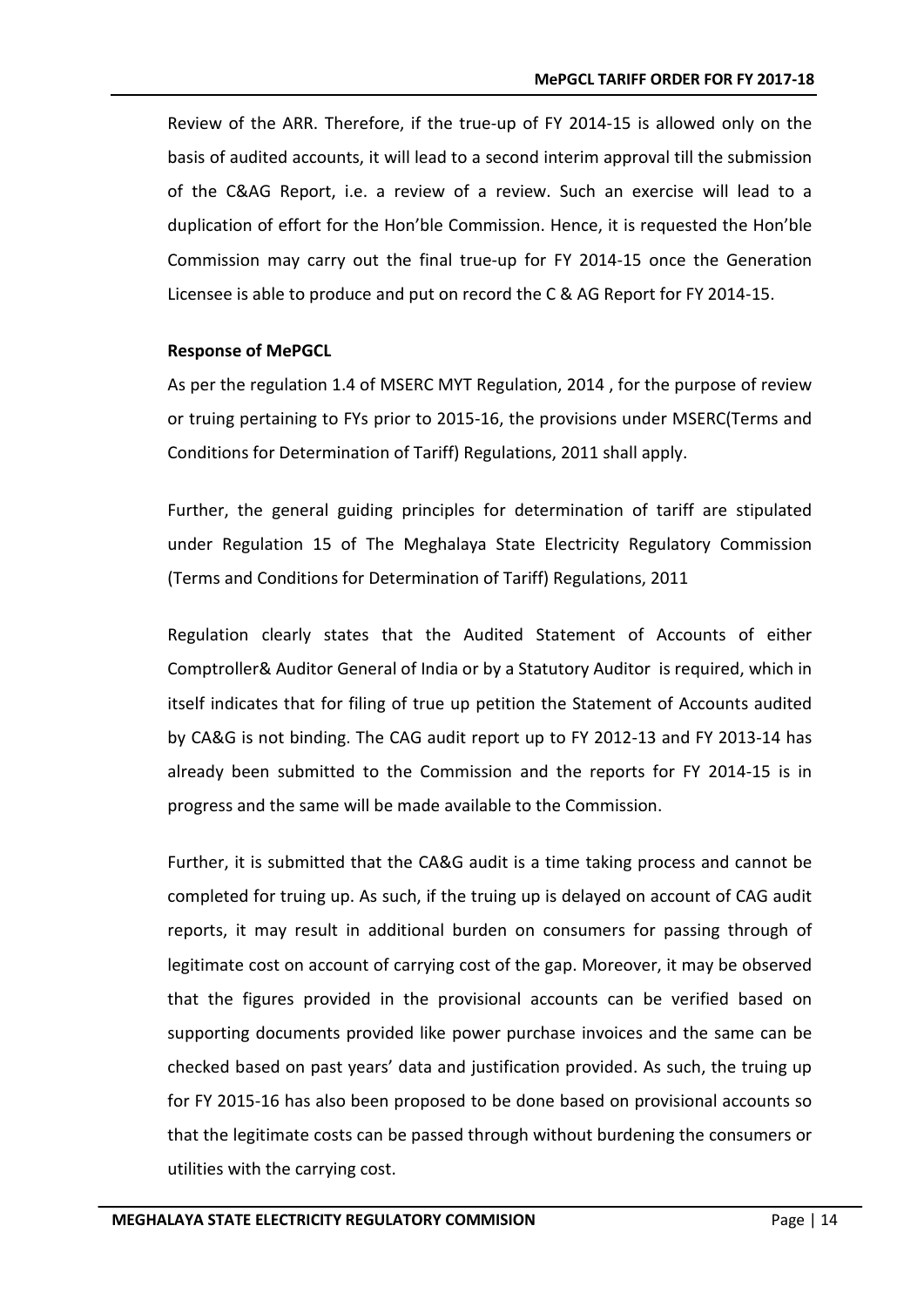Review of the ARR. Therefore, if the true-up of FY 2014-15 is allowed only on the basis of audited accounts, it will lead to a second interim approval till the submission of the C&AG Report, i.e. a review of a review. Such an exercise will lead to a duplication of effort for the Hon'ble Commission. Hence, it is requested the Hon'ble Commission may carry out the final true-up for FY 2014-15 once the Generation Licensee is able to produce and put on record the C & AG Report for FY 2014-15.

**Response of MePGCL**

As per the regulation 1.4 of MSERC MYT Regulation, 2014 , for the purpose of review or truing pertaining to FYs prior to 2015-16, the provisions under MSERC(Terms and Conditions for Determination of Tariff) Regulations, 2011 shall apply.

Further, the general guiding principles for determination of tariff are stipulated under Regulation 15 of The Meghalaya State Electricity Regulatory Commission (Terms and Conditions for Determination of Tariff) Regulations, 2011

Regulation clearly states that the Audited Statement of Accounts of either Comptroller& Auditor General of India or by a Statutory Auditor is required, which in itself indicates that for filing of true up petition the Statement of Accounts audited by CA&G is not binding. The CAG audit report up to FY 2012-13 and FY 2013-14 has already been submitted to the Commission and the reports for FY 2014-15 is in progress and the same will be made available to the Commission.

Further, it is submitted that the CA&G audit is a time taking process and cannot be completed for truing up. As such, if the truing up is delayed on account of CAG audit reports, it may result in additional burden on consumers for passing through of legitimate cost on account of carrying cost of the gap. Moreover, it may be observed that the figures provided in the provisional accounts can be verified based on supporting documents provided like power purchase invoices and the same can be checked based on past years' data and justification provided. As such, the truing up for FY 2015-16 has also been proposed to be done based on provisional accounts so that the legitimate costs can be passed through without burdening the consumers or utilities with the carrying cost.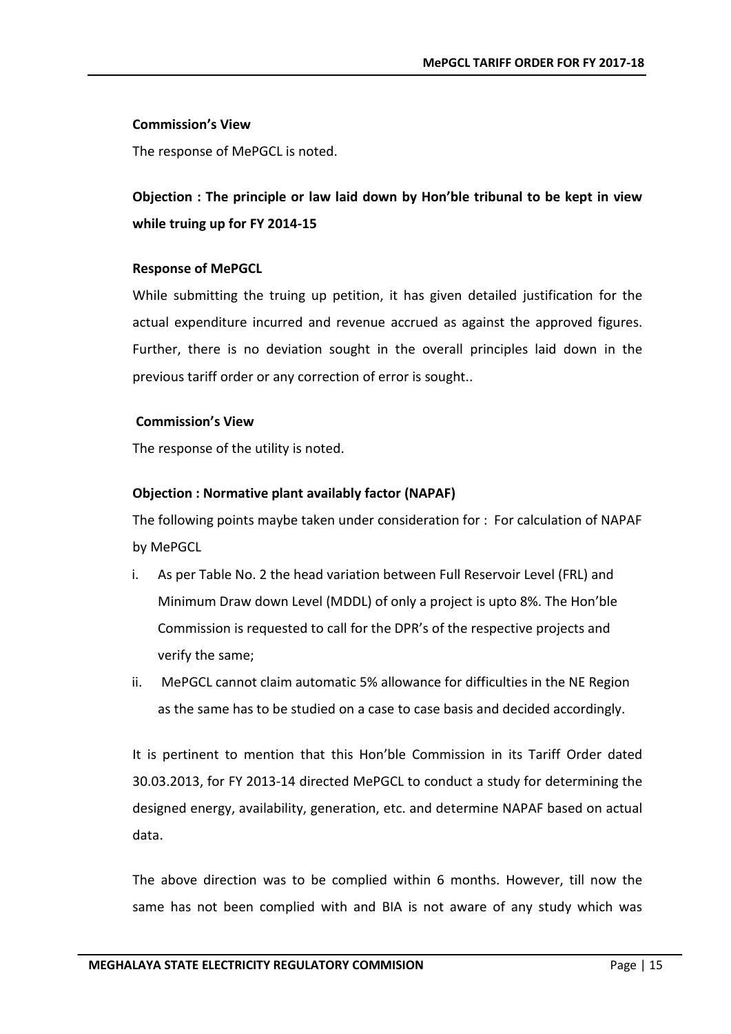**Commission's View**

The response of MePGCL is noted.

**Objection : The principle or law laid down by Hon'ble tribunal to be kept in view while truing up for FY 2014-15**

**Response of MePGCL**

While submitting the truing up petition, it has given detailed justification for the actual expenditure incurred and revenue accrued as against the approved figures. Further, there is no deviation sought in the overall principles laid down in the previous tariff order or any correction of error is sought..

**Commission's View**

The response of the utility is noted.

**Objection : Normative plant availably factor (NAPAF)**

The following points maybe taken under consideration for : For calculation of NAPAF by MePGCL

i. As per Table No. 2 the head variation between Full Reservoir Level (FRL) and Minimum Draw down Level (MDDL) of only a project is upto 8%. The Hon'ble Commission is requested to call for the DPR's of the respective projects and verify the same;
ii. MePGCL cannot claim automatic 5% allowance for difficulties in the NE Region as the same has to be studied on a case to case basis and decided accordingly.

It is pertinent to mention that this Hon'ble Commission in its Tariff Order dated 30.03.2013, for FY 2013-14 directed MePGCL to conduct a study for determining the designed energy, availability, generation, etc. and determine NAPAF based on actual data.

The above direction was to be complied within 6 months. However, till now the same has not been complied with and BIA is not aware of any study which was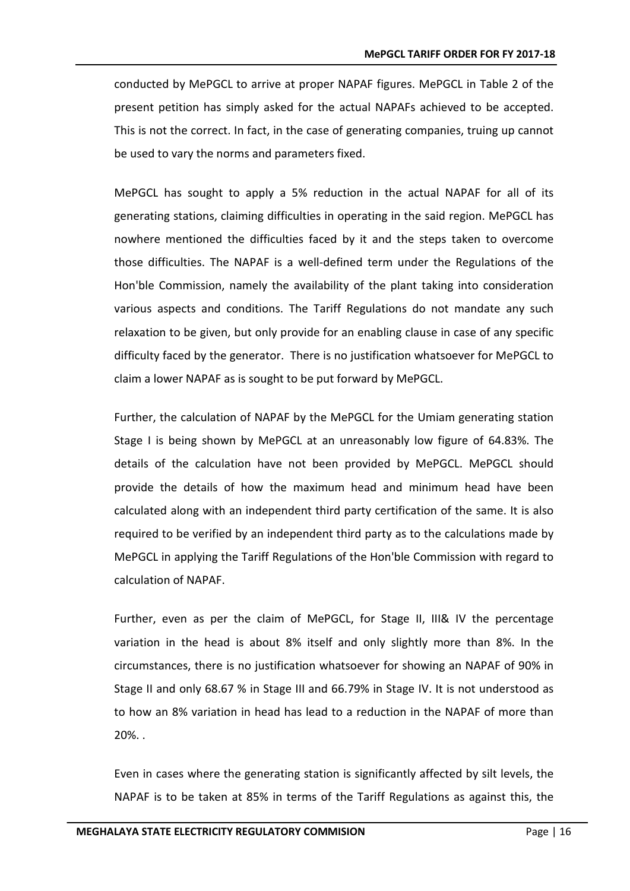conducted by MePGCL to arrive at proper NAPAF figures. MePGCL in Table 2 of the present petition has simply asked for the actual NAPAFs achieved to be accepted. This is not the correct. In fact, in the case of generating companies, truing up cannot be used to vary the norms and parameters fixed.

MePGCL has sought to apply a 5% reduction in the actual NAPAF for all of its generating stations, claiming difficulties in operating in the said region. MePGCL has nowhere mentioned the difficulties faced by it and the steps taken to overcome those difficulties. The NAPAF is a well-defined term under the Regulations of the Hon'ble Commission, namely the availability of the plant taking into consideration various aspects and conditions. The Tariff Regulations do not mandate any such relaxation to be given, but only provide for an enabling clause in case of any specific difficulty faced by the generator. There is no justification whatsoever for MePGCL to claim a lower NAPAF as is sought to be put forward by MePGCL.

Further, the calculation of NAPAF by the MePGCL for the Umiam generating station Stage I is being shown by MePGCL at an unreasonably low figure of 64.83%. The details of the calculation have not been provided by MePGCL. MePGCL should provide the details of how the maximum head and minimum head have been calculated along with an independent third party certification of the same. It is also required to be verified by an independent third party as to the calculations made by MePGCL in applying the Tariff Regulations of the Hon'ble Commission with regard to calculation of NAPAF.

Further, even as per the claim of MePGCL, for Stage II, III& IV the percentage variation in the head is about 8% itself and only slightly more than 8%. In the circumstances, there is no justification whatsoever for showing an NAPAF of 90% in Stage II and only 68.67 % in Stage III and 66.79% in Stage IV. It is not understood as to how an 8% variation in head has lead to a reduction in the NAPAF of more than 20%. .

Even in cases where the generating station is significantly affected by silt levels, the NAPAF is to be taken at 85% in terms of the Tariff Regulations as against this, the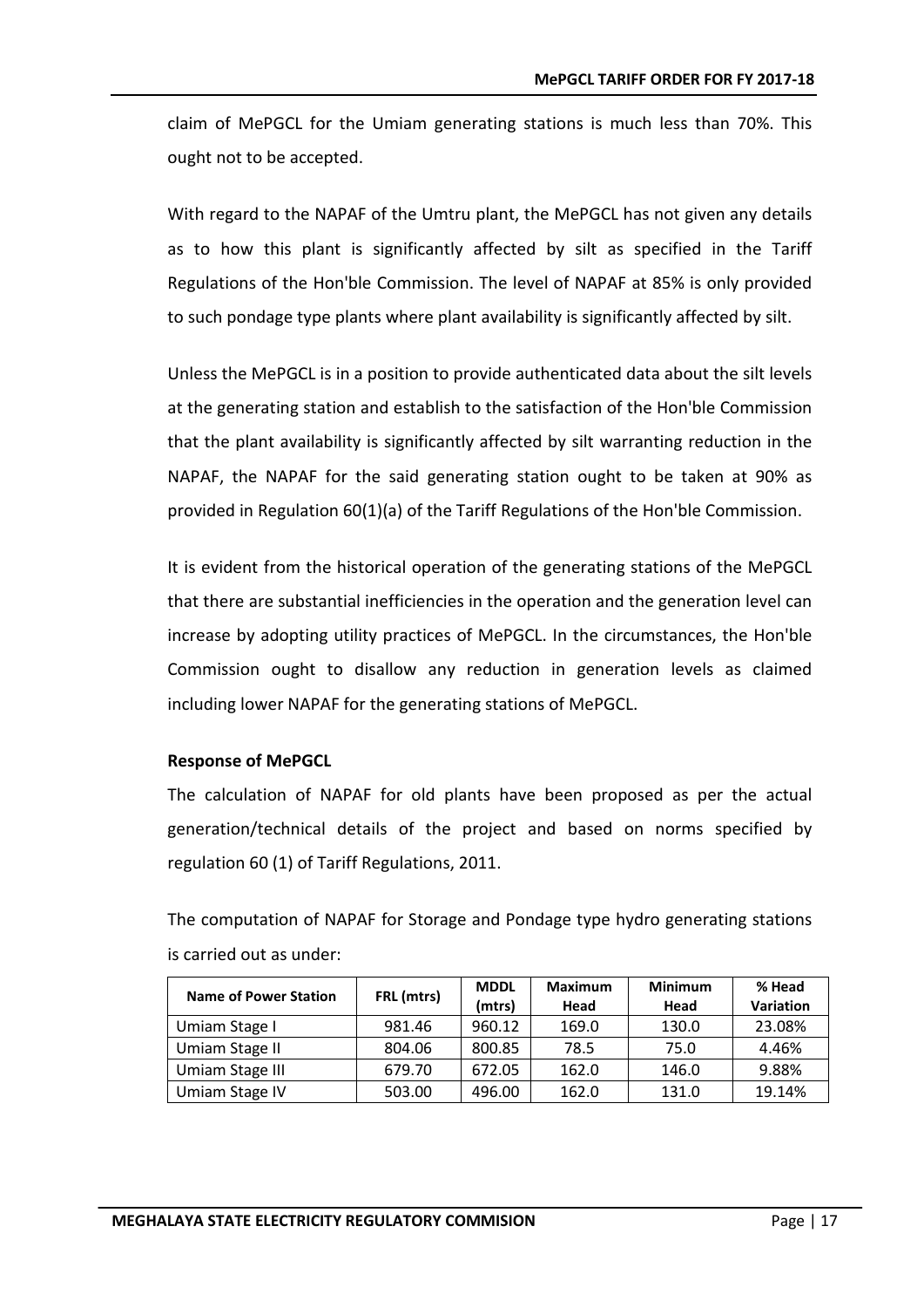claim of MePGCL for the Umiam generating stations is much less than 70%. This ought not to be accepted.

With regard to the NAPAF of the Umtru plant, the MePGCL has not given any details as to how this plant is significantly affected by silt as specified in the Tariff Regulations of the Hon'ble Commission. The level of NAPAF at 85% is only provided to such pondage type plants where plant availability is significantly affected by silt.

Unless the MePGCL is in a position to provide authenticated data about the silt levels at the generating station and establish to the satisfaction of the Hon'ble Commission that the plant availability is significantly affected by silt warranting reduction in the NAPAF, the NAPAF for the said generating station ought to be taken at 90% as provided in Regulation 60(1)(a) of the Tariff Regulations of the Hon'ble Commission.

It is evident from the historical operation of the generating stations of the MePGCL that there are substantial inefficiencies in the operation and the generation level can increase by adopting utility practices of MePGCL. In the circumstances, the Hon'ble Commission ought to disallow any reduction in generation levels as claimed including lower NAPAF for the generating stations of MePGCL.

**Response of MePGCL**

The calculation of NAPAF for old plants have been proposed as per the actual generation/technical details of the project and based on norms specified by regulation 60 (1) of Tariff Regulations, 2011.

The computation of NAPAF for Storage and Pondage type hydro generating stations is carried out as under:

| Name of Power Station | FRL (mtrs) | MDDL (mtrs) | Maximum Head | Minimum Head | % Head Variation |
|---|---|---|---|---|---|
| Umiam Stage I | 981.46 | 960.12 | 169.0 | 130.0 | 23.08% |
| Umiam Stage II | 804.06 | 800.85 | 78.5 | 75.0 | 4.46% |
| Umiam Stage III | 679.70 | 672.05 | 162.0 | 146.0 | 9.88% |
| Umiam Stage IV | 503.00 | 496.00 | 162.0 | 131.0 | 19.14% |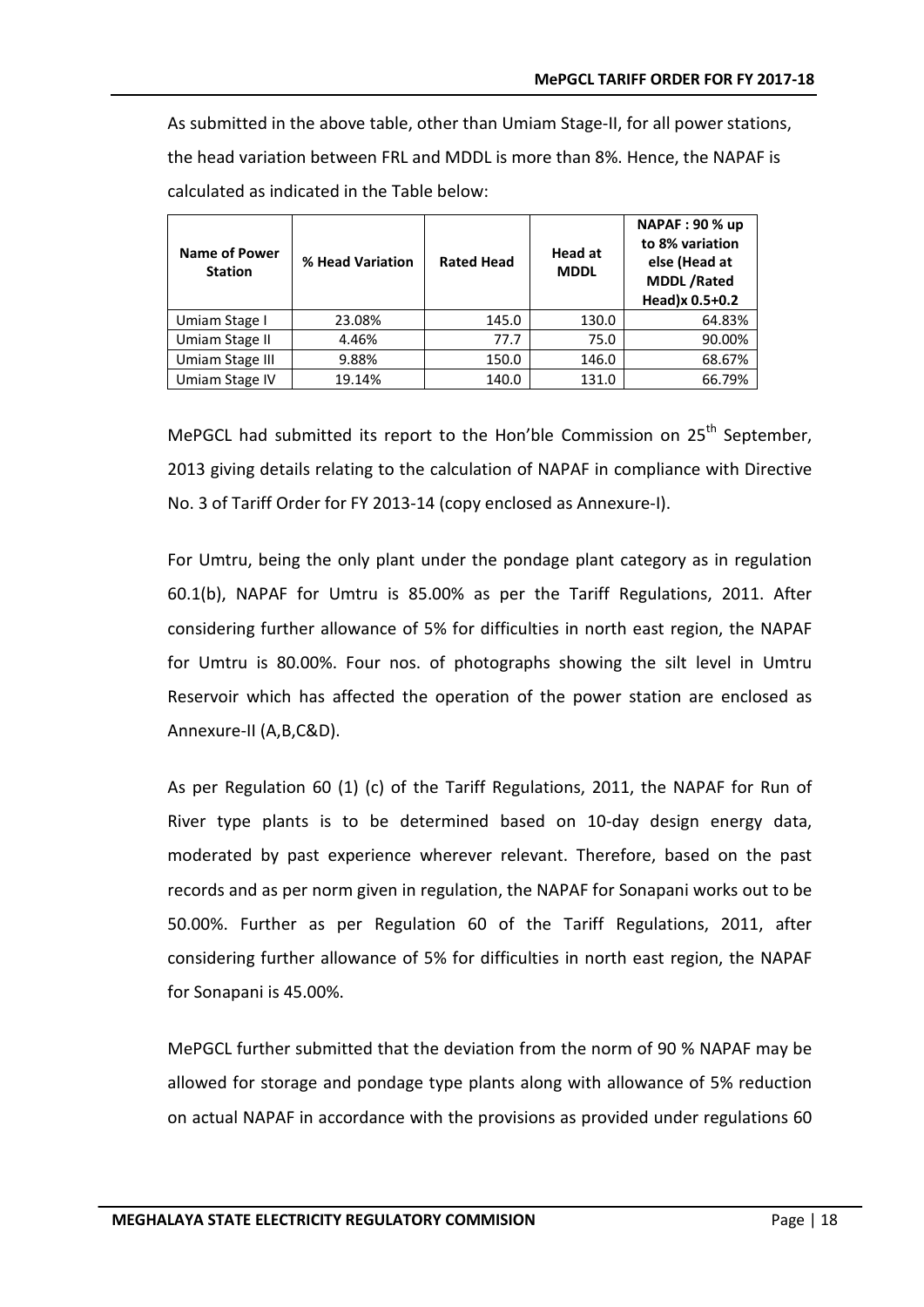As submitted in the above table, other than Umiam Stage-II, for all power stations, the head variation between FRL and MDDL is more than 8%. Hence, the NAPAF is calculated as indicated in the Table below:

| Name of Power Station | % Head Variation | Rated Head | Head at MDDL | NAPAF : 90 % up to 8% variation else (Head at MDDL /Rated Head)x 0.5+0.2 |
|---|---|---|---|---|
| Umiam Stage I | 23.08% | 145.0 | 130.0 | 64.83% |
| Umiam Stage II | 4.46% | 77.7 | 75.0 | 90.00% |
| Umiam Stage III | 9.88% | 150.0 | 146.0 | 68.67% |
| Umiam Stage IV | 19.14% | 140.0 | 131.0 | 66.79% |

MePGCL had submitted its report to the Hon'ble Commission on 25th September, 2013 giving details relating to the calculation of NAPAF in compliance with Directive No. 3 of Tariff Order for FY 2013-14 (copy enclosed as Annexure-I).

For Umtru, being the only plant under the pondage plant category as in regulation 60.1(b), NAPAF for Umtru is 85.00% as per the Tariff Regulations, 2011. After considering further allowance of 5% for difficulties in north east region, the NAPAF for Umtru is 80.00%. Four nos. of photographs showing the silt level in Umtru Reservoir which has affected the operation of the power station are enclosed as Annexure-II (A,B,C&D).

As per Regulation 60 (1) (c) of the Tariff Regulations, 2011, the NAPAF for Run of River type plants is to be determined based on 10-day design energy data, moderated by past experience wherever relevant. Therefore, based on the past records and as per norm given in regulation, the NAPAF for Sonapani works out to be 50.00%. Further as per Regulation 60 of the Tariff Regulations, 2011, after considering further allowance of 5% for difficulties in north east region, the NAPAF for Sonapani is 45.00%.

MePGCL further submitted that the deviation from the norm of 90 % NAPAF may be allowed for storage and pondage type plants along with allowance of 5% reduction on actual NAPAF in accordance with the provisions as provided under regulations 60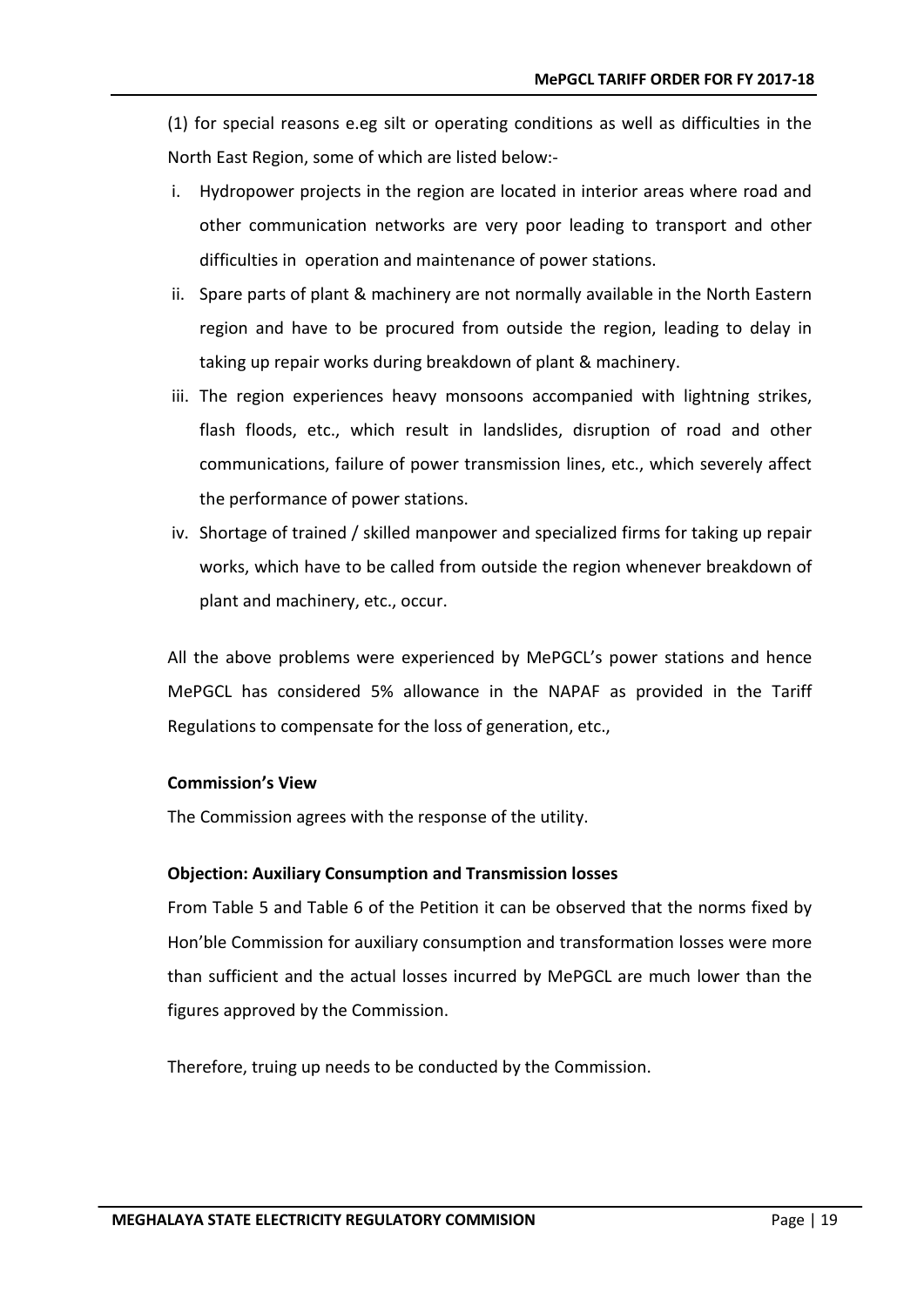(1) for special reasons e.eg silt or operating conditions as well as difficulties in the North East Region, some of which are listed below:-

i. Hydropower projects in the region are located in interior areas where road and other communication networks are very poor leading to transport and other difficulties in operation and maintenance of power stations.
ii. Spare parts of plant & machinery are not normally available in the North Eastern region and have to be procured from outside the region, leading to delay in taking up repair works during breakdown of plant & machinery.
iii. The region experiences heavy monsoons accompanied with lightning strikes, flash floods, etc., which result in landslides, disruption of road and other communications, failure of power transmission lines, etc., which severely affect the performance of power stations.
iv. Shortage of trained / skilled manpower and specialized firms for taking up repair works, which have to be called from outside the region whenever breakdown of plant and machinery, etc., occur.

All the above problems were experienced by MePGCL's power stations and hence MePGCL has considered 5% allowance in the NAPAF as provided in the Tariff Regulations to compensate for the loss of generation, etc.,

**Commission's View**

The Commission agrees with the response of the utility.

**Objection: Auxiliary Consumption and Transmission losses**

From Table 5 and Table 6 of the Petition it can be observed that the norms fixed by Hon'ble Commission for auxiliary consumption and transformation losses were more than sufficient and the actual losses incurred by MePGCL are much lower than the figures approved by the Commission.

Therefore, truing up needs to be conducted by the Commission.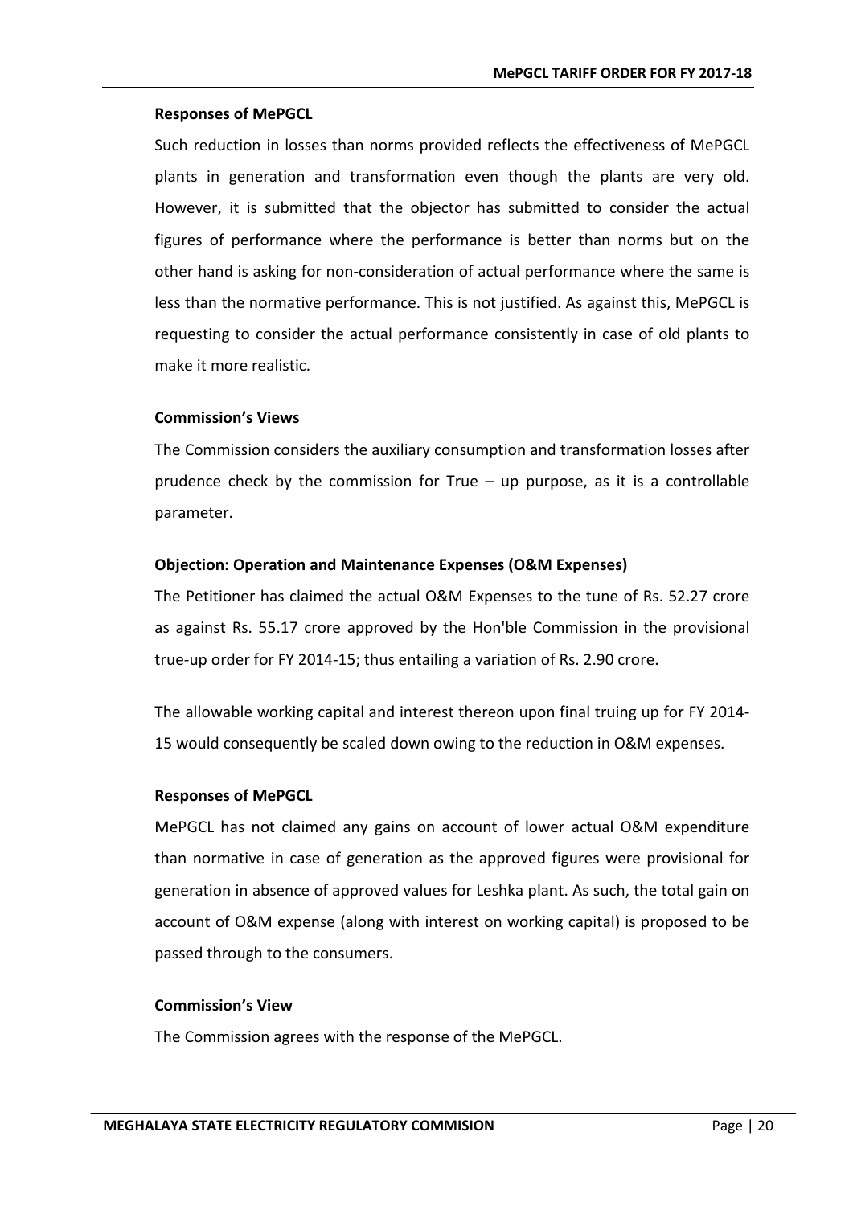**Responses of MePGCL**

Such reduction in losses than norms provided reflects the effectiveness of MePGCL plants in generation and transformation even though the plants are very old. However, it is submitted that the objector has submitted to consider the actual figures of performance where the performance is better than norms but on the other hand is asking for non-consideration of actual performance where the same is less than the normative performance. This is not justified. As against this, MePGCL is requesting to consider the actual performance consistently in case of old plants to make it more realistic.

**Commission's Views**

The Commission considers the auxiliary consumption and transformation losses after prudence check by the commission for True – up purpose, as it is a controllable parameter.

**Objection: Operation and Maintenance Expenses (O&M Expenses)**

The Petitioner has claimed the actual O&M Expenses to the tune of Rs. 52.27 crore as against Rs. 55.17 crore approved by the Hon'ble Commission in the provisional true-up order for FY 2014-15; thus entailing a variation of Rs. 2.90 crore.

The allowable working capital and interest thereon upon final truing up for FY 2014-15 would consequently be scaled down owing to the reduction in O&M expenses.

**Responses of MePGCL**

MePGCL has not claimed any gains on account of lower actual O&M expenditure than normative in case of generation as the approved figures were provisional for generation in absence of approved values for Leshka plant. As such, the total gain on account of O&M expense (along with interest on working capital) is proposed to be passed through to the consumers.

**Commission's View**

The Commission agrees with the response of the MePGCL.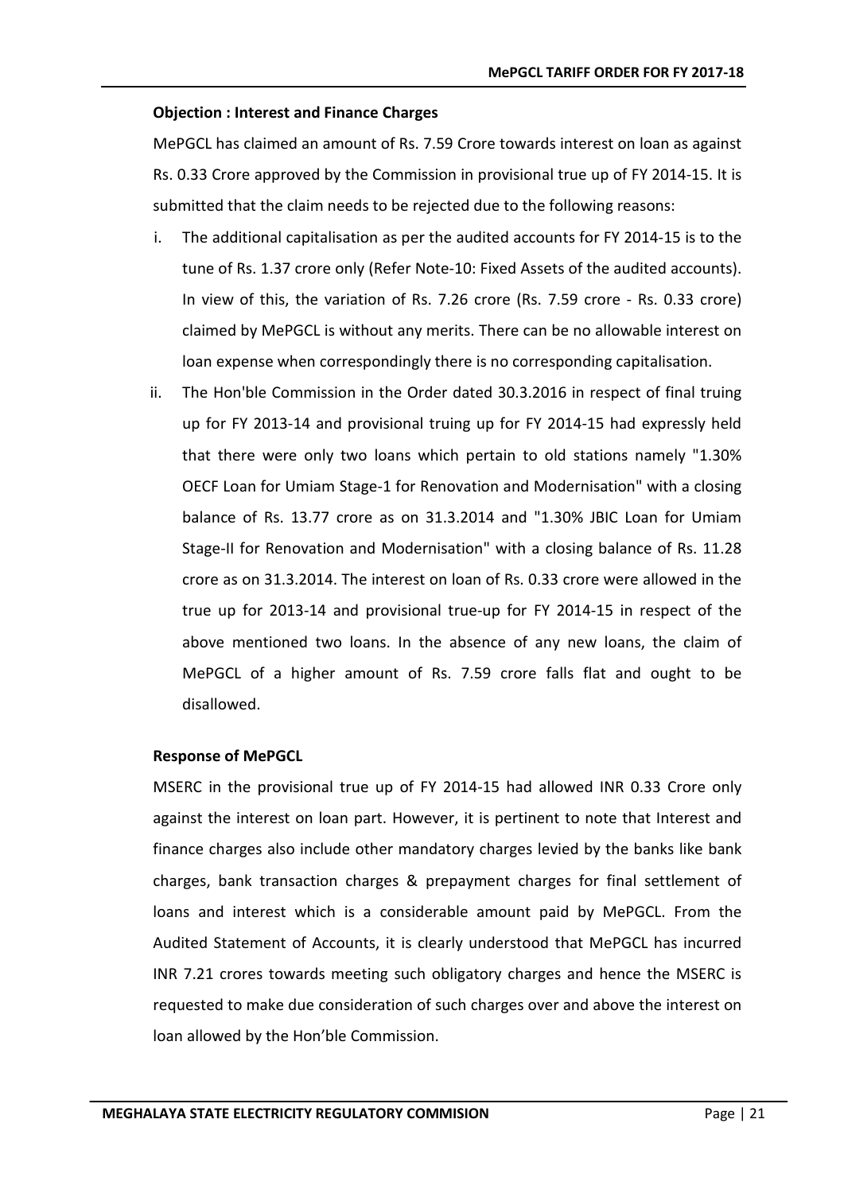**Objection : Interest and Finance Charges**

MePGCL has claimed an amount of Rs. 7.59 Crore towards interest on loan as against Rs. 0.33 Crore approved by the Commission in provisional true up of FY 2014-15. It is submitted that the claim needs to be rejected due to the following reasons:

i. The additional capitalisation as per the audited accounts for FY 2014-15 is to the tune of Rs. 1.37 crore only (Refer Note-10: Fixed Assets of the audited accounts). In view of this, the variation of Rs. 7.26 crore (Rs. 7.59 crore - Rs. 0.33 crore) claimed by MePGCL is without any merits. There can be no allowable interest on loan expense when correspondingly there is no corresponding capitalisation.

ii. The Hon'ble Commission in the Order dated 30.3.2016 in respect of final truing up for FY 2013-14 and provisional truing up for FY 2014-15 had expressly held that there were only two loans which pertain to old stations namely "1.30% OECF Loan for Umiam Stage-1 for Renovation and Modernisation" with a closing balance of Rs. 13.77 crore as on 31.3.2014 and "1.30% JBIC Loan for Umiam Stage-II for Renovation and Modernisation" with a closing balance of Rs. 11.28 crore as on 31.3.2014. The interest on loan of Rs. 0.33 crore were allowed in the true up for 2013-14 and provisional true-up for FY 2014-15 in respect of the above mentioned two loans. In the absence of any new loans, the claim of MePGCL of a higher amount of Rs. 7.59 crore falls flat and ought to be disallowed.

**Response of MePGCL**

MSERC in the provisional true up of FY 2014-15 had allowed INR 0.33 Crore only against the interest on loan part. However, it is pertinent to note that Interest and finance charges also include other mandatory charges levied by the banks like bank charges, bank transaction charges & prepayment charges for final settlement of loans and interest which is a considerable amount paid by MePGCL. From the Audited Statement of Accounts, it is clearly understood that MePGCL has incurred INR 7.21 crores towards meeting such obligatory charges and hence the MSERC is requested to make due consideration of such charges over and above the interest on loan allowed by the Hon'ble Commission.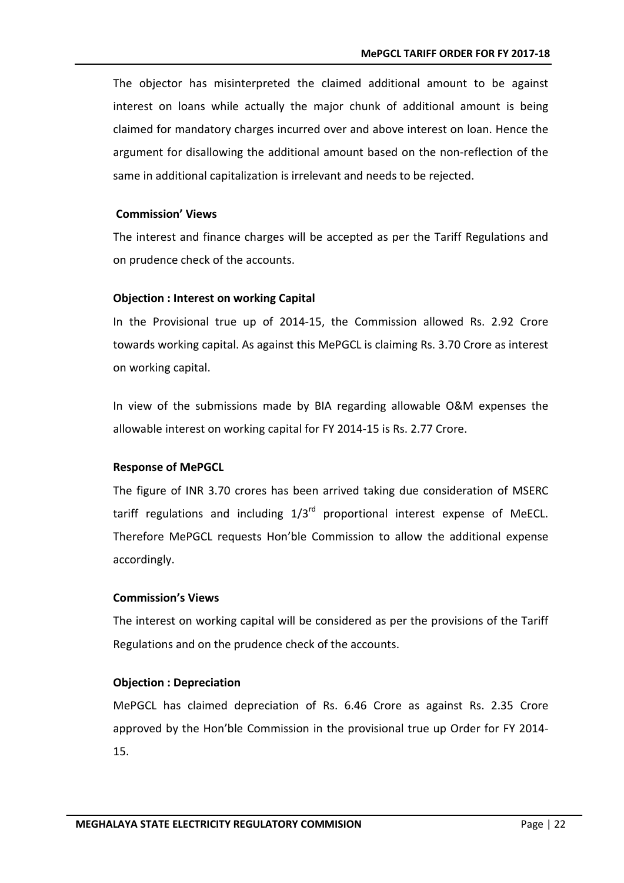The objector has misinterpreted the claimed additional amount to be against interest on loans while actually the major chunk of additional amount is being claimed for mandatory charges incurred over and above interest on loan. Hence the argument for disallowing the additional amount based on the non-reflection of the same in additional capitalization is irrelevant and needs to be rejected.

**Commission' Views**

The interest and finance charges will be accepted as per the Tariff Regulations and on prudence check of the accounts.

**Objection : Interest on working Capital**

In the Provisional true up of 2014-15, the Commission allowed Rs. 2.92 Crore towards working capital. As against this MePGCL is claiming Rs. 3.70 Crore as interest on working capital.

In view of the submissions made by BIA regarding allowable O&M expenses the allowable interest on working capital for FY 2014-15 is Rs. 2.77 Crore.

**Response of MePGCL**

The figure of INR 3.70 crores has been arrived taking due consideration of MSERC tariff regulations and including 1/3rd proportional interest expense of MeECL. Therefore MePGCL requests Hon'ble Commission to allow the additional expense accordingly.

**Commission's Views**

The interest on working capital will be considered as per the provisions of the Tariff Regulations and on the prudence check of the accounts.

**Objection : Depreciation**

MePGCL has claimed depreciation of Rs. 6.46 Crore as against Rs. 2.35 Crore approved by the Hon'ble Commission in the provisional true up Order for FY 2014-15.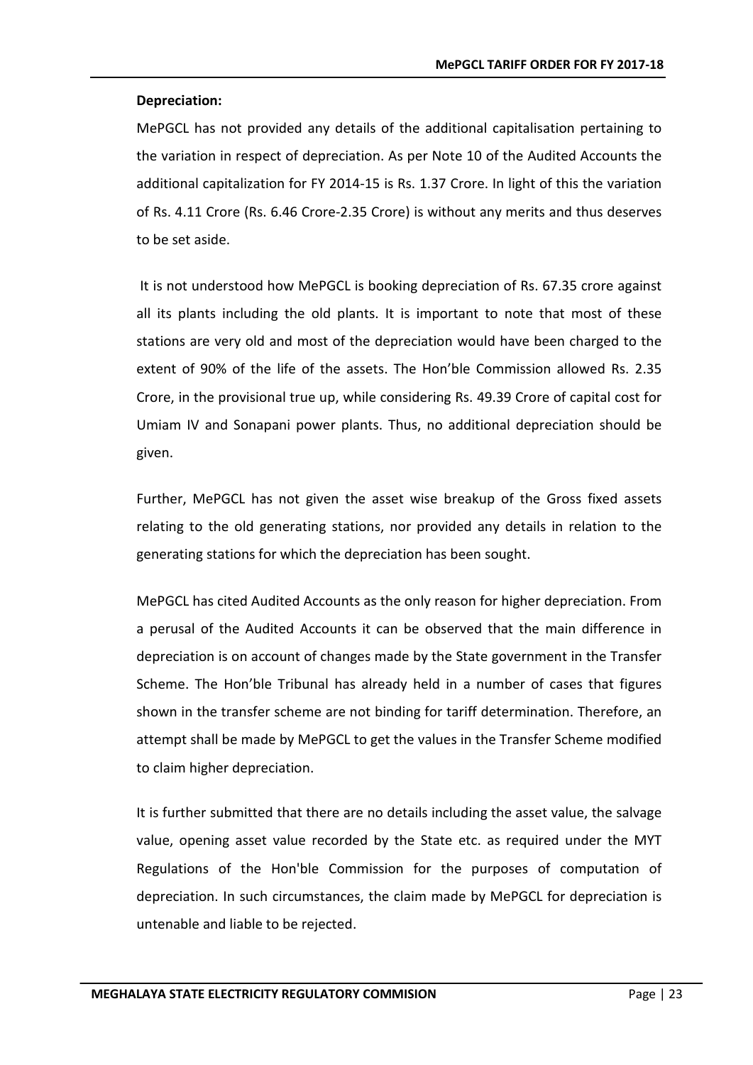**Depreciation:**

MePGCL has not provided any details of the additional capitalisation pertaining to the variation in respect of depreciation. As per Note 10 of the Audited Accounts the additional capitalization for FY 2014-15 is Rs. 1.37 Crore. In light of this the variation of Rs. 4.11 Crore (Rs. 6.46 Crore-2.35 Crore) is without any merits and thus deserves to be set aside.

It is not understood how MePGCL is booking depreciation of Rs. 67.35 crore against all its plants including the old plants. It is important to note that most of these stations are very old and most of the depreciation would have been charged to the extent of 90% of the life of the assets. The Hon'ble Commission allowed Rs. 2.35 Crore, in the provisional true up, while considering Rs. 49.39 Crore of capital cost for Umiam IV and Sonapani power plants. Thus, no additional depreciation should be given.

Further, MePGCL has not given the asset wise breakup of the Gross fixed assets relating to the old generating stations, nor provided any details in relation to the generating stations for which the depreciation has been sought.

MePGCL has cited Audited Accounts as the only reason for higher depreciation. From a perusal of the Audited Accounts it can be observed that the main difference in depreciation is on account of changes made by the State government in the Transfer Scheme. The Hon'ble Tribunal has already held in a number of cases that figures shown in the transfer scheme are not binding for tariff determination. Therefore, an attempt shall be made by MePGCL to get the values in the Transfer Scheme modified to claim higher depreciation.

It is further submitted that there are no details including the asset value, the salvage value, opening asset value recorded by the State etc. as required under the MYT Regulations of the Hon'ble Commission for the purposes of computation of depreciation. In such circumstances, the claim made by MePGCL for depreciation is untenable and liable to be rejected.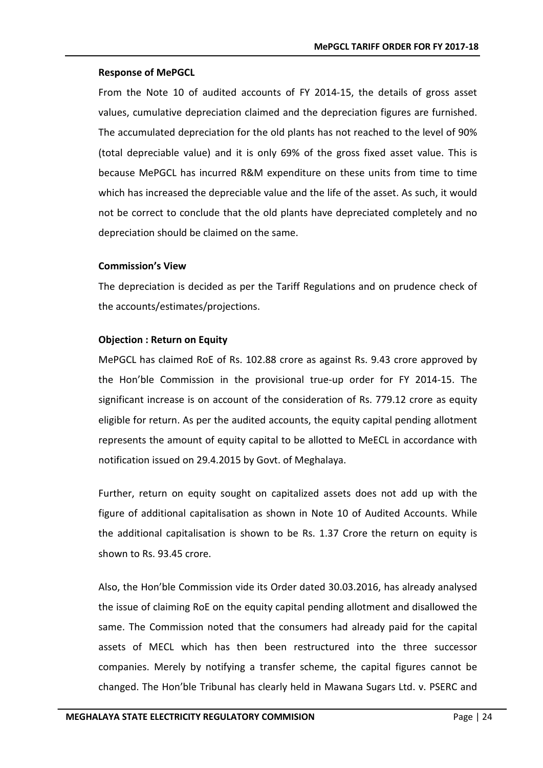**Response of MePGCL**

From the Note 10 of audited accounts of FY 2014-15, the details of gross asset values, cumulative depreciation claimed and the depreciation figures are furnished. The accumulated depreciation for the old plants has not reached to the level of 90% (total depreciable value) and it is only 69% of the gross fixed asset value. This is because MePGCL has incurred R&M expenditure on these units from time to time which has increased the depreciable value and the life of the asset. As such, it would not be correct to conclude that the old plants have depreciated completely and no depreciation should be claimed on the same.

**Commission's View**

The depreciation is decided as per the Tariff Regulations and on prudence check of the accounts/estimates/projections.

**Objection : Return on Equity**

MePGCL has claimed RoE of Rs. 102.88 crore as against Rs. 9.43 crore approved by the Hon'ble Commission in the provisional true-up order for FY 2014-15. The significant increase is on account of the consideration of Rs. 779.12 crore as equity eligible for return. As per the audited accounts, the equity capital pending allotment represents the amount of equity capital to be allotted to MeECL in accordance with notification issued on 29.4.2015 by Govt. of Meghalaya.

Further, return on equity sought on capitalized assets does not add up with the figure of additional capitalisation as shown in Note 10 of Audited Accounts. While the additional capitalisation is shown to be Rs. 1.37 Crore the return on equity is shown to Rs. 93.45 crore.

Also, the Hon'ble Commission vide its Order dated 30.03.2016, has already analysed the issue of claiming RoE on the equity capital pending allotment and disallowed the same. The Commission noted that the consumers had already paid for the capital assets of MECL which has then been restructured into the three successor companies. Merely by notifying a transfer scheme, the capital figures cannot be changed. The Hon'ble Tribunal has clearly held in Mawana Sugars Ltd. v. PSERC and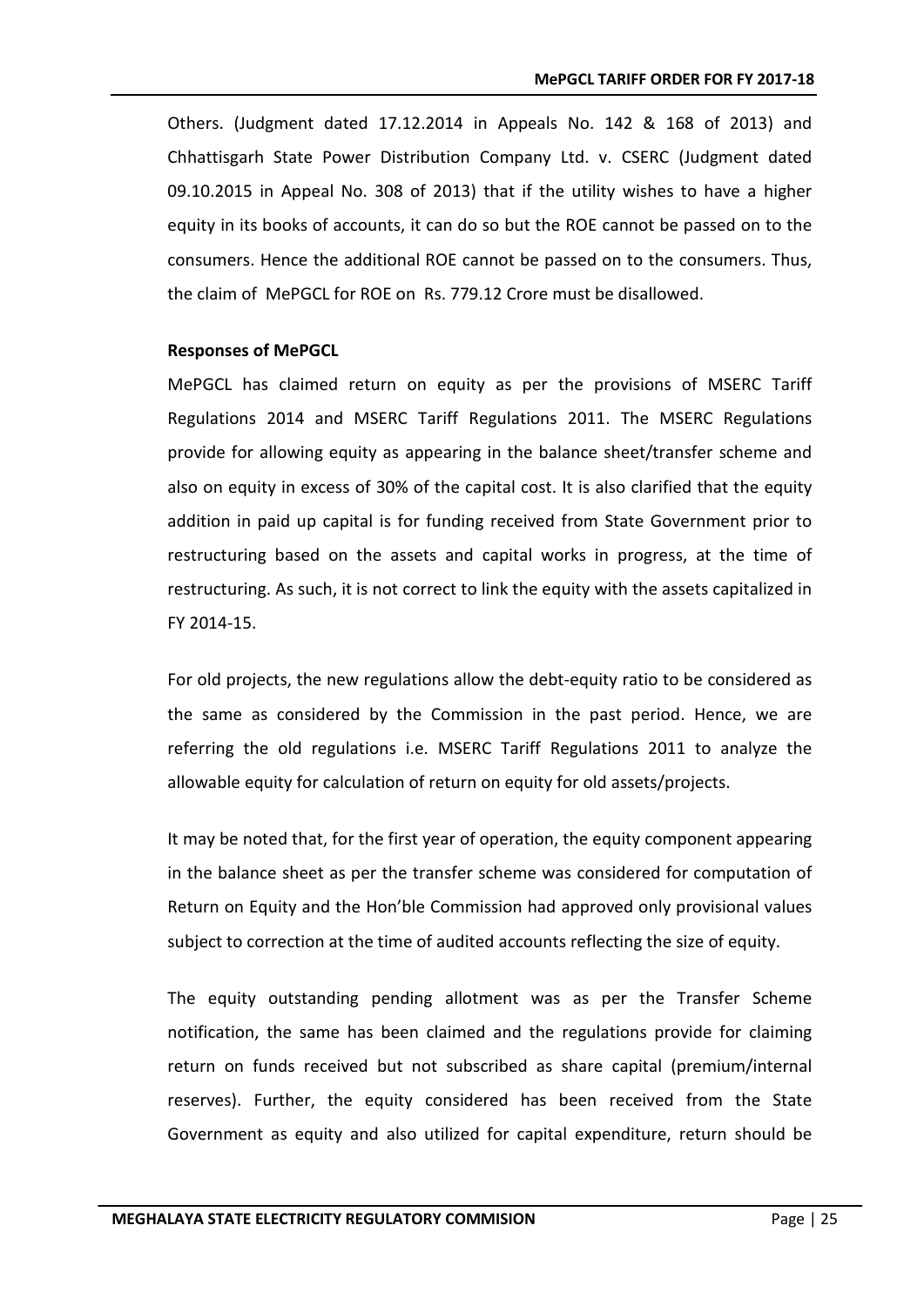Others. (Judgment dated 17.12.2014 in Appeals No. 142 & 168 of 2013) and Chhattisgarh State Power Distribution Company Ltd. v. CSERC (Judgment dated 09.10.2015 in Appeal No. 308 of 2013) that if the utility wishes to have a higher equity in its books of accounts, it can do so but the ROE cannot be passed on to the consumers. Hence the additional ROE cannot be passed on to the consumers. Thus, the claim of MePGCL for ROE on Rs. 779.12 Crore must be disallowed.

**Responses of MePGCL**

MePGCL has claimed return on equity as per the provisions of MSERC Tariff Regulations 2014 and MSERC Tariff Regulations 2011. The MSERC Regulations provide for allowing equity as appearing in the balance sheet/transfer scheme and also on equity in excess of 30% of the capital cost. It is also clarified that the equity addition in paid up capital is for funding received from State Government prior to restructuring based on the assets and capital works in progress, at the time of restructuring. As such, it is not correct to link the equity with the assets capitalized in FY 2014-15.

For old projects, the new regulations allow the debt-equity ratio to be considered as the same as considered by the Commission in the past period. Hence, we are referring the old regulations i.e. MSERC Tariff Regulations 2011 to analyze the allowable equity for calculation of return on equity for old assets/projects.

It may be noted that, for the first year of operation, the equity component appearing in the balance sheet as per the transfer scheme was considered for computation of Return on Equity and the Hon'ble Commission had approved only provisional values subject to correction at the time of audited accounts reflecting the size of equity.

The equity outstanding pending allotment was as per the Transfer Scheme notification, the same has been claimed and the regulations provide for claiming return on funds received but not subscribed as share capital (premium/internal reserves). Further, the equity considered has been received from the State Government as equity and also utilized for capital expenditure, return should be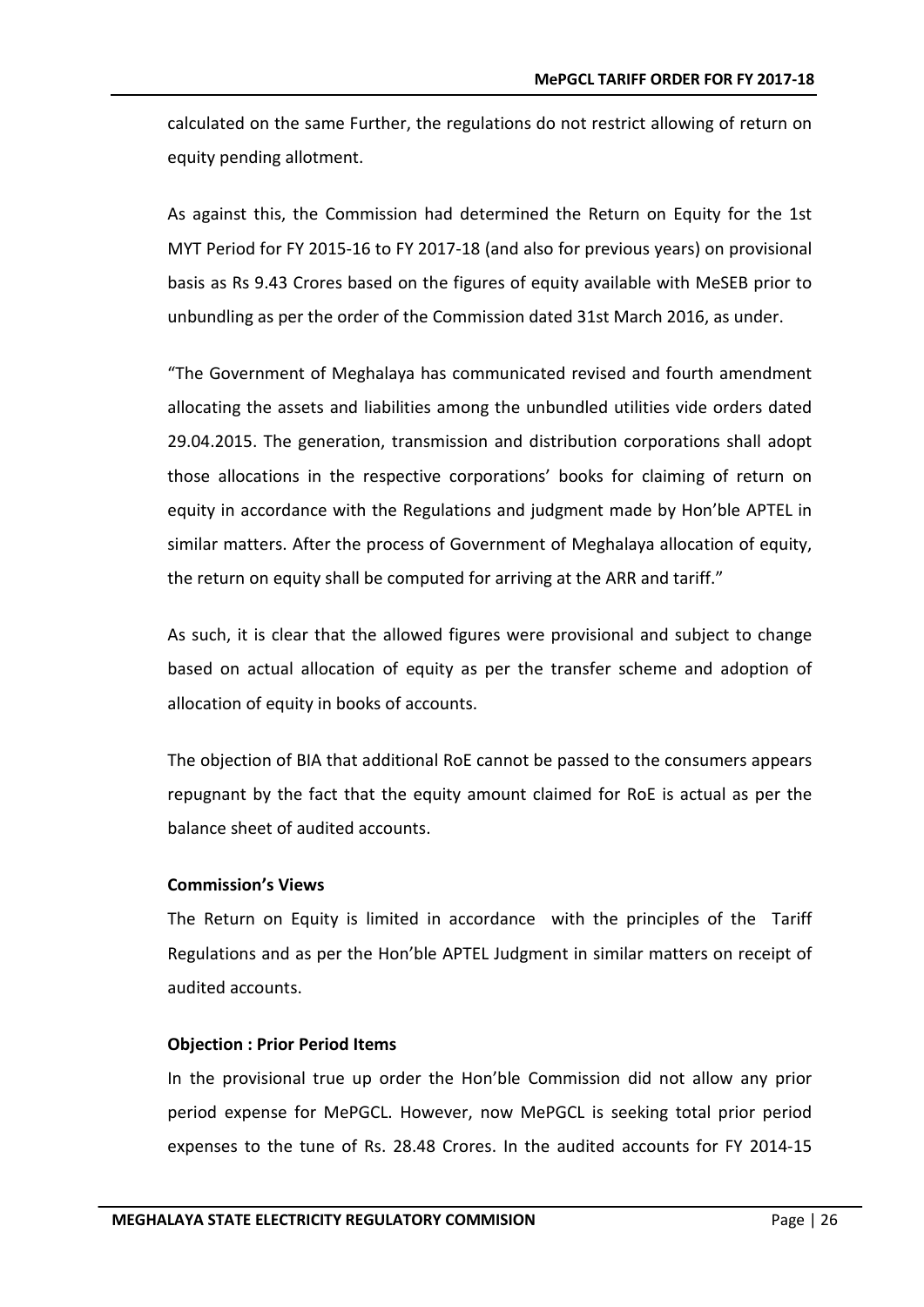calculated on the same Further, the regulations do not restrict allowing of return on equity pending allotment.

As against this, the Commission had determined the Return on Equity for the 1st MYT Period for FY 2015-16 to FY 2017-18 (and also for previous years) on provisional basis as Rs 9.43 Crores based on the figures of equity available with MeSEB prior to unbundling as per the order of the Commission dated 31st March 2016, as under.

"The Government of Meghalaya has communicated revised and fourth amendment allocating the assets and liabilities among the unbundled utilities vide orders dated 29.04.2015. The generation, transmission and distribution corporations shall adopt those allocations in the respective corporations' books for claiming of return on equity in accordance with the Regulations and judgment made by Hon'ble APTEL in similar matters. After the process of Government of Meghalaya allocation of equity, the return on equity shall be computed for arriving at the ARR and tariff."

As such, it is clear that the allowed figures were provisional and subject to change based on actual allocation of equity as per the transfer scheme and adoption of allocation of equity in books of accounts.

The objection of BIA that additional RoE cannot be passed to the consumers appears repugnant by the fact that the equity amount claimed for RoE is actual as per the balance sheet of audited accounts.

**Commission's Views**

The Return on Equity is limited in accordance with the principles of the Tariff Regulations and as per the Hon'ble APTEL Judgment in similar matters on receipt of audited accounts.

**Objection : Prior Period Items**

In the provisional true up order the Hon'ble Commission did not allow any prior period expense for MePGCL. However, now MePGCL is seeking total prior period expenses to the tune of Rs. 28.48 Crores. In the audited accounts for FY 2014-15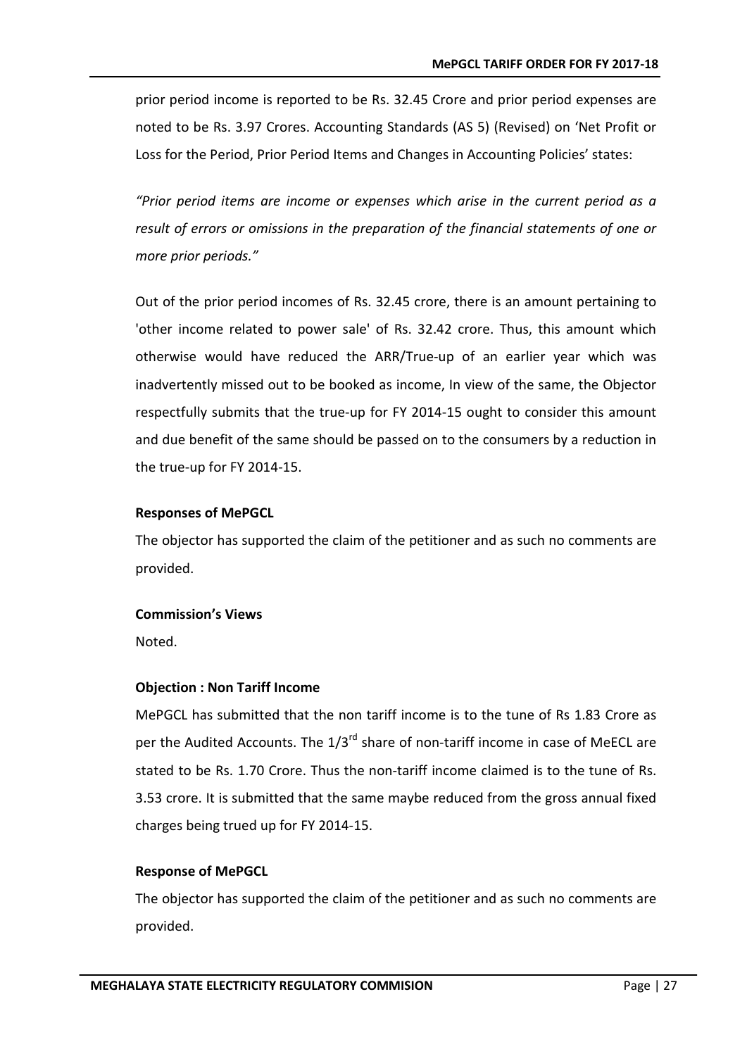prior period income is reported to be Rs. 32.45 Crore and prior period expenses are noted to be Rs. 3.97 Crores. Accounting Standards (AS 5) (Revised) on 'Net Profit or Loss for the Period, Prior Period Items and Changes in Accounting Policies' states:

*"Prior period items are income or expenses which arise in the current period as a result of errors or omissions in the preparation of the financial statements of one or more prior periods."*

Out of the prior period incomes of Rs. 32.45 crore, there is an amount pertaining to 'other income related to power sale' of Rs. 32.42 crore. Thus, this amount which otherwise would have reduced the ARR/True-up of an earlier year which was inadvertently missed out to be booked as income, In view of the same, the Objector respectfully submits that the true-up for FY 2014-15 ought to consider this amount and due benefit of the same should be passed on to the consumers by a reduction in the true-up for FY 2014-15.

**Responses of MePGCL**

The objector has supported the claim of the petitioner and as such no comments are provided.

**Commission's Views**

Noted.

**Objection : Non Tariff Income**

MePGCL has submitted that the non tariff income is to the tune of Rs 1.83 Crore as per the Audited Accounts. The 1/3rd share of non-tariff income in case of MeECL are stated to be Rs. 1.70 Crore. Thus the non-tariff income claimed is to the tune of Rs. 3.53 crore. It is submitted that the same maybe reduced from the gross annual fixed charges being trued up for FY 2014-15.

**Response of MePGCL**

The objector has supported the claim of the petitioner and as such no comments are provided.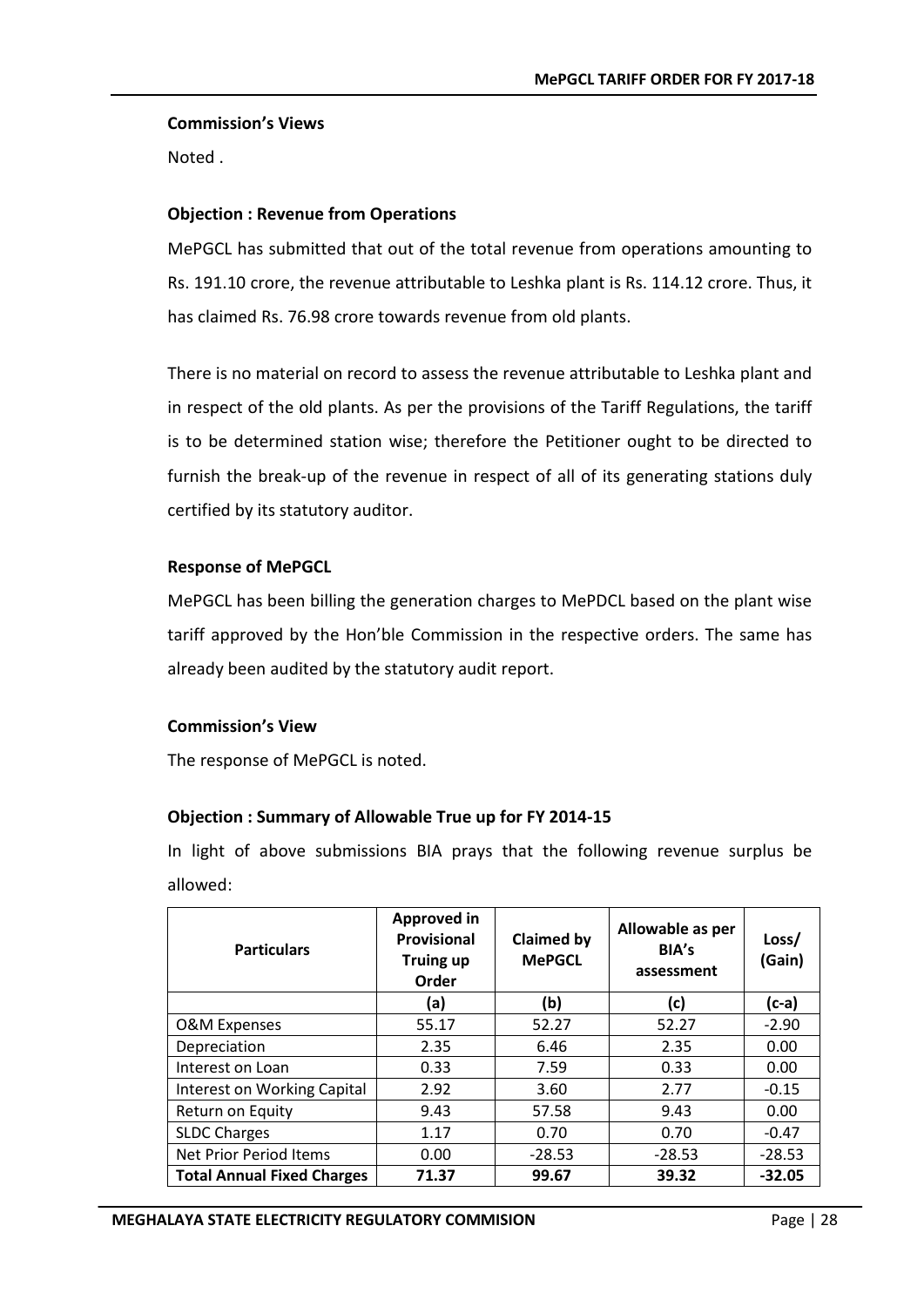**Commission's Views**

Noted .

**Objection : Revenue from Operations**

MePGCL has submitted that out of the total revenue from operations amounting to Rs. 191.10 crore, the revenue attributable to Leshka plant is Rs. 114.12 crore. Thus, it has claimed Rs. 76.98 crore towards revenue from old plants.

There is no material on record to assess the revenue attributable to Leshka plant and in respect of the old plants. As per the provisions of the Tariff Regulations, the tariff is to be determined station wise; therefore the Petitioner ought to be directed to furnish the break-up of the revenue in respect of all of its generating stations duly certified by its statutory auditor.

**Response of MePGCL**

MePGCL has been billing the generation charges to MePDCL based on the plant wise tariff approved by the Hon'ble Commission in the respective orders. The same has already been audited by the statutory audit report.

**Commission's View**

The response of MePGCL is noted.

**Objection : Summary of Allowable True up for FY 2014-15**

In light of above submissions BIA prays that the following revenue surplus be allowed:

| Particulars | Approved in Provisional Truing up Order | Claimed by MePGCL | Allowable as per BIA's assessment | Loss/ (Gain) |
|---|---|---|---|---|
| | (a) | (b) | (c) | (c-a) |
| O&M Expenses | 55.17 | 52.27 | 52.27 | -2.90 |
| Depreciation | 2.35 | 6.46 | 2.35 | 0.00 |
| Interest on Loan | 0.33 | 7.59 | 0.33 | 0.00 |
| Interest on Working Capital | 2.92 | 3.60 | 2.77 | -0.15 |
| Return on Equity | 9.43 | 57.58 | 9.43 | 0.00 |
| SLDC Charges | 1.17 | 0.70 | 0.70 | -0.47 |
| Net Prior Period Items | 0.00 | -28.53 | -28.53 | -28.53 |
| **Total Annual Fixed Charges** | **71.37** | **99.67** | **39.32** | **-32.05** |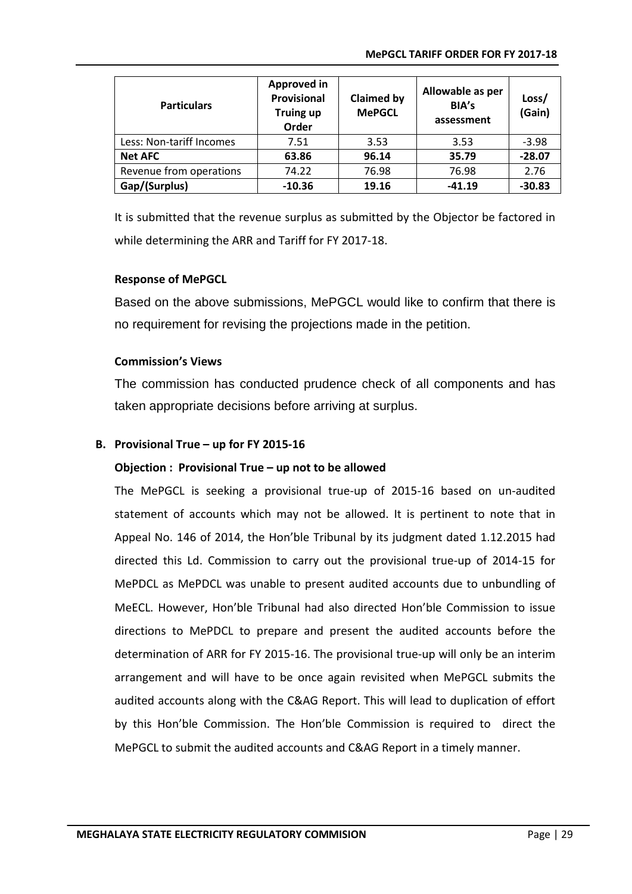| Particulars | Approved in Provisional Truing up Order | Claimed by MePGCL | Allowable as per BIA's assessment | Loss/ (Gain) |
|---|---|---|---|---|
| Less: Non-tariff Incomes | 7.51 | 3.53 | 3.53 | -3.98 |
| **Net AFC** | **63.86** | **96.14** | **35.79** | **-28.07** |
| Revenue from operations | 74.22 | 76.98 | 76.98 | 2.76 |
| **Gap/(Surplus)** | **-10.36** | **19.16** | **-41.19** | **-30.83** |

It is submitted that the revenue surplus as submitted by the Objector be factored in while determining the ARR and Tariff for FY 2017-18.

**Response of MePGCL**

Based on the above submissions, MePGCL would like to confirm that there is no requirement for revising the projections made in the petition.

**Commission's Views**

The commission has conducted prudence check of all components and has taken appropriate decisions before arriving at surplus.

**B. Provisional True – up for FY 2015-16**

**Objection : Provisional True – up not to be allowed**

The MePGCL is seeking a provisional true-up of 2015-16 based on un-audited statement of accounts which may not be allowed. It is pertinent to note that in Appeal No. 146 of 2014, the Hon'ble Tribunal by its judgment dated 1.12.2015 had directed this Ld. Commission to carry out the provisional true-up of 2014-15 for MePDCL as MePDCL was unable to present audited accounts due to unbundling of MeECL. However, Hon'ble Tribunal had also directed Hon'ble Commission to issue directions to MePDCL to prepare and present the audited accounts before the determination of ARR for FY 2015-16. The provisional true-up will only be an interim arrangement and will have to be once again revisited when MePGCL submits the audited accounts along with the C&AG Report. This will lead to duplication of effort by this Hon'ble Commission. The Hon'ble Commission is required to direct the MePGCL to submit the audited accounts and C&AG Report in a timely manner.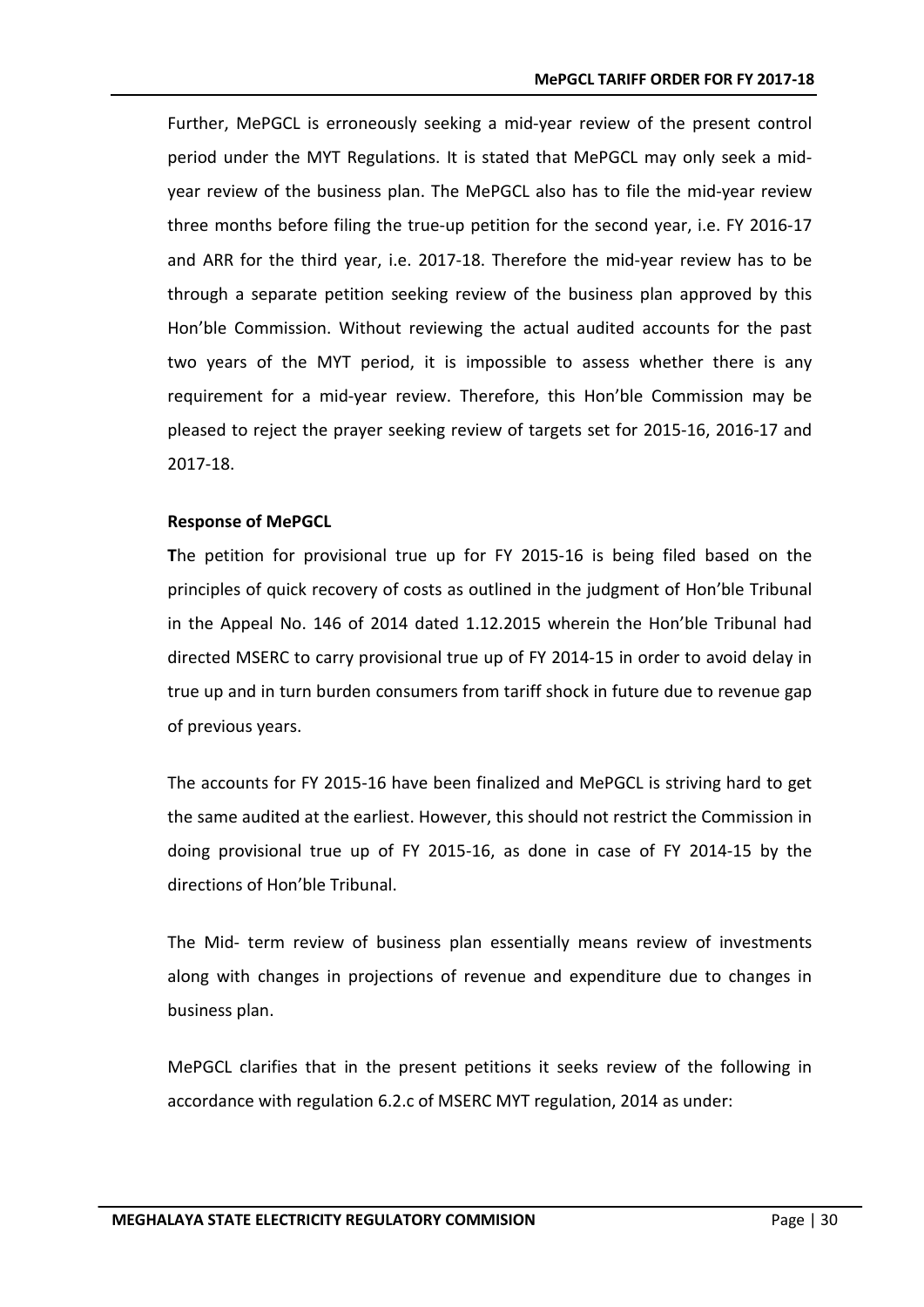Further, MePGCL is erroneously seeking a mid-year review of the present control period under the MYT Regulations. It is stated that MePGCL may only seek a mid-year review of the business plan. The MePGCL also has to file the mid-year review three months before filing the true-up petition for the second year, i.e. FY 2016-17 and ARR for the third year, i.e. 2017-18. Therefore the mid-year review has to be through a separate petition seeking review of the business plan approved by this Hon'ble Commission. Without reviewing the actual audited accounts for the past two years of the MYT period, it is impossible to assess whether there is any requirement for a mid-year review. Therefore, this Hon'ble Commission may be pleased to reject the prayer seeking review of targets set for 2015-16, 2016-17 and 2017-18.

**Response of MePGCL**

**T**he petition for provisional true up for FY 2015-16 is being filed based on the principles of quick recovery of costs as outlined in the judgment of Hon'ble Tribunal in the Appeal No. 146 of 2014 dated 1.12.2015 wherein the Hon'ble Tribunal had directed MSERC to carry provisional true up of FY 2014-15 in order to avoid delay in true up and in turn burden consumers from tariff shock in future due to revenue gap of previous years.

The accounts for FY 2015-16 have been finalized and MePGCL is striving hard to get the same audited at the earliest. However, this should not restrict the Commission in doing provisional true up of FY 2015-16, as done in case of FY 2014-15 by the directions of Hon'ble Tribunal.

The Mid- term review of business plan essentially means review of investments along with changes in projections of revenue and expenditure due to changes in business plan.

MePGCL clarifies that in the present petitions it seeks review of the following in accordance with regulation 6.2.c of MSERC MYT regulation, 2014 as under: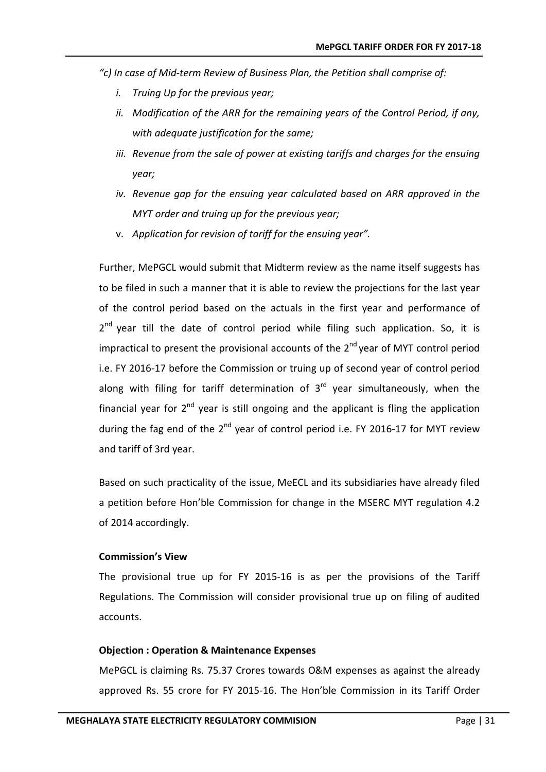*"c) In case of Mid-term Review of Business Plan, the Petition shall comprise of:*

- *i. Truing Up for the previous year;*
- *ii. Modification of the ARR for the remaining years of the Control Period, if any, with adequate justification for the same;*
- *iii. Revenue from the sale of power at existing tariffs and charges for the ensuing year;*
- *iv. Revenue gap for the ensuing year calculated based on ARR approved in the MYT order and truing up for the previous year;*
- v. *Application for revision of tariff for the ensuing year".*

Further, MePGCL would submit that Midterm review as the name itself suggests has to be filed in such a manner that it is able to review the projections for the last year of the control period based on the actuals in the first year and performance of 2nd year till the date of control period while filing such application. So, it is impractical to present the provisional accounts of the 2nd year of MYT control period i.e. FY 2016-17 before the Commission or truing up of second year of control period along with filing for tariff determination of 3rd year simultaneously, when the financial year for 2nd year is still ongoing and the applicant is fling the application during the fag end of the 2nd year of control period i.e. FY 2016-17 for MYT review and tariff of 3rd year.

Based on such practicality of the issue, MeECL and its subsidiaries have already filed a petition before Hon'ble Commission for change in the MSERC MYT regulation 4.2 of 2014 accordingly.

**Commission's View**

The provisional true up for FY 2015-16 is as per the provisions of the Tariff Regulations. The Commission will consider provisional true up on filing of audited accounts.

**Objection : Operation & Maintenance Expenses**

MePGCL is claiming Rs. 75.37 Crores towards O&M expenses as against the already approved Rs. 55 crore for FY 2015-16. The Hon'ble Commission in its Tariff Order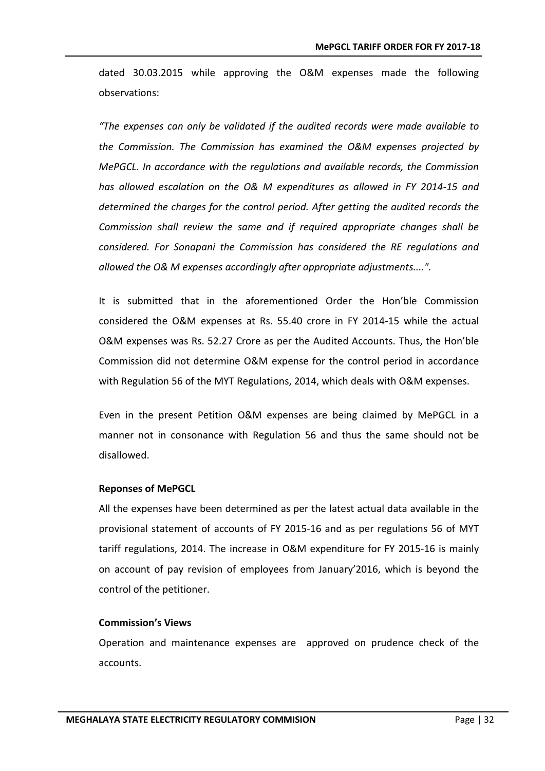dated 30.03.2015 while approving the O&M expenses made the following observations:

*"The expenses can only be validated if the audited records were made available to the Commission. The Commission has examined the O&M expenses projected by MePGCL. In accordance with the regulations and available records, the Commission has allowed escalation on the O& M expenditures as allowed in FY 2014-15 and determined the charges for the control period. After getting the audited records the Commission shall review the same and if required appropriate changes shall be considered. For Sonapani the Commission has considered the RE regulations and allowed the O& M expenses accordingly after appropriate adjustments....".*

It is submitted that in the aforementioned Order the Hon'ble Commission considered the O&M expenses at Rs. 55.40 crore in FY 2014-15 while the actual O&M expenses was Rs. 52.27 Crore as per the Audited Accounts. Thus, the Hon'ble Commission did not determine O&M expense for the control period in accordance with Regulation 56 of the MYT Regulations, 2014, which deals with O&M expenses.

Even in the present Petition O&M expenses are being claimed by MePGCL in a manner not in consonance with Regulation 56 and thus the same should not be disallowed.

**Reponses of MePGCL**

All the expenses have been determined as per the latest actual data available in the provisional statement of accounts of FY 2015-16 and as per regulations 56 of MYT tariff regulations, 2014. The increase in O&M expenditure for FY 2015-16 is mainly on account of pay revision of employees from January'2016, which is beyond the control of the petitioner.

**Commission's Views**

Operation and maintenance expenses are approved on prudence check of the accounts.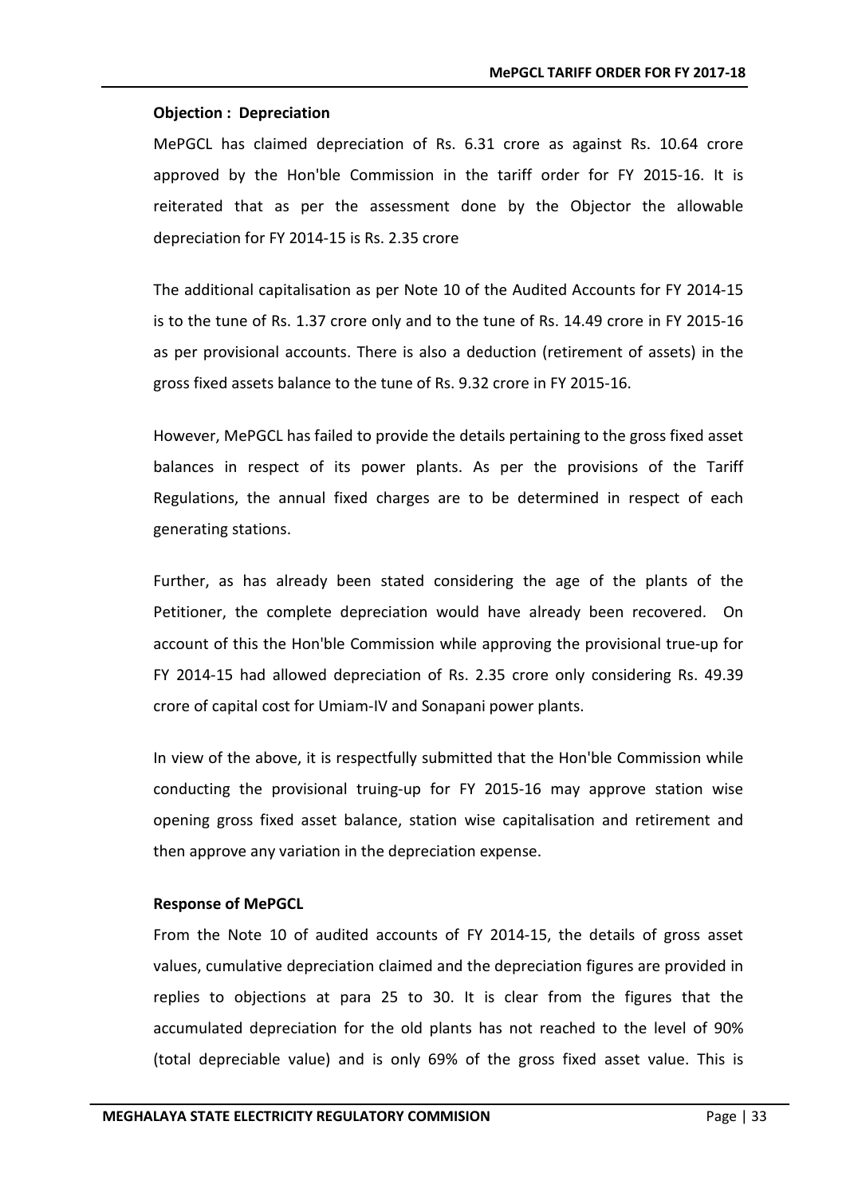**Objection : Depreciation**

MePGCL has claimed depreciation of Rs. 6.31 crore as against Rs. 10.64 crore approved by the Hon'ble Commission in the tariff order for FY 2015-16. It is reiterated that as per the assessment done by the Objector the allowable depreciation for FY 2014-15 is Rs. 2.35 crore

The additional capitalisation as per Note 10 of the Audited Accounts for FY 2014-15 is to the tune of Rs. 1.37 crore only and to the tune of Rs. 14.49 crore in FY 2015-16 as per provisional accounts. There is also a deduction (retirement of assets) in the gross fixed assets balance to the tune of Rs. 9.32 crore in FY 2015-16.

However, MePGCL has failed to provide the details pertaining to the gross fixed asset balances in respect of its power plants. As per the provisions of the Tariff Regulations, the annual fixed charges are to be determined in respect of each generating stations.

Further, as has already been stated considering the age of the plants of the Petitioner, the complete depreciation would have already been recovered. On account of this the Hon'ble Commission while approving the provisional true-up for FY 2014-15 had allowed depreciation of Rs. 2.35 crore only considering Rs. 49.39 crore of capital cost for Umiam-IV and Sonapani power plants.

In view of the above, it is respectfully submitted that the Hon'ble Commission while conducting the provisional truing-up for FY 2015-16 may approve station wise opening gross fixed asset balance, station wise capitalisation and retirement and then approve any variation in the depreciation expense.

**Response of MePGCL**

From the Note 10 of audited accounts of FY 2014-15, the details of gross asset values, cumulative depreciation claimed and the depreciation figures are provided in replies to objections at para 25 to 30. It is clear from the figures that the accumulated depreciation for the old plants has not reached to the level of 90% (total depreciable value) and is only 69% of the gross fixed asset value. This is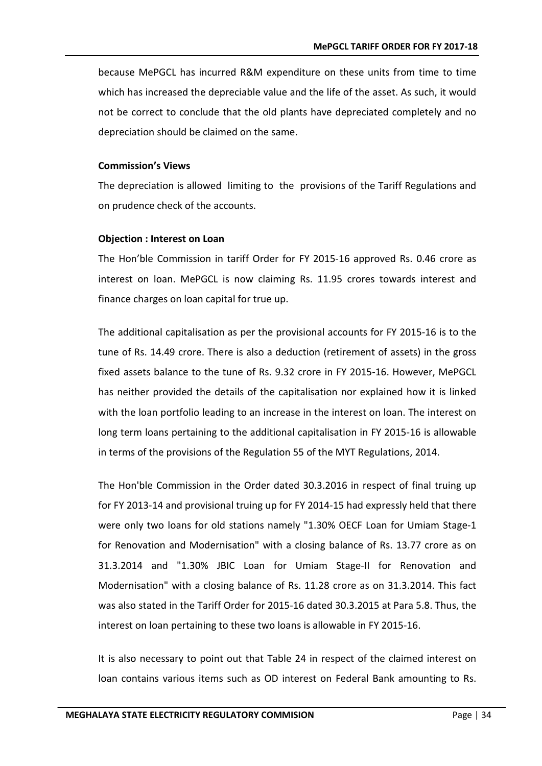because MePGCL has incurred R&M expenditure on these units from time to time which has increased the depreciable value and the life of the asset. As such, it would not be correct to conclude that the old plants have depreciated completely and no depreciation should be claimed on the same.

**Commission's Views**

The depreciation is allowed limiting to the provisions of the Tariff Regulations and on prudence check of the accounts.

**Objection : Interest on Loan**

The Hon'ble Commission in tariff Order for FY 2015-16 approved Rs. 0.46 crore as interest on loan. MePGCL is now claiming Rs. 11.95 crores towards interest and finance charges on loan capital for true up.

The additional capitalisation as per the provisional accounts for FY 2015-16 is to the tune of Rs. 14.49 crore. There is also a deduction (retirement of assets) in the gross fixed assets balance to the tune of Rs. 9.32 crore in FY 2015-16. However, MePGCL has neither provided the details of the capitalisation nor explained how it is linked with the loan portfolio leading to an increase in the interest on loan. The interest on long term loans pertaining to the additional capitalisation in FY 2015-16 is allowable in terms of the provisions of the Regulation 55 of the MYT Regulations, 2014.

The Hon'ble Commission in the Order dated 30.3.2016 in respect of final truing up for FY 2013-14 and provisional truing up for FY 2014-15 had expressly held that there were only two loans for old stations namely "1.30% OECF Loan for Umiam Stage-1 for Renovation and Modernisation" with a closing balance of Rs. 13.77 crore as on 31.3.2014 and "1.30% JBIC Loan for Umiam Stage-II for Renovation and Modernisation" with a closing balance of Rs. 11.28 crore as on 31.3.2014. This fact was also stated in the Tariff Order for 2015-16 dated 30.3.2015 at Para 5.8. Thus, the interest on loan pertaining to these two loans is allowable in FY 2015-16.

It is also necessary to point out that Table 24 in respect of the claimed interest on loan contains various items such as OD interest on Federal Bank amounting to Rs.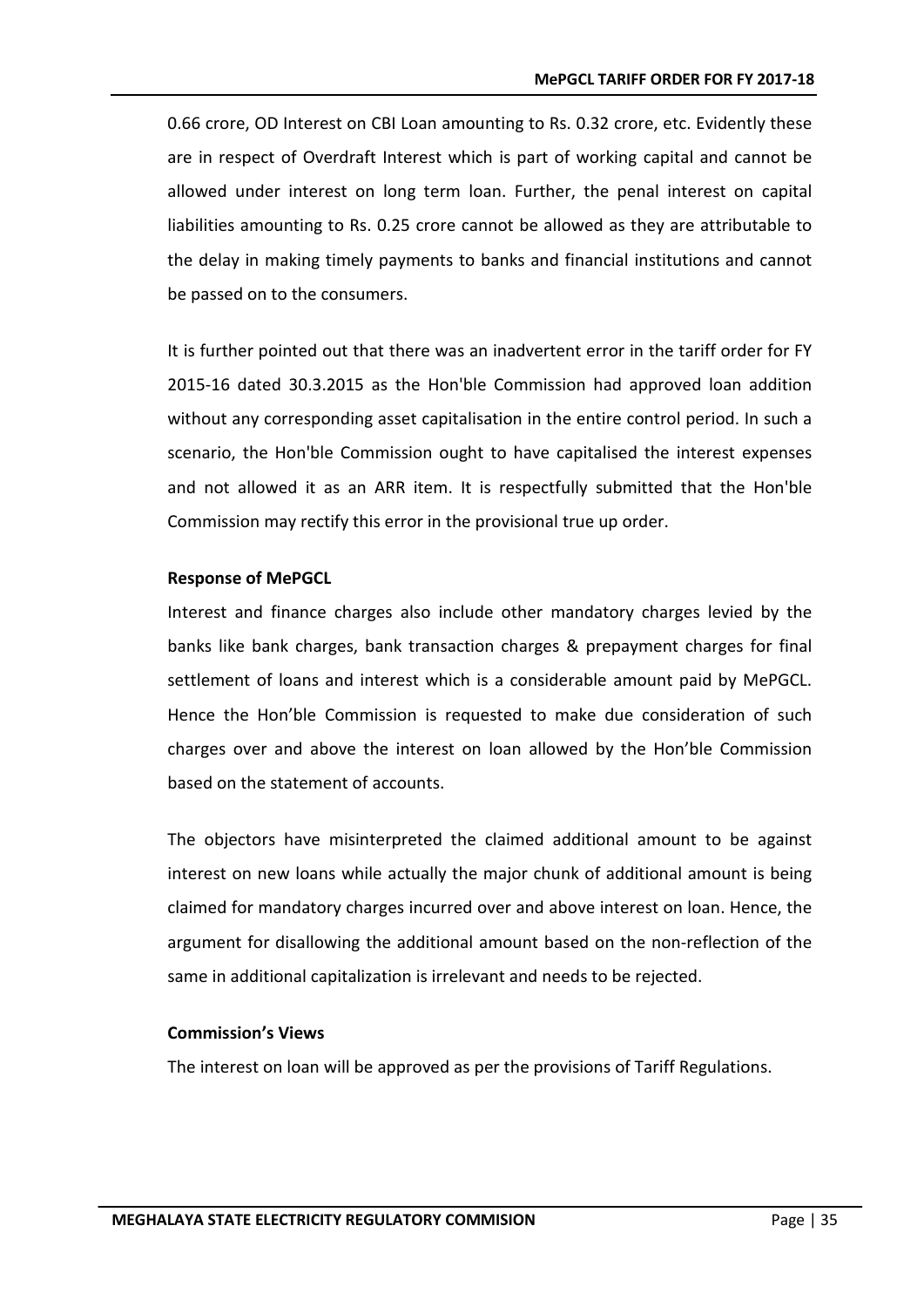0.66 crore, OD Interest on CBI Loan amounting to Rs. 0.32 crore, etc. Evidently these are in respect of Overdraft Interest which is part of working capital and cannot be allowed under interest on long term loan. Further, the penal interest on capital liabilities amounting to Rs. 0.25 crore cannot be allowed as they are attributable to the delay in making timely payments to banks and financial institutions and cannot be passed on to the consumers.

It is further pointed out that there was an inadvertent error in the tariff order for FY 2015-16 dated 30.3.2015 as the Hon'ble Commission had approved loan addition without any corresponding asset capitalisation in the entire control period. In such a scenario, the Hon'ble Commission ought to have capitalised the interest expenses and not allowed it as an ARR item. It is respectfully submitted that the Hon'ble Commission may rectify this error in the provisional true up order.

**Response of MePGCL**

Interest and finance charges also include other mandatory charges levied by the banks like bank charges, bank transaction charges & prepayment charges for final settlement of loans and interest which is a considerable amount paid by MePGCL. Hence the Hon'ble Commission is requested to make due consideration of such charges over and above the interest on loan allowed by the Hon'ble Commission based on the statement of accounts.

The objectors have misinterpreted the claimed additional amount to be against interest on new loans while actually the major chunk of additional amount is being claimed for mandatory charges incurred over and above interest on loan. Hence, the argument for disallowing the additional amount based on the non-reflection of the same in additional capitalization is irrelevant and needs to be rejected.

**Commission's Views**

The interest on loan will be approved as per the provisions of Tariff Regulations.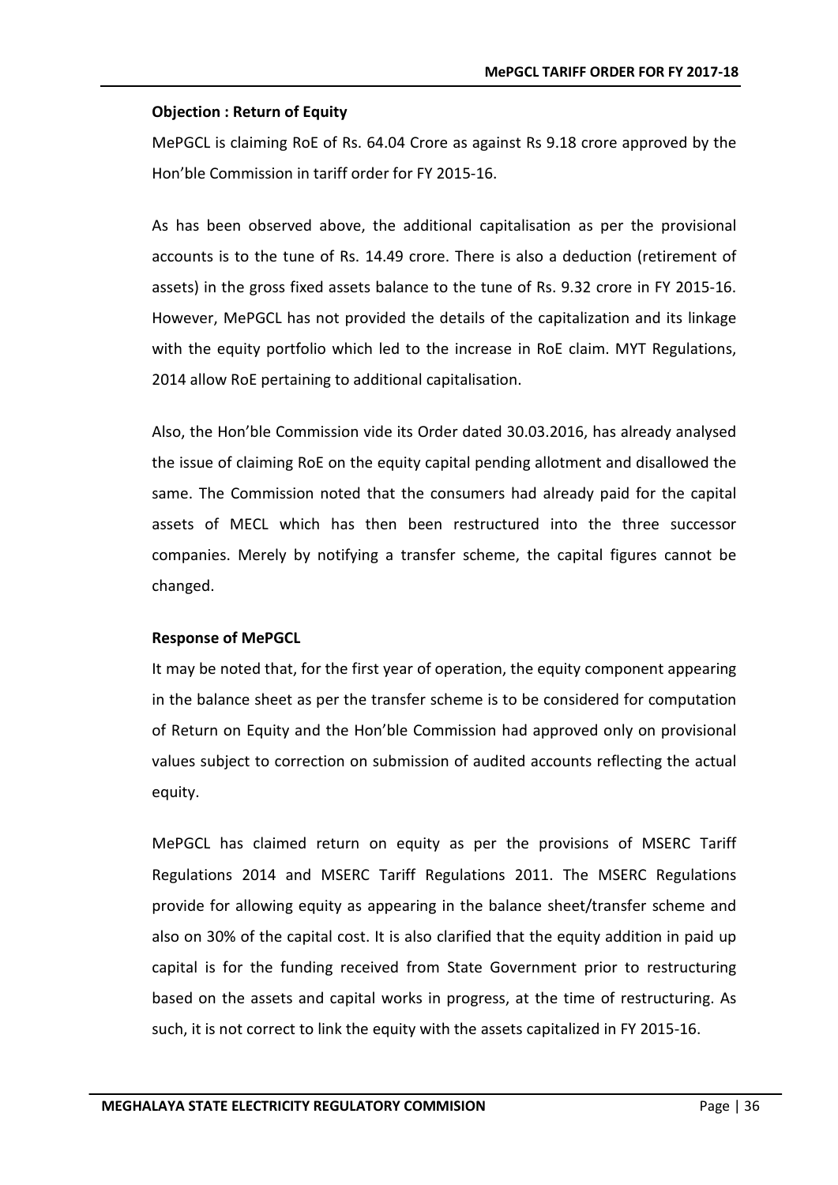**Objection : Return of Equity**

MePGCL is claiming RoE of Rs. 64.04 Crore as against Rs 9.18 crore approved by the Hon'ble Commission in tariff order for FY 2015-16.

As has been observed above, the additional capitalisation as per the provisional accounts is to the tune of Rs. 14.49 crore. There is also a deduction (retirement of assets) in the gross fixed assets balance to the tune of Rs. 9.32 crore in FY 2015-16. However, MePGCL has not provided the details of the capitalization and its linkage with the equity portfolio which led to the increase in RoE claim. MYT Regulations, 2014 allow RoE pertaining to additional capitalisation.

Also, the Hon'ble Commission vide its Order dated 30.03.2016, has already analysed the issue of claiming RoE on the equity capital pending allotment and disallowed the same. The Commission noted that the consumers had already paid for the capital assets of MECL which has then been restructured into the three successor companies. Merely by notifying a transfer scheme, the capital figures cannot be changed.

**Response of MePGCL**

It may be noted that, for the first year of operation, the equity component appearing in the balance sheet as per the transfer scheme is to be considered for computation of Return on Equity and the Hon'ble Commission had approved only on provisional values subject to correction on submission of audited accounts reflecting the actual equity.

MePGCL has claimed return on equity as per the provisions of MSERC Tariff Regulations 2014 and MSERC Tariff Regulations 2011. The MSERC Regulations provide for allowing equity as appearing in the balance sheet/transfer scheme and also on 30% of the capital cost. It is also clarified that the equity addition in paid up capital is for the funding received from State Government prior to restructuring based on the assets and capital works in progress, at the time of restructuring. As such, it is not correct to link the equity with the assets capitalized in FY 2015-16.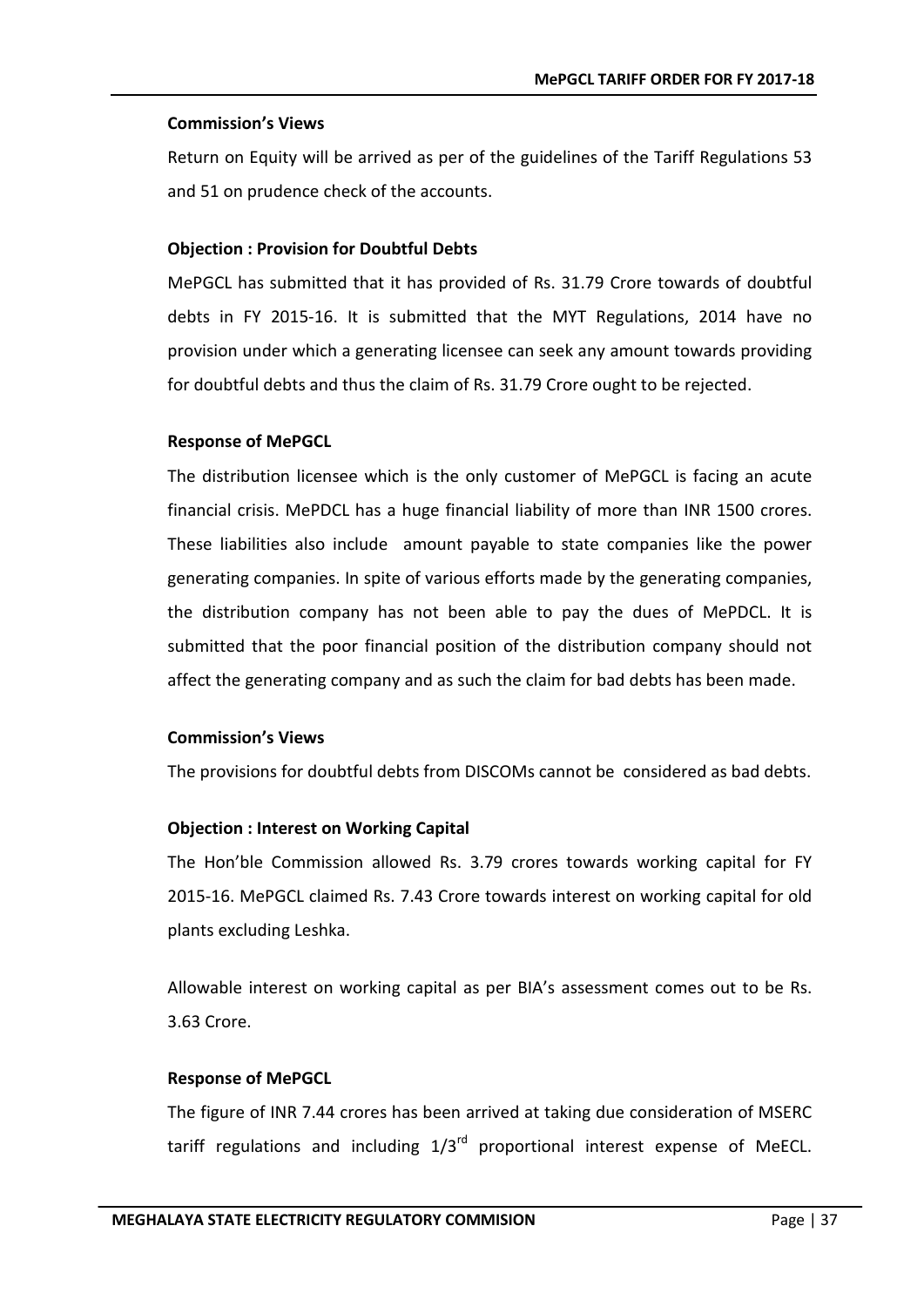**Commission's Views**

Return on Equity will be arrived as per of the guidelines of the Tariff Regulations 53 and 51 on prudence check of the accounts.

**Objection : Provision for Doubtful Debts**

MePGCL has submitted that it has provided of Rs. 31.79 Crore towards of doubtful debts in FY 2015-16. It is submitted that the MYT Regulations, 2014 have no provision under which a generating licensee can seek any amount towards providing for doubtful debts and thus the claim of Rs. 31.79 Crore ought to be rejected.

**Response of MePGCL**

The distribution licensee which is the only customer of MePGCL is facing an acute financial crisis. MePDCL has a huge financial liability of more than INR 1500 crores. These liabilities also include amount payable to state companies like the power generating companies. In spite of various efforts made by the generating companies, the distribution company has not been able to pay the dues of MePDCL. It is submitted that the poor financial position of the distribution company should not affect the generating company and as such the claim for bad debts has been made.

**Commission's Views**

The provisions for doubtful debts from DISCOMs cannot be considered as bad debts.

**Objection : Interest on Working Capital**

The Hon'ble Commission allowed Rs. 3.79 crores towards working capital for FY 2015-16. MePGCL claimed Rs. 7.43 Crore towards interest on working capital for old plants excluding Leshka.

Allowable interest on working capital as per BIA's assessment comes out to be Rs. 3.63 Crore.

**Response of MePGCL**

The figure of INR 7.44 crores has been arrived at taking due consideration of MSERC tariff regulations and including 1/3rd proportional interest expense of MeECL.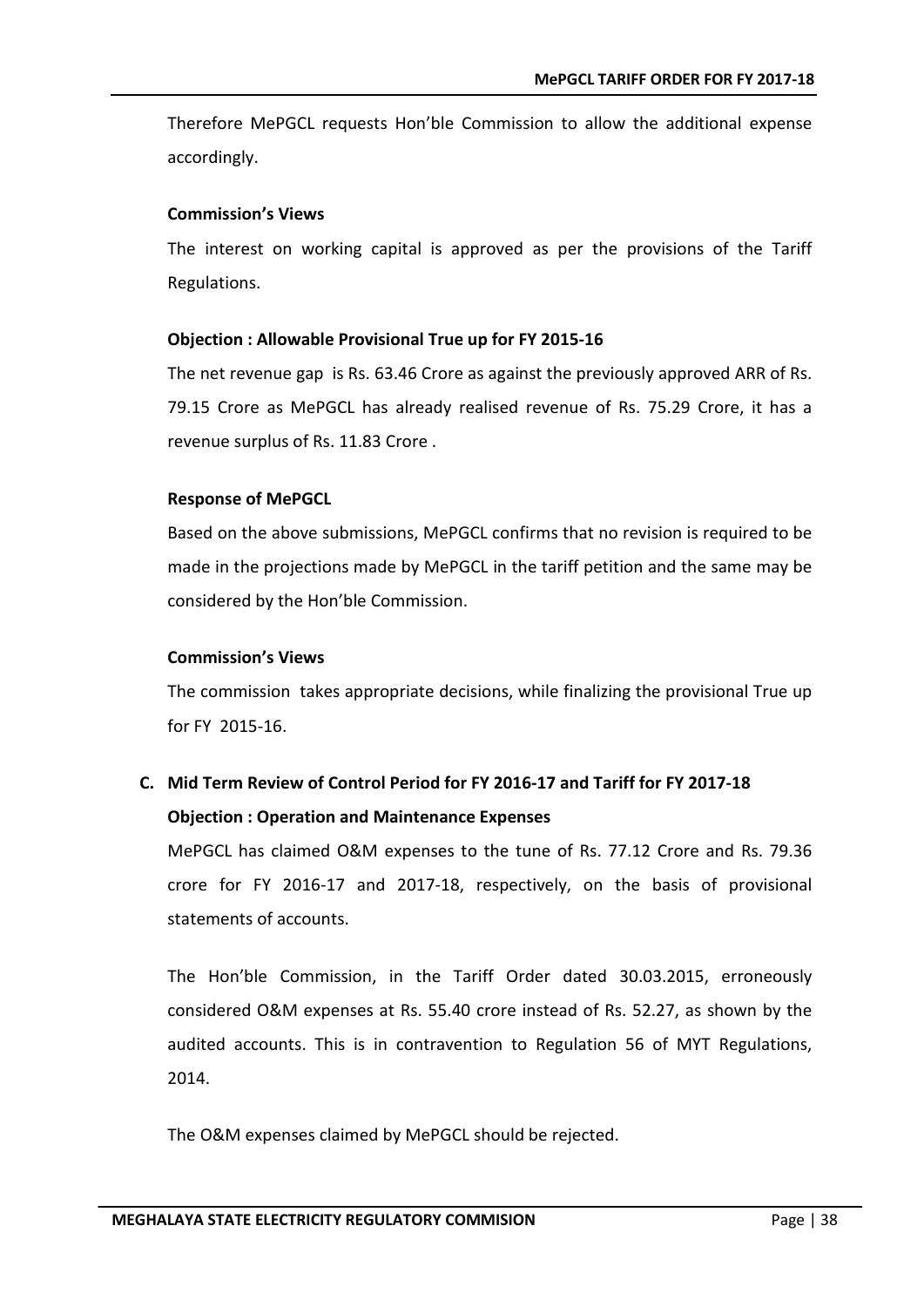Therefore MePGCL requests Hon'ble Commission to allow the additional expense accordingly.

**Commission's Views**

The interest on working capital is approved as per the provisions of the Tariff Regulations.

**Objection : Allowable Provisional True up for FY 2015-16**

The net revenue gap is Rs. 63.46 Crore as against the previously approved ARR of Rs. 79.15 Crore as MePGCL has already realised revenue of Rs. 75.29 Crore, it has a revenue surplus of Rs. 11.83 Crore .

**Response of MePGCL**

Based on the above submissions, MePGCL confirms that no revision is required to be made in the projections made by MePGCL in the tariff petition and the same may be considered by the Hon'ble Commission.

**Commission's Views**

The commission takes appropriate decisions, while finalizing the provisional True up for FY 2015-16.

## C. Mid Term Review of Control Period for FY 2016-17 and Tariff for FY 2017-18

**Objection : Operation and Maintenance Expenses**

MePGCL has claimed O&M expenses to the tune of Rs. 77.12 Crore and Rs. 79.36 crore for FY 2016-17 and 2017-18, respectively, on the basis of provisional statements of accounts.

The Hon'ble Commission, in the Tariff Order dated 30.03.2015, erroneously considered O&M expenses at Rs. 55.40 crore instead of Rs. 52.27, as shown by the audited accounts. This is in contravention to Regulation 56 of MYT Regulations, 2014.

The O&M expenses claimed by MePGCL should be rejected.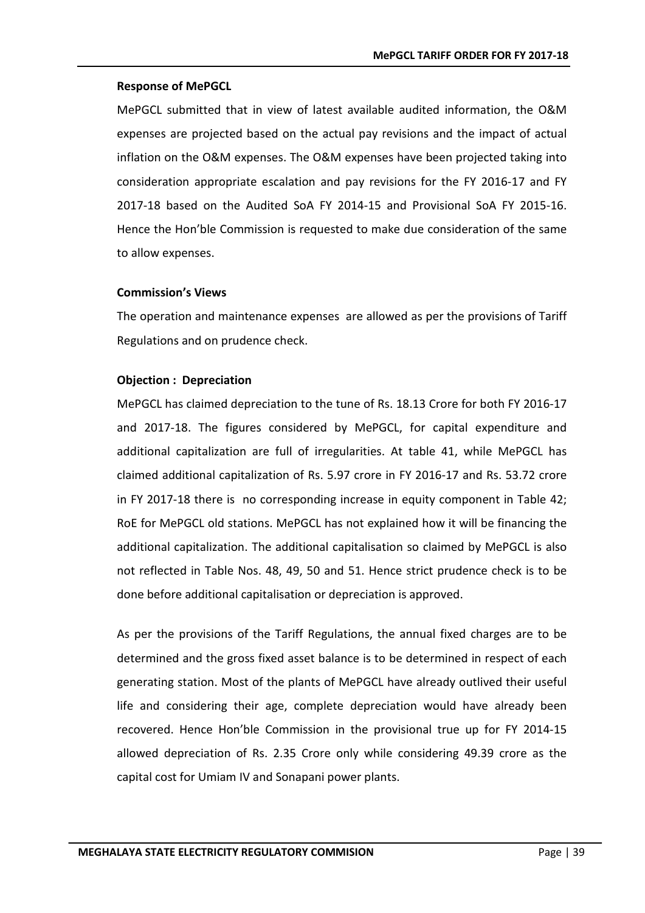**Response of MePGCL**

MePGCL submitted that in view of latest available audited information, the O&M expenses are projected based on the actual pay revisions and the impact of actual inflation on the O&M expenses. The O&M expenses have been projected taking into consideration appropriate escalation and pay revisions for the FY 2016-17 and FY 2017-18 based on the Audited SoA FY 2014-15 and Provisional SoA FY 2015-16. Hence the Hon'ble Commission is requested to make due consideration of the same to allow expenses.

**Commission's Views**

The operation and maintenance expenses are allowed as per the provisions of Tariff Regulations and on prudence check.

**Objection : Depreciation**

MePGCL has claimed depreciation to the tune of Rs. 18.13 Crore for both FY 2016-17 and 2017-18. The figures considered by MePGCL, for capital expenditure and additional capitalization are full of irregularities. At table 41, while MePGCL has claimed additional capitalization of Rs. 5.97 crore in FY 2016-17 and Rs. 53.72 crore in FY 2017-18 there is no corresponding increase in equity component in Table 42; RoE for MePGCL old stations. MePGCL has not explained how it will be financing the additional capitalization. The additional capitalisation so claimed by MePGCL is also not reflected in Table Nos. 48, 49, 50 and 51. Hence strict prudence check is to be done before additional capitalisation or depreciation is approved.

As per the provisions of the Tariff Regulations, the annual fixed charges are to be determined and the gross fixed asset balance is to be determined in respect of each generating station. Most of the plants of MePGCL have already outlived their useful life and considering their age, complete depreciation would have already been recovered. Hence Hon'ble Commission in the provisional true up for FY 2014-15 allowed depreciation of Rs. 2.35 Crore only while considering 49.39 crore as the capital cost for Umiam IV and Sonapani power plants.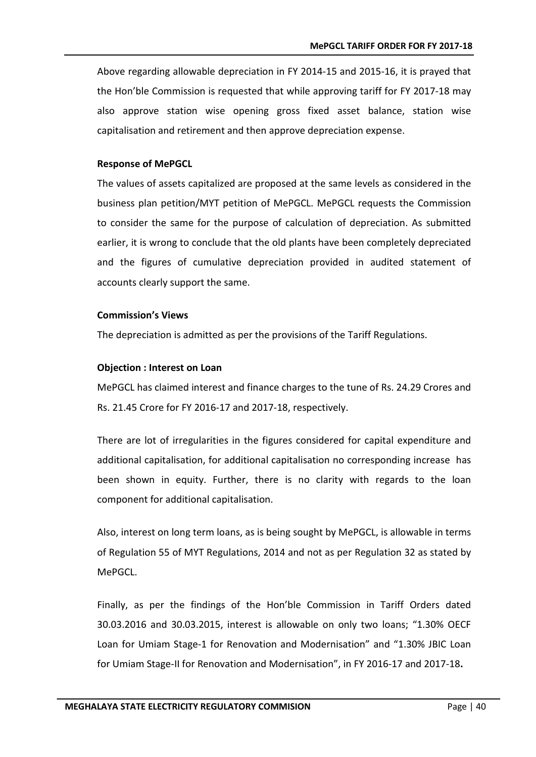Above regarding allowable depreciation in FY 2014-15 and 2015-16, it is prayed that the Hon'ble Commission is requested that while approving tariff for FY 2017-18 may also approve station wise opening gross fixed asset balance, station wise capitalisation and retirement and then approve depreciation expense.

**Response of MePGCL**

The values of assets capitalized are proposed at the same levels as considered in the business plan petition/MYT petition of MePGCL. MePGCL requests the Commission to consider the same for the purpose of calculation of depreciation. As submitted earlier, it is wrong to conclude that the old plants have been completely depreciated and the figures of cumulative depreciation provided in audited statement of accounts clearly support the same.

**Commission's Views**

The depreciation is admitted as per the provisions of the Tariff Regulations.

**Objection : Interest on Loan**

MePGCL has claimed interest and finance charges to the tune of Rs. 24.29 Crores and Rs. 21.45 Crore for FY 2016-17 and 2017-18, respectively.

There are lot of irregularities in the figures considered for capital expenditure and additional capitalisation, for additional capitalisation no corresponding increase has been shown in equity. Further, there is no clarity with regards to the loan component for additional capitalisation.

Also, interest on long term loans, as is being sought by MePGCL, is allowable in terms of Regulation 55 of MYT Regulations, 2014 and not as per Regulation 32 as stated by MePGCL.

Finally, as per the findings of the Hon'ble Commission in Tariff Orders dated 30.03.2016 and 30.03.2015, interest is allowable on only two loans; "1.30% OECF Loan for Umiam Stage-1 for Renovation and Modernisation" and "1.30% JBIC Loan for Umiam Stage-II for Renovation and Modernisation", in FY 2016-17 and 2017-18.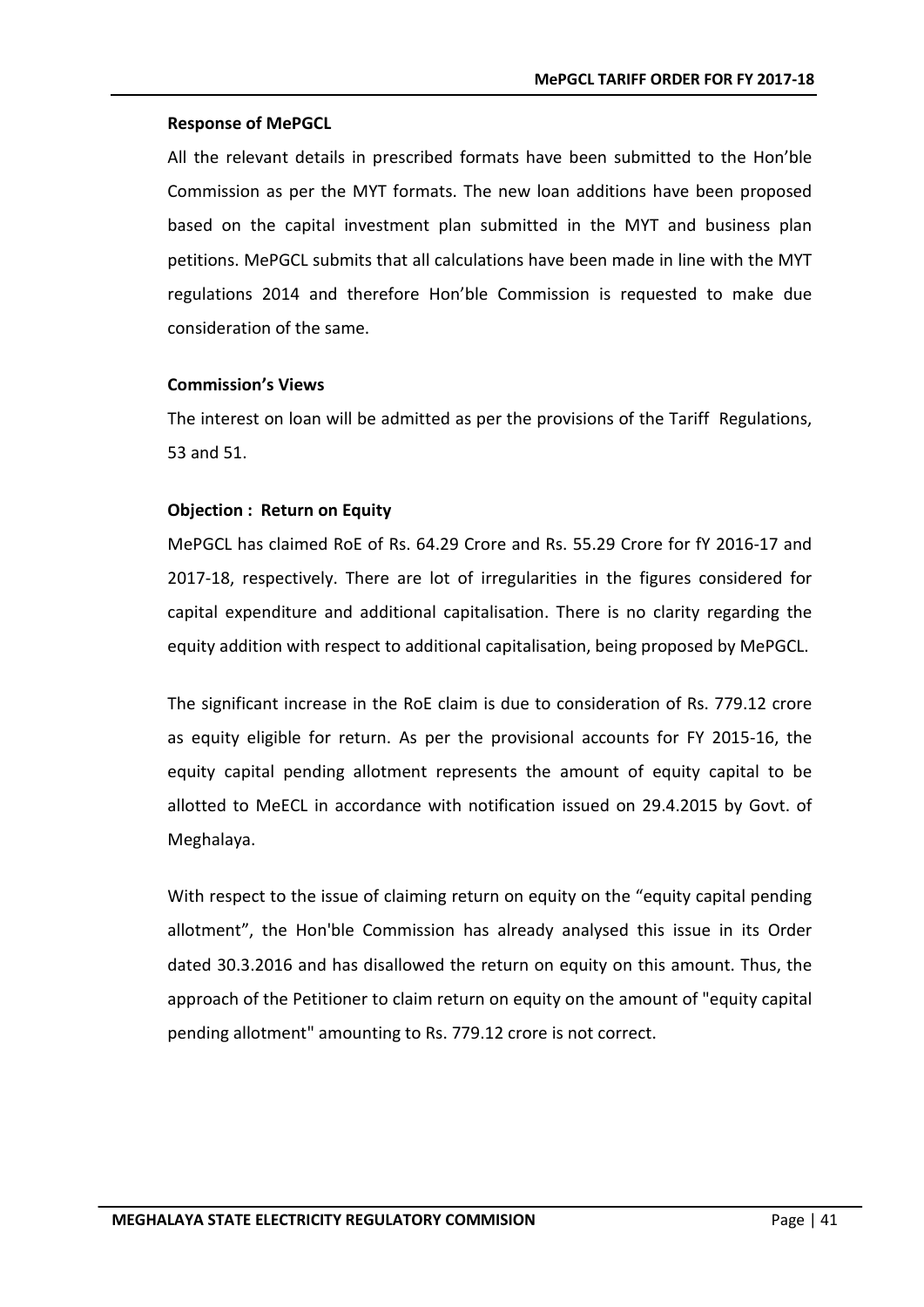**Response of MePGCL**

All the relevant details in prescribed formats have been submitted to the Hon'ble Commission as per the MYT formats. The new loan additions have been proposed based on the capital investment plan submitted in the MYT and business plan petitions. MePGCL submits that all calculations have been made in line with the MYT regulations 2014 and therefore Hon'ble Commission is requested to make due consideration of the same.

**Commission's Views**

The interest on loan will be admitted as per the provisions of the Tariff Regulations, 53 and 51.

**Objection : Return on Equity**

MePGCL has claimed RoE of Rs. 64.29 Crore and Rs. 55.29 Crore for fY 2016-17 and 2017-18, respectively. There are lot of irregularities in the figures considered for capital expenditure and additional capitalisation. There is no clarity regarding the equity addition with respect to additional capitalisation, being proposed by MePGCL.

The significant increase in the RoE claim is due to consideration of Rs. 779.12 crore as equity eligible for return. As per the provisional accounts for FY 2015-16, the equity capital pending allotment represents the amount of equity capital to be allotted to MeECL in accordance with notification issued on 29.4.2015 by Govt. of Meghalaya.

With respect to the issue of claiming return on equity on the "equity capital pending allotment", the Hon'ble Commission has already analysed this issue in its Order dated 30.3.2016 and has disallowed the return on equity on this amount. Thus, the approach of the Petitioner to claim return on equity on the amount of "equity capital pending allotment" amounting to Rs. 779.12 crore is not correct.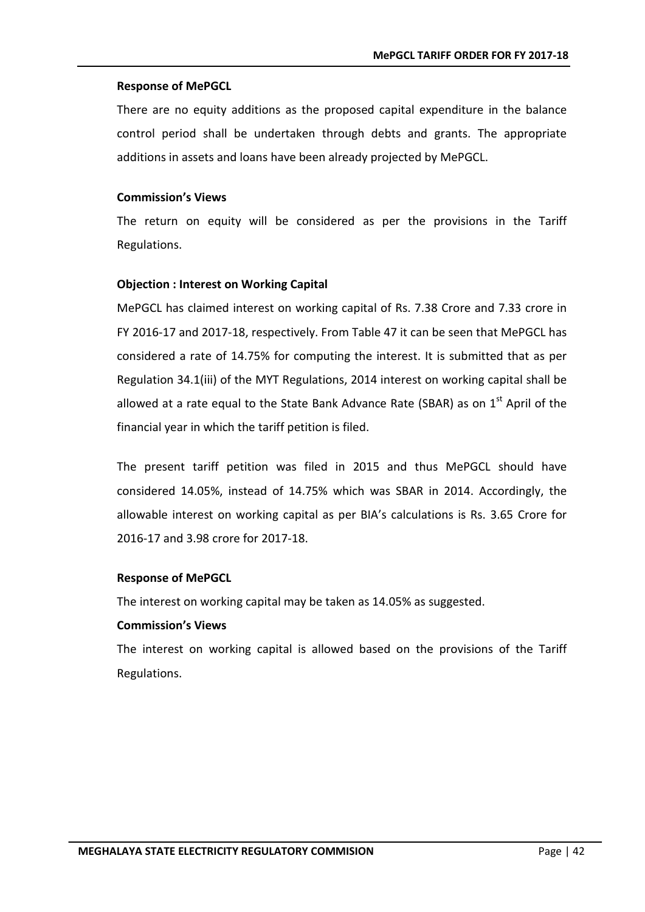**Response of MePGCL**

There are no equity additions as the proposed capital expenditure in the balance control period shall be undertaken through debts and grants. The appropriate additions in assets and loans have been already projected by MePGCL.

**Commission's Views**

The return on equity will be considered as per the provisions in the Tariff Regulations.

**Objection : Interest on Working Capital**

MePGCL has claimed interest on working capital of Rs. 7.38 Crore and 7.33 crore in FY 2016-17 and 2017-18, respectively. From Table 47 it can be seen that MePGCL has considered a rate of 14.75% for computing the interest. It is submitted that as per Regulation 34.1(iii) of the MYT Regulations, 2014 interest on working capital shall be allowed at a rate equal to the State Bank Advance Rate (SBAR) as on 1st April of the financial year in which the tariff petition is filed.

The present tariff petition was filed in 2015 and thus MePGCL should have considered 14.05%, instead of 14.75% which was SBAR in 2014. Accordingly, the allowable interest on working capital as per BIA's calculations is Rs. 3.65 Crore for 2016-17 and 3.98 crore for 2017-18.

**Response of MePGCL**

The interest on working capital may be taken as 14.05% as suggested.

**Commission's Views**

The interest on working capital is allowed based on the provisions of the Tariff Regulations.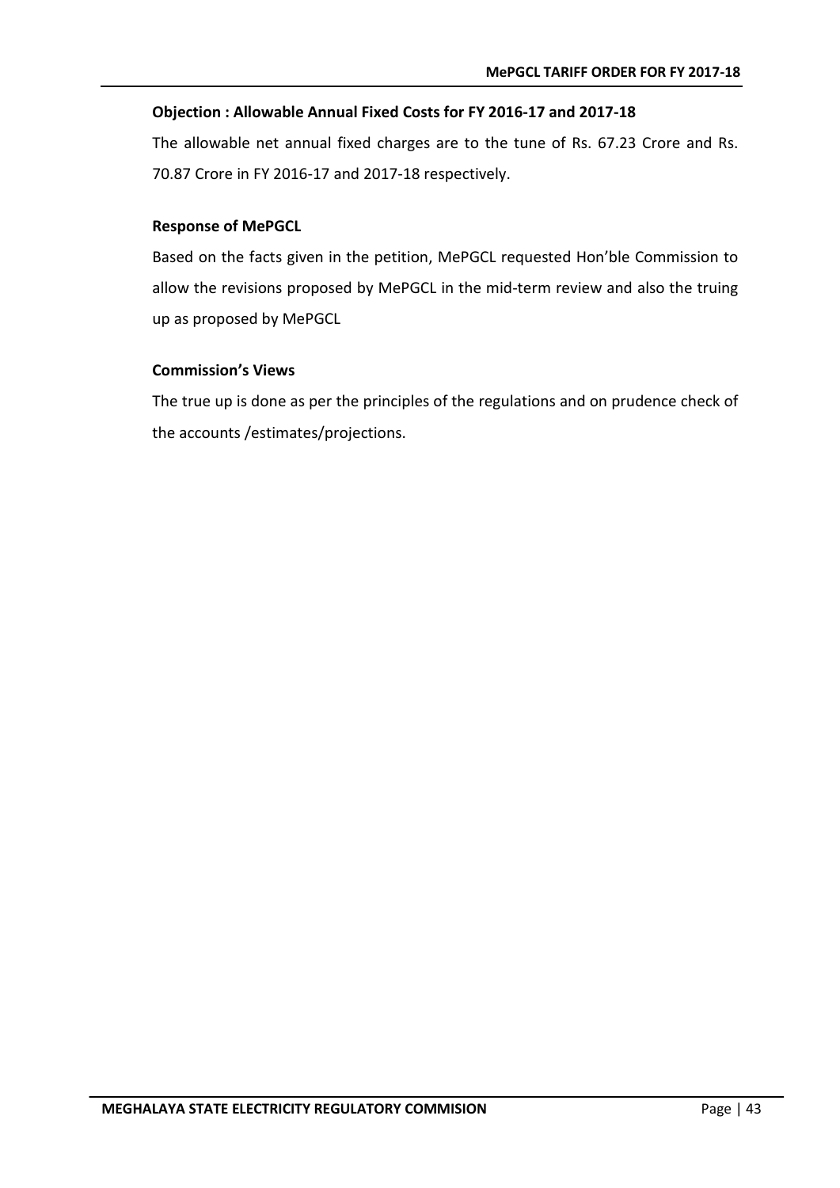**Objection : Allowable Annual Fixed Costs for FY 2016-17 and 2017-18**

The allowable net annual fixed charges are to the tune of Rs. 67.23 Crore and Rs. 70.87 Crore in FY 2016-17 and 2017-18 respectively.

**Response of MePGCL**

Based on the facts given in the petition, MePGCL requested Hon'ble Commission to allow the revisions proposed by MePGCL in the mid-term review and also the truing up as proposed by MePGCL

**Commission's Views**

The true up is done as per the principles of the regulations and on prudence check of the accounts /estimates/projections.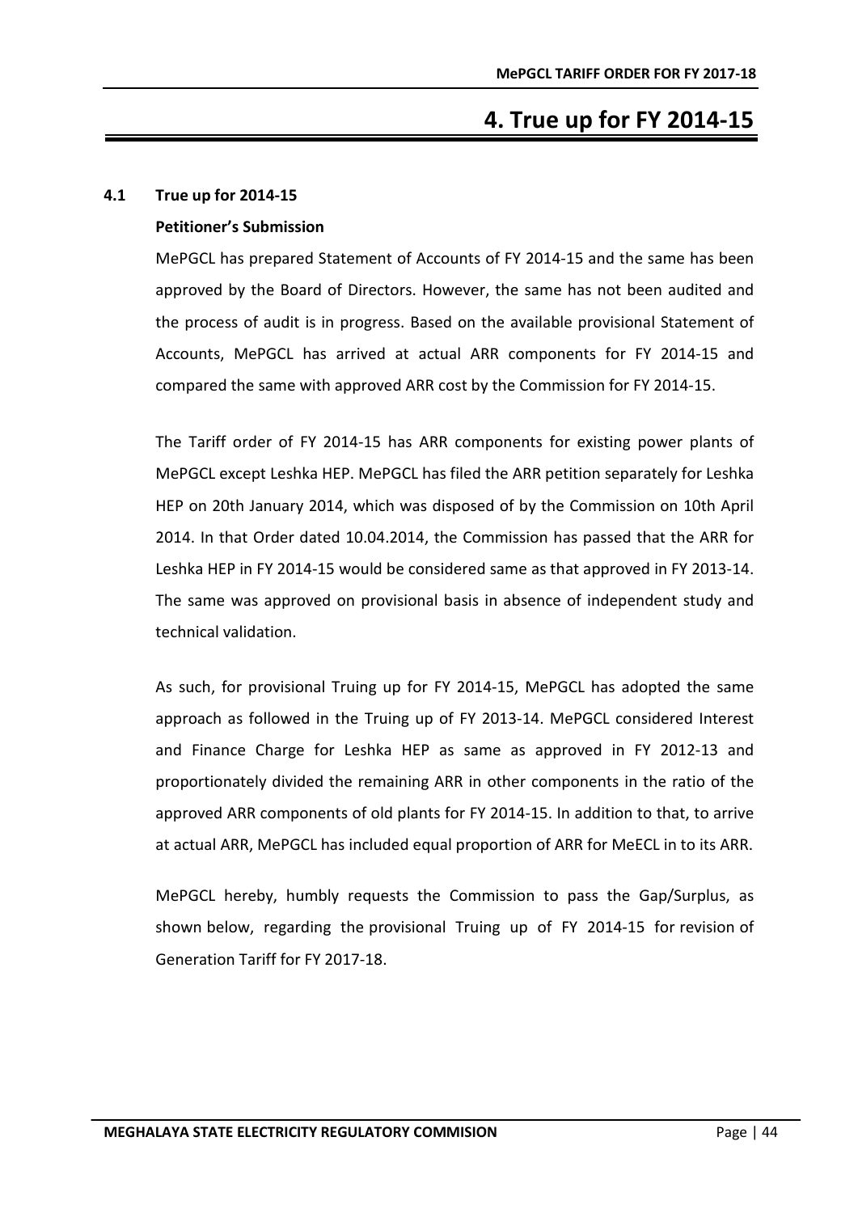# 4. True up for FY 2014-15

## 4.1 True up for 2014-15

**Petitioner's Submission**

MePGCL has prepared Statement of Accounts of FY 2014-15 and the same has been approved by the Board of Directors. However, the same has not been audited and the process of audit is in progress. Based on the available provisional Statement of Accounts, MePGCL has arrived at actual ARR components for FY 2014-15 and compared the same with approved ARR cost by the Commission for FY 2014-15.

The Tariff order of FY 2014-15 has ARR components for existing power plants of MePGCL except Leshka HEP. MePGCL has filed the ARR petition separately for Leshka HEP on 20th January 2014, which was disposed of by the Commission on 10th April 2014. In that Order dated 10.04.2014, the Commission has passed that the ARR for Leshka HEP in FY 2014-15 would be considered same as that approved in FY 2013-14. The same was approved on provisional basis in absence of independent study and technical validation.

As such, for provisional Truing up for FY 2014-15, MePGCL has adopted the same approach as followed in the Truing up of FY 2013-14. MePGCL considered Interest and Finance Charge for Leshka HEP as same as approved in FY 2012-13 and proportionately divided the remaining ARR in other components in the ratio of the approved ARR components of old plants for FY 2014-15. In addition to that, to arrive at actual ARR, MePGCL has included equal proportion of ARR for MeECL in to its ARR.

MePGCL hereby, humbly requests the Commission to pass the Gap/Surplus, as shown below, regarding the provisional Truing up of FY 2014-15 for revision of Generation Tariff for FY 2017-18.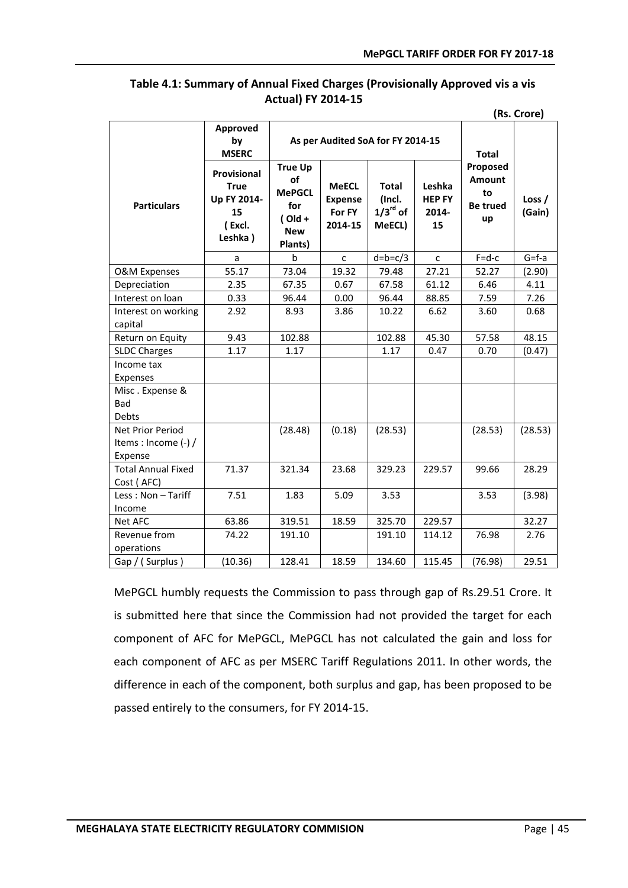**Table 4.1: Summary of Annual Fixed Charges (Provisionally Approved vis a vis Actual) FY 2014-15**

(Rs. Crore)

| Particulars | Approved by MSERC | As per Audited SoA for FY 2014-15 | | | | Total Proposed Amount to Be trued up | Loss / (Gain) |
|---|---|---|---|---|---|---|---|
| | Provisional True Up FY 2014-15 ( Excl. Leshka ) | True Up of MePGCL for ( Old + New Plants) | MeECL Expense For FY 2014-15 | Total (Incl. $1/3^{rd}$ of MeECL) | Leshka HEP FY 2014-15 | | |
| | a | b | c | d=b=c/3 | c | F=d-c | G=f-a |
| O&M Expenses | 55.17 | 73.04 | 19.32 | 79.48 | 27.21 | 52.27 | (2.90) |
| Depreciation | 2.35 | 67.35 | 0.67 | 67.58 | 61.12 | 6.46 | 4.11 |
| Interest on loan | 0.33 | 96.44 | 0.00 | 96.44 | 88.85 | 7.59 | 7.26 |
| Interest on working capital | 2.92 | 8.93 | 3.86 | 10.22 | 6.62 | 3.60 | 0.68 |
| Return on Equity | 9.43 | 102.88 | | 102.88 | 45.30 | 57.58 | 48.15 |
| SLDC Charges | 1.17 | 1.17 | | 1.17 | 0.47 | 0.70 | (0.47) |
| Income tax Expenses | | | | | | | |
| Misc . Expense & Bad Debts | | | | | | | |
| Net Prior Period Items : Income (-) / Expense | | (28.48) | (0.18) | (28.53) | | (28.53) | (28.53) |
| Total Annual Fixed Cost ( AFC) | 71.37 | 321.34 | 23.68 | 329.23 | 229.57 | 99.66 | 28.29 |
| Less : Non – Tariff Income | 7.51 | 1.83 | 5.09 | 3.53 | | 3.53 | (3.98) |
| Net AFC | 63.86 | 319.51 | 18.59 | 325.70 | 229.57 | | 32.27 |
| Revenue from operations | 74.22 | 191.10 | | 191.10 | 114.12 | 76.98 | 2.76 |
| Gap / ( Surplus ) | (10.36) | 128.41 | 18.59 | 134.60 | 115.45 | (76.98) | 29.51 |

MePGCL humbly requests the Commission to pass through gap of Rs.29.51 Crore. It is submitted here that since the Commission had not provided the target for each component of AFC for MePGCL, MePGCL has not calculated the gain and loss for each component of AFC as per MSERC Tariff Regulations 2011. In other words, the difference in each of the component, both surplus and gap, has been proposed to be passed entirely to the consumers, for FY 2014-15.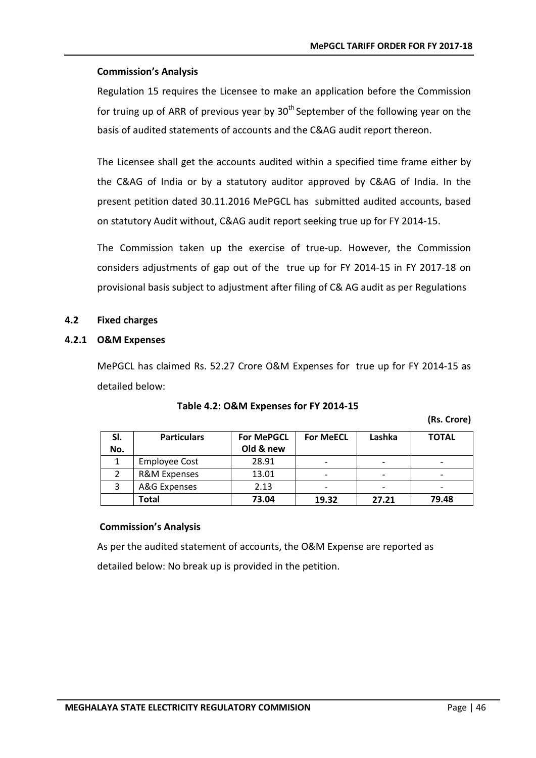#### Commission's Analysis

Regulation 15 requires the Licensee to make an application before the Commission for truing up of ARR of previous year by 30th September of the following year on the basis of audited statements of accounts and the C&AG audit report thereon.

The Licensee shall get the accounts audited within a specified time frame either by the C&AG of India or by a statutory auditor approved by C&AG of India. In the present petition dated 30.11.2016 MePGCL has submitted audited accounts, based on statutory Audit without, C&AG audit report seeking true up for FY 2014-15.

The Commission taken up the exercise of true-up. However, the Commission considers adjustments of gap out of the true up for FY 2014-15 in FY 2017-18 on provisional basis subject to adjustment after filing of C& AG audit as per Regulations

## 4.2 Fixed charges

### 4.2.1 O&M Expenses

MePGCL has claimed Rs. 52.27 Crore O&M Expenses for true up for FY 2014-15 as detailed below:

**Table 4.2: O&M Expenses for FY 2014-15**

**(Rs. Crore)**

| Sl. No. | Particulars | For MePGCL Old & new | For MeECL | Lashka | TOTAL |
|---|---|---|---|---|---|
| 1 | Employee Cost | 28.91 | - | - | - |
| 2 | R&M Expenses | 13.01 | - | - | - |
| 3 | A&G Expenses | 2.13 | - | - | - |
| | **Total** | **73.04** | **19.32** | **27.21** | **79.48** |

#### Commission's Analysis

As per the audited statement of accounts, the O&M Expense are reported as detailed below: No break up is provided in the petition.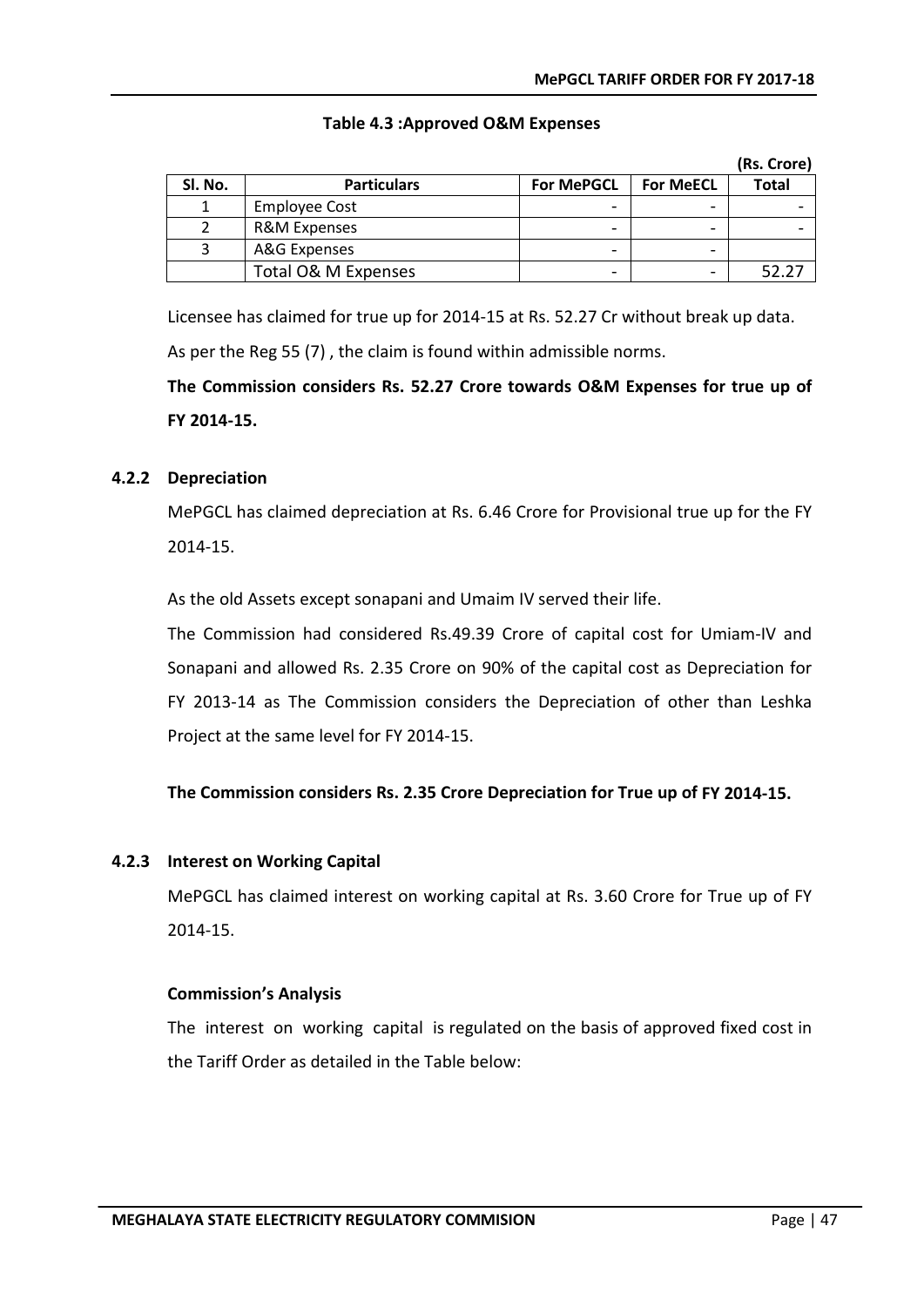**Table 4.3 :Approved O&M Expenses**

(Rs. Crore)

| Sl. No. | Particulars | For MePGCL | For MeECL | Total |
|---|---|---|---|---|
| 1 | Employee Cost | - | - | - |
| 2 | R&M Expenses | - | - | - |
| 3 | A&G Expenses | - | - | |
| | Total O& M Expenses | - | - | 52.27 |

Licensee has claimed for true up for 2014-15 at Rs. 52.27 Cr without break up data.

As per the Reg 55 (7) , the claim is found within admissible norms.

**The Commission considers Rs. 52.27 Crore towards O&M Expenses for true up of FY 2014-15.**

### 4.2.2 Depreciation

MePGCL has claimed depreciation at Rs. 6.46 Crore for Provisional true up for the FY 2014-15.

As the old Assets except sonapani and Umaim IV served their life.

The Commission had considered Rs.49.39 Crore of capital cost for Umiam-IV and Sonapani and allowed Rs. 2.35 Crore on 90% of the capital cost as Depreciation for FY 2013-14 as The Commission considers the Depreciation of other than Leshka Project at the same level for FY 2014-15.

**The Commission considers Rs. 2.35 Crore Depreciation for True up of FY 2014-15.**

### 4.2.3 Interest on Working Capital

MePGCL has claimed interest on working capital at Rs. 3.60 Crore for True up of FY 2014-15.

**Commission's Analysis**

The interest on working capital is regulated on the basis of approved fixed cost in the Tariff Order as detailed in the Table below: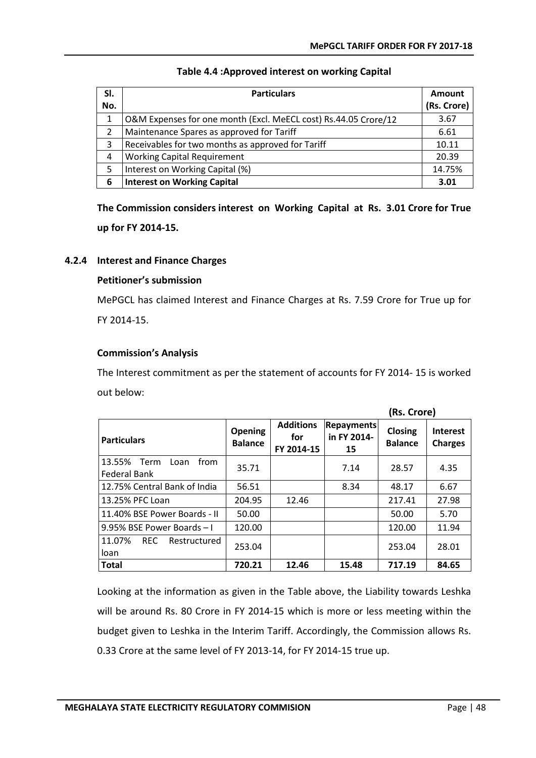**Table 4.4 :Approved interest on working Capital**

| Sl. No. | Particulars | Amount (Rs. Crore) |
|---|---|---|
| 1 | O&M Expenses for one month (Excl. MeECL cost) Rs.44.05 Crore/12 | 3.67 |
| 2 | Maintenance Spares as approved for Tariff | 6.61 |
| 3 | Receivables for two months as approved for Tariff | 10.11 |
| 4 | Working Capital Requirement | 20.39 |
| 5 | Interest on Working Capital (%) | 14.75% |
| **6** | **Interest on Working Capital** | **3.01** |

**The Commission considers interest on Working Capital at Rs. 3.01 Crore for True up for FY 2014-15.**

### 4.2.4 Interest and Finance Charges

**Petitioner's submission**

MePGCL has claimed Interest and Finance Charges at Rs. 7.59 Crore for True up for FY 2014-15.

**Commission's Analysis**

The Interest commitment as per the statement of accounts for FY 2014- 15 is worked out below:

**(Rs. Crore)**

| Particulars | Opening Balance | Additions for FY 2014-15 | Repayments in FY 2014-15 | Closing Balance | Interest Charges |
|---|---|---|---|---|---|
| 13.55% Term Loan from Federal Bank | 35.71 | | 7.14 | 28.57 | 4.35 |
| 12.75% Central Bank of India | 56.51 | | 8.34 | 48.17 | 6.67 |
| 13.25% PFC Loan | 204.95 | 12.46 | | 217.41 | 27.98 |
| 11.40% BSE Power Boards - II | 50.00 | | | 50.00 | 5.70 |
| 9.95% BSE Power Boards – I | 120.00 | | | 120.00 | 11.94 |
| 11.07% REC Restructured loan | 253.04 | | | 253.04 | 28.01 |
| **Total** | **720.21** | **12.46** | **15.48** | **717.19** | **84.65** |

Looking at the information as given in the Table above, the Liability towards Leshka will be around Rs. 80 Crore in FY 2014-15 which is more or less meeting within the budget given to Leshka in the Interim Tariff. Accordingly, the Commission allows Rs. 0.33 Crore at the same level of FY 2013-14, for FY 2014-15 true up.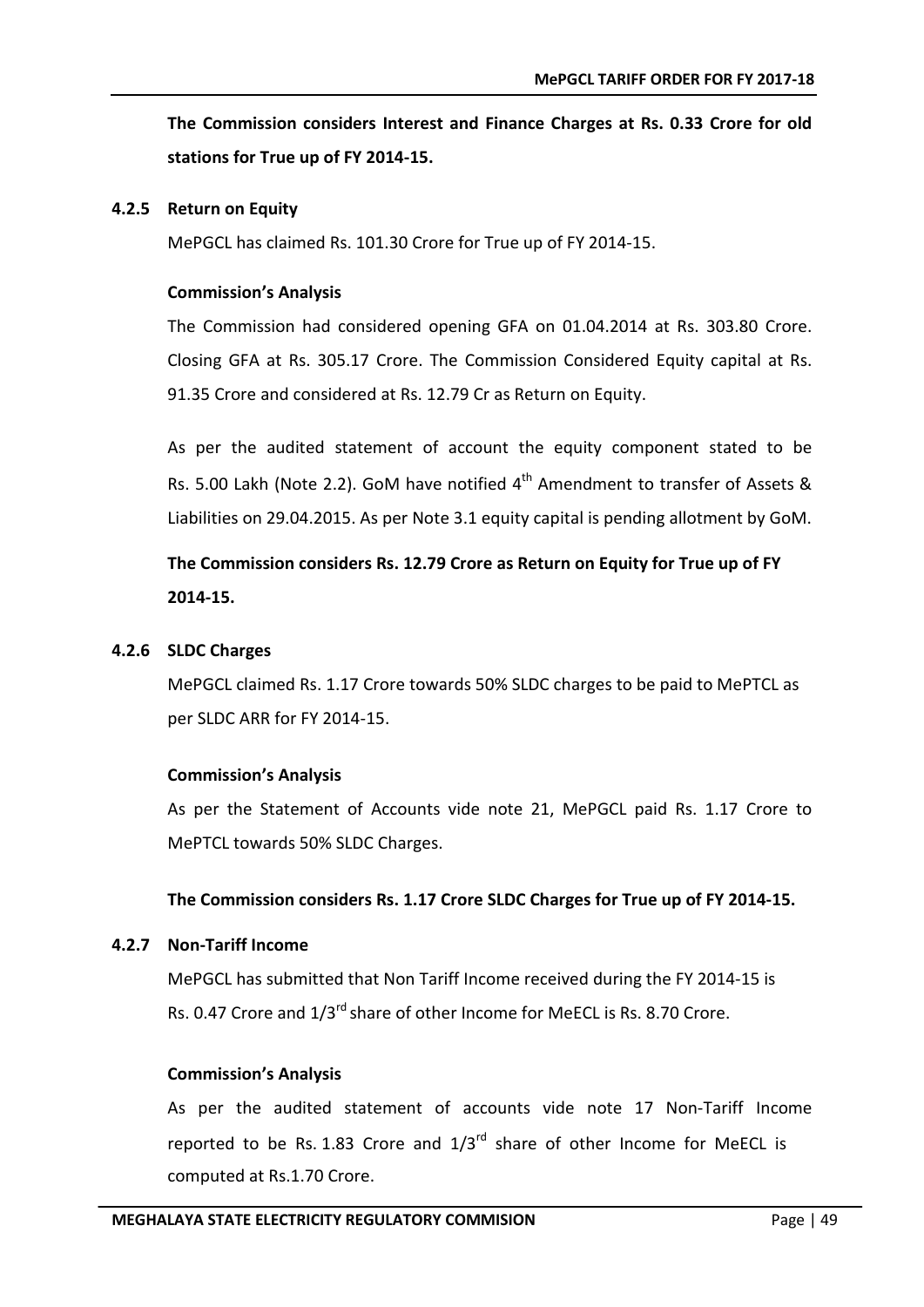**The Commission considers Interest and Finance Charges at Rs. 0.33 Crore for old stations for True up of FY 2014-15.**

### 4.2.5 Return on Equity

MePGCL has claimed Rs. 101.30 Crore for True up of FY 2014-15.

**Commission's Analysis**

The Commission had considered opening GFA on 01.04.2014 at Rs. 303.80 Crore. Closing GFA at Rs. 305.17 Crore. The Commission Considered Equity capital at Rs. 91.35 Crore and considered at Rs. 12.79 Cr as Return on Equity.

As per the audited statement of account the equity component stated to be Rs. 5.00 Lakh (Note 2.2). GoM have notified 4th Amendment to transfer of Assets & Liabilities on 29.04.2015. As per Note 3.1 equity capital is pending allotment by GoM.

**The Commission considers Rs. 12.79 Crore as Return on Equity for True up of FY 2014-15.**

### 4.2.6 SLDC Charges

MePGCL claimed Rs. 1.17 Crore towards 50% SLDC charges to be paid to MePTCL as per SLDC ARR for FY 2014-15.

**Commission's Analysis**

As per the Statement of Accounts vide note 21, MePGCL paid Rs. 1.17 Crore to MePTCL towards 50% SLDC Charges.

**The Commission considers Rs. 1.17 Crore SLDC Charges for True up of FY 2014-15.**

### 4.2.7 Non-Tariff Income

MePGCL has submitted that Non Tariff Income received during the FY 2014-15 is Rs. 0.47 Crore and 1/3rd share of other Income for MeECL is Rs. 8.70 Crore.

**Commission's Analysis**

As per the audited statement of accounts vide note 17 Non-Tariff Income reported to be Rs. 1.83 Crore and 1/3rd share of other Income for MeECL is computed at Rs.1.70 Crore.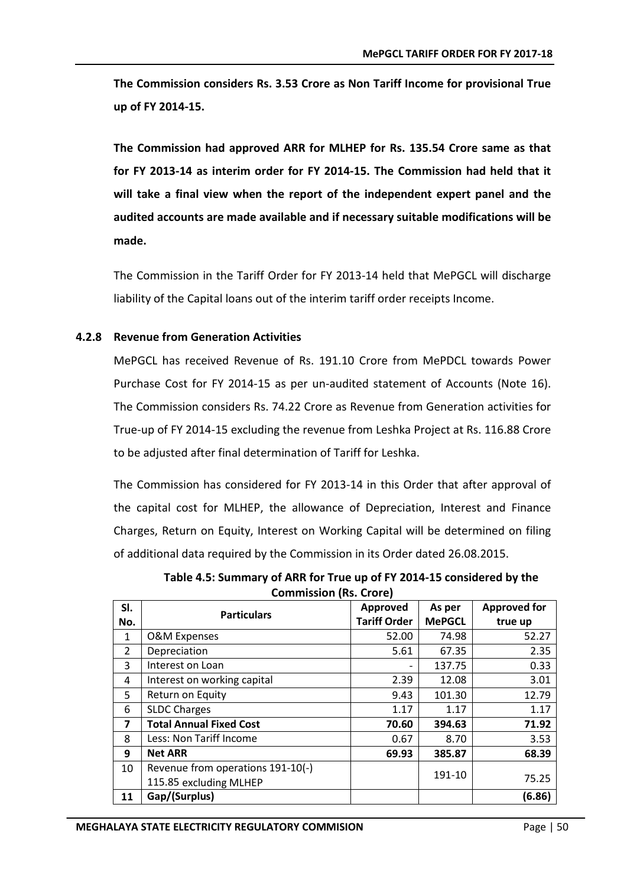**The Commission considers Rs. 3.53 Crore as Non Tariff Income for provisional True up of FY 2014-15.**

**The Commission had approved ARR for MLHEP for Rs. 135.54 Crore same as that for FY 2013-14 as interim order for FY 2014-15. The Commission had held that it will take a final view when the report of the independent expert panel and the audited accounts are made available and if necessary suitable modifications will be made.**

The Commission in the Tariff Order for FY 2013-14 held that MePGCL will discharge liability of the Capital loans out of the interim tariff order receipts Income.

### 4.2.8 Revenue from Generation Activities

MePGCL has received Revenue of Rs. 191.10 Crore from MePDCL towards Power Purchase Cost for FY 2014-15 as per un-audited statement of Accounts (Note 16). The Commission considers Rs. 74.22 Crore as Revenue from Generation activities for True-up of FY 2014-15 excluding the revenue from Leshka Project at Rs. 116.88 Crore to be adjusted after final determination of Tariff for Leshka.

The Commission has considered for FY 2013-14 in this Order that after approval of the capital cost for MLHEP, the allowance of Depreciation, Interest and Finance Charges, Return on Equity, Interest on Working Capital will be determined on filing of additional data required by the Commission in its Order dated 26.08.2015.

**Table 4.5: Summary of ARR for True up of FY 2014-15 considered by the Commission (Rs. Crore)**

| Sl. No. | Particulars | Approved Tariff Order | As per MePGCL | Approved for true up |
|---|---|---|---|---|
| 1 | O&M Expenses | 52.00 | 74.98 | 52.27 |
| 2 | Depreciation | 5.61 | 67.35 | 2.35 |
| 3 | Interest on Loan | - | 137.75 | 0.33 |
| 4 | Interest on working capital | 2.39 | 12.08 | 3.01 |
| 5 | Return on Equity | 9.43 | 101.30 | 12.79 |
| 6 | SLDC Charges | 1.17 | 1.17 | 1.17 |
| **7** | **Total Annual Fixed Cost** | **70.60** | **394.63** | **71.92** |
| 8 | Less: Non Tariff Income | 0.67 | 8.70 | 3.53 |
| **9** | **Net ARR** | **69.93** | **385.87** | **68.39** |
| 10 | Revenue from operations 191-10(-) 115.85 excluding MLHEP | | 191-10 | 75.25 |
| **11** | **Gap/(Surplus)** | | | **(6.86)** |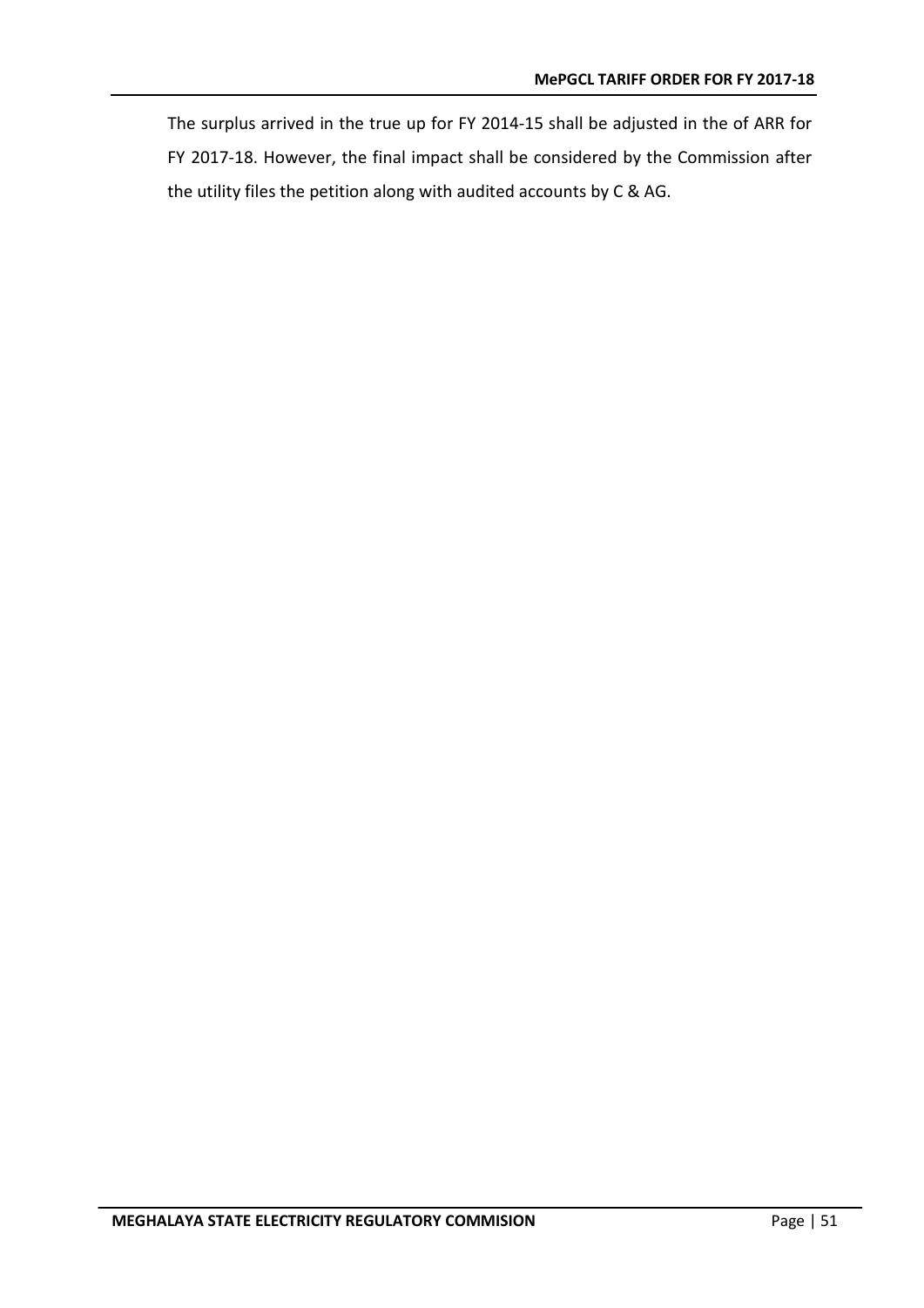The surplus arrived in the true up for FY 2014-15 shall be adjusted in the of ARR for FY 2017-18. However, the final impact shall be considered by the Commission after the utility files the petition along with audited accounts by C & AG.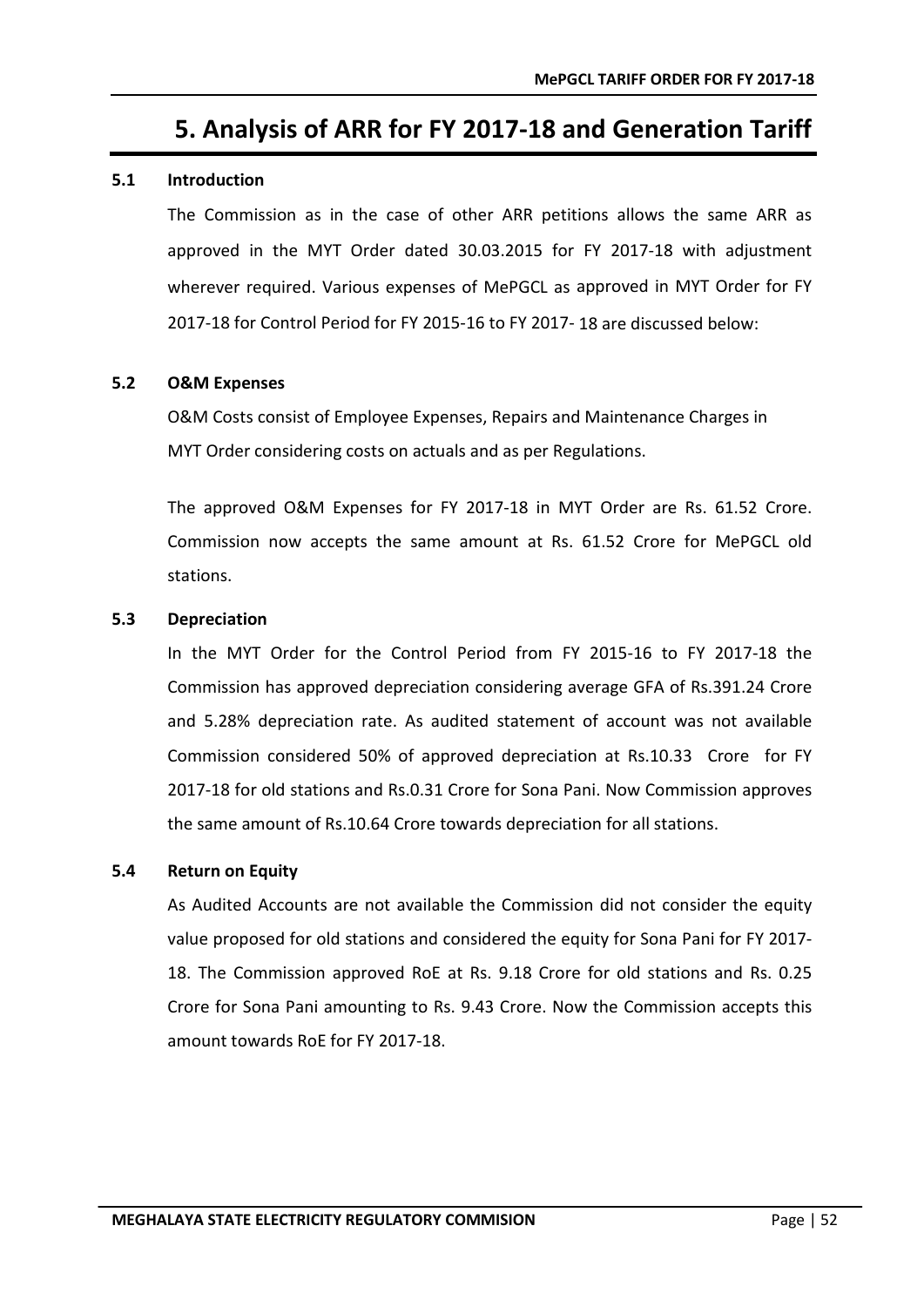# 5. Analysis of ARR for FY 2017-18 and Generation Tariff

## 5.1 Introduction

The Commission as in the case of other ARR petitions allows the same ARR as approved in the MYT Order dated 30.03.2015 for FY 2017-18 with adjustment wherever required. Various expenses of MePGCL as approved in MYT Order for FY 2017-18 for Control Period for FY 2015-16 to FY 2017- 18 are discussed below:

## 5.2 O&M Expenses

O&M Costs consist of Employee Expenses, Repairs and Maintenance Charges in MYT Order considering costs on actuals and as per Regulations.

The approved O&M Expenses for FY 2017-18 in MYT Order are Rs. 61.52 Crore. Commission now accepts the same amount at Rs. 61.52 Crore for MePGCL old stations.

## 5.3 Depreciation

In the MYT Order for the Control Period from FY 2015-16 to FY 2017-18 the Commission has approved depreciation considering average GFA of Rs.391.24 Crore and 5.28% depreciation rate. As audited statement of account was not available Commission considered 50% of approved depreciation at Rs.10.33 Crore for FY 2017-18 for old stations and Rs.0.31 Crore for Sona Pani. Now Commission approves the same amount of Rs.10.64 Crore towards depreciation for all stations.

## 5.4 Return on Equity

As Audited Accounts are not available the Commission did not consider the equity value proposed for old stations and considered the equity for Sona Pani for FY 2017-18. The Commission approved RoE at Rs. 9.18 Crore for old stations and Rs. 0.25 Crore for Sona Pani amounting to Rs. 9.43 Crore. Now the Commission accepts this amount towards RoE for FY 2017-18.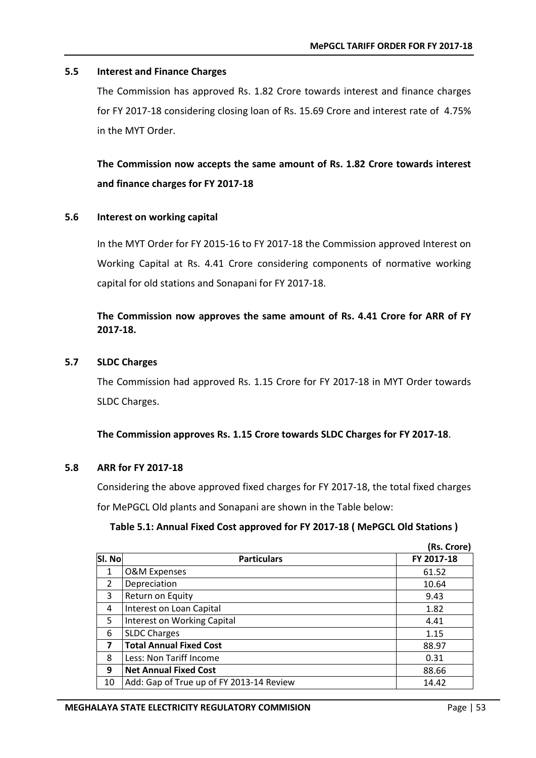### 5.5 Interest and Finance Charges

The Commission has approved Rs. 1.82 Crore towards interest and finance charges for FY 2017-18 considering closing loan of Rs. 15.69 Crore and interest rate of 4.75% in the MYT Order.

**The Commission now accepts the same amount of Rs. 1.82 Crore towards interest and finance charges for FY 2017-18**

### 5.6 Interest on working capital

In the MYT Order for FY 2015-16 to FY 2017-18 the Commission approved Interest on Working Capital at Rs. 4.41 Crore considering components of normative working capital for old stations and Sonapani for FY 2017-18.

**The Commission now approves the same amount of Rs. 4.41 Crore for ARR of FY 2017-18.**

### 5.7 SLDC Charges

The Commission had approved Rs. 1.15 Crore for FY 2017-18 in MYT Order towards SLDC Charges.

**The Commission approves Rs. 1.15 Crore towards SLDC Charges for FY 2017-18**.

### 5.8 ARR for FY 2017-18

Considering the above approved fixed charges for FY 2017-18, the total fixed charges for MePGCL Old plants and Sonapani are shown in the Table below:

**Table 5.1: Annual Fixed Cost approved for FY 2017-18 ( MePGCL Old Stations )**

**(Rs. Crore)**

| Sl. No | Particulars | FY 2017-18 |
|---|---|---|
| 1 | O&M Expenses | 61.52 |
| 2 | Depreciation | 10.64 |
| 3 | Return on Equity | 9.43 |
| 4 | Interest on Loan Capital | 1.82 |
| 5 | Interest on Working Capital | 4.41 |
| 6 | SLDC Charges | 1.15 |
| **7** | **Total Annual Fixed Cost** | 88.97 |
| 8 | Less: Non Tariff Income | 0.31 |
| **9** | **Net Annual Fixed Cost** | 88.66 |
| 10 | Add: Gap of True up of FY 2013-14 Review | 14.42 |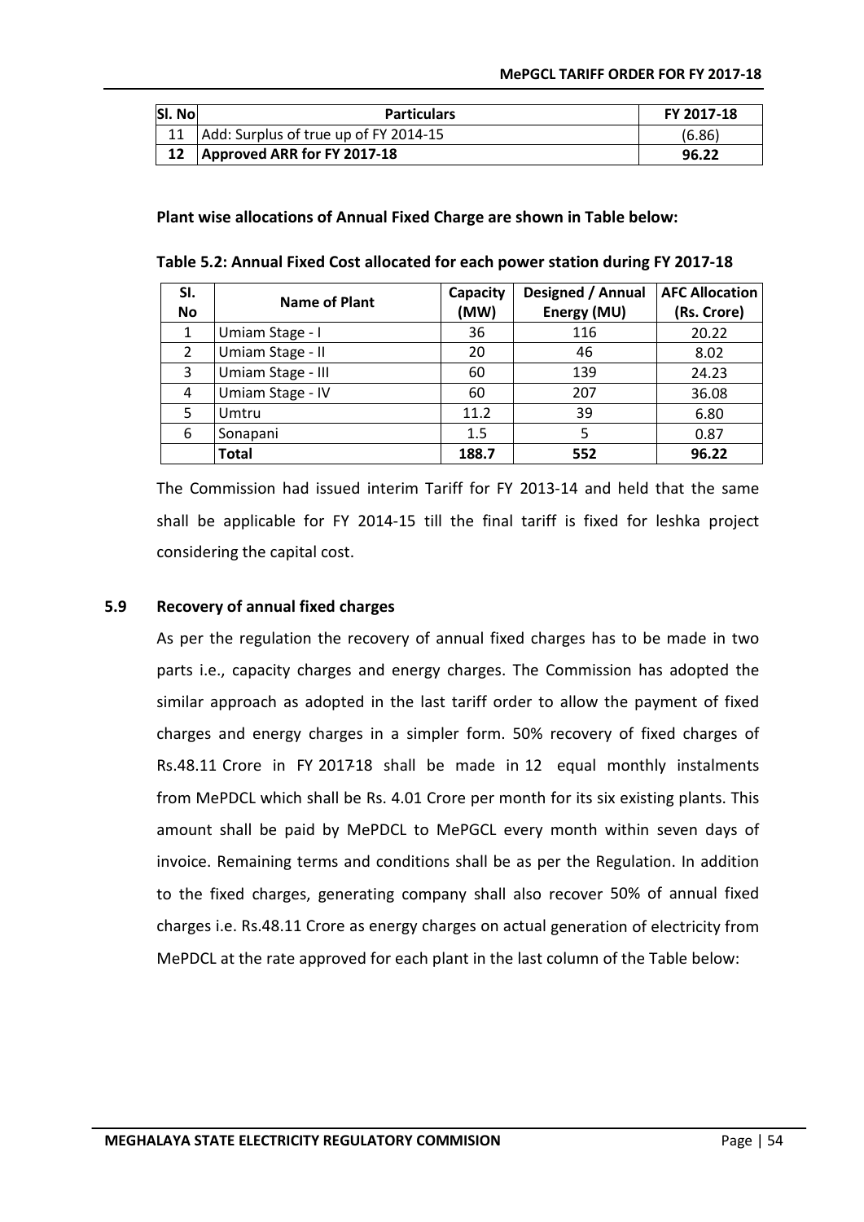| Sl. No | Particulars | FY 2017-18 |
|---|---|---|
| 11 | Add: Surplus of true up of FY 2014-15 | (6.86) |
| **12** | **Approved ARR for FY 2017-18** | **96.22** |

**Plant wise allocations of Annual Fixed Charge are shown in Table below:**

**Table 5.2: Annual Fixed Cost allocated for each power station during FY 2017-18**

| Sl. No | Name of Plant | Capacity (MW) | Designed / Annual Energy (MU) | AFC Allocation (Rs. Crore) |
|---|---|---|---|---|
| 1 | Umiam Stage - I | 36 | 116 | 20.22 |
| 2 | Umiam Stage - II | 20 | 46 | 8.02 |
| 3 | Umiam Stage - III | 60 | 139 | 24.23 |
| 4 | Umiam Stage - IV | 60 | 207 | 36.08 |
| 5 | Umtru | 11.2 | 39 | 6.80 |
| 6 | Sonapani | 1.5 | 5 | 0.87 |
| | **Total** | **188.7** | **552** | **96.22** |

The Commission had issued interim Tariff for FY 2013-14 and held that the same shall be applicable for FY 2014-15 till the final tariff is fixed for leshka project considering the capital cost.

## 5.9 Recovery of annual fixed charges

As per the regulation the recovery of annual fixed charges has to be made in two parts i.e., capacity charges and energy charges. The Commission has adopted the similar approach as adopted in the last tariff order to allow the payment of fixed charges and energy charges in a simpler form. 50% recovery of fixed charges of Rs.48.11 Crore in FY 2017-18 shall be made in 12 equal monthly instalments from MePDCL which shall be Rs. 4.01 Crore per month for its six existing plants. This amount shall be paid by MePDCL to MePGCL every month within seven days of invoice. Remaining terms and conditions shall be as per the Regulation. In addition to the fixed charges, generating company shall also recover 50% of annual fixed charges i.e. Rs.48.11 Crore as energy charges on actual generation of electricity from MePDCL at the rate approved for each plant in the last column of the Table below: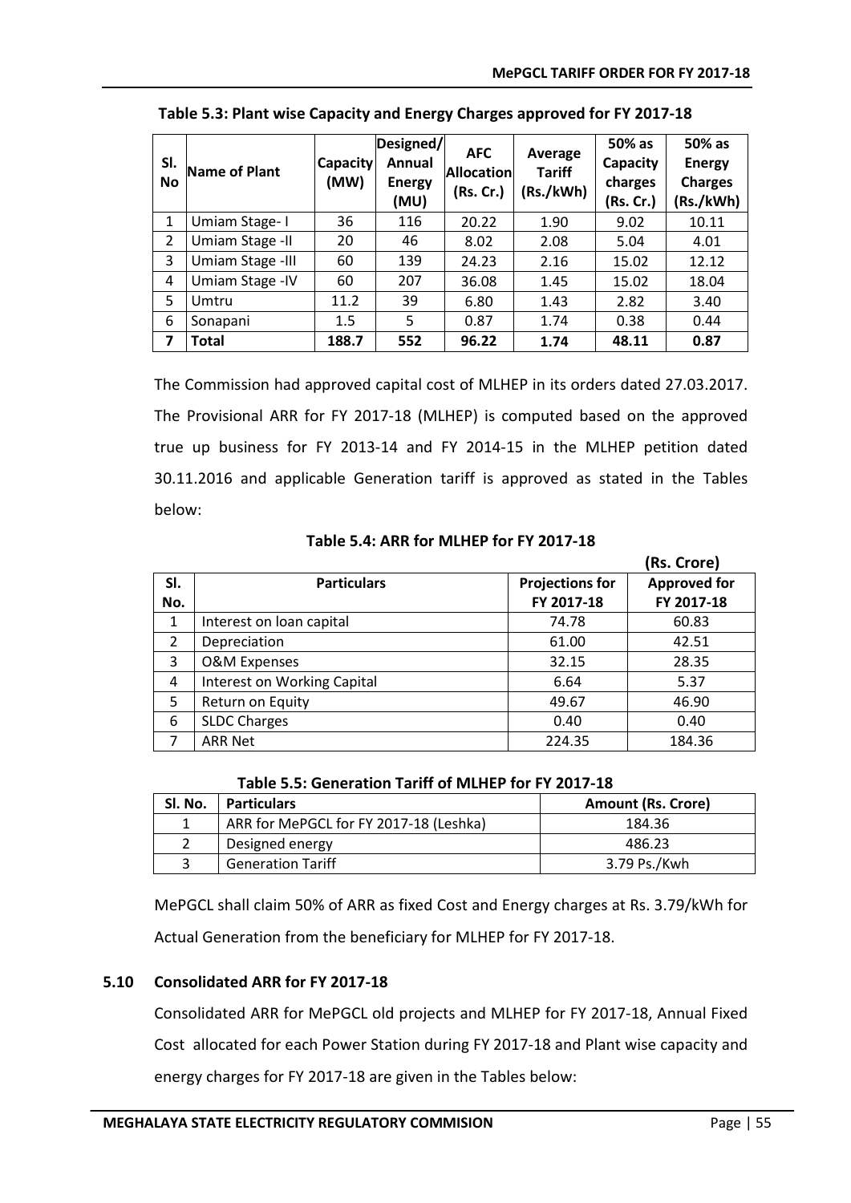**Table 5.3: Plant wise Capacity and Energy Charges approved for FY 2017-18**

| Sl. No | Name of Plant | Capacity (MW) | Designed/ Annual Energy (MU) | AFC Allocation (Rs. Cr.) | Average Tariff (Rs./kWh) | 50% as Capacity charges (Rs. Cr.) | 50% as Energy Charges (Rs./kWh) |
|---|---|---|---|---|---|---|---|
| 1 | Umiam Stage- I | 36 | 116 | 20.22 | 1.90 | 9.02 | 10.11 |
| 2 | Umiam Stage -II | 20 | 46 | 8.02 | 2.08 | 5.04 | 4.01 |
| 3 | Umiam Stage -III | 60 | 139 | 24.23 | 2.16 | 15.02 | 12.12 |
| 4 | Umiam Stage -IV | 60 | 207 | 36.08 | 1.45 | 15.02 | 18.04 |
| 5 | Umtru | 11.2 | 39 | 6.80 | 1.43 | 2.82 | 3.40 |
| 6 | Sonapani | 1.5 | 5 | 0.87 | 1.74 | 0.38 | 0.44 |
| 7 | **Total** | **188.7** | **552** | **96.22** | **1.74** | **48.11** | **0.87** |

The Commission had approved capital cost of MLHEP in its orders dated 27.03.2017. The Provisional ARR for FY 2017-18 (MLHEP) is computed based on the approved true up business for FY 2013-14 and FY 2014-15 in the MLHEP petition dated 30.11.2016 and applicable Generation tariff is approved as stated in the Tables below:

**Table 5.4: ARR for MLHEP for FY 2017-18**

**(Rs. Crore)**

| Sl. No. | Particulars | Projections for FY 2017-18 | Approved for FY 2017-18 |
|---|---|---|---|
| 1 | Interest on loan capital | 74.78 | 60.83 |
| 2 | Depreciation | 61.00 | 42.51 |
| 3 | O&M Expenses | 32.15 | 28.35 |
| 4 | Interest on Working Capital | 6.64 | 5.37 |
| 5 | Return on Equity | 49.67 | 46.90 |
| 6 | SLDC Charges | 0.40 | 0.40 |
| 7 | ARR Net | 224.35 | 184.36 |

**Table 5.5: Generation Tariff of MLHEP for FY 2017-18**

| Sl. No. | Particulars | Amount (Rs. Crore) |
|---|---|---|
| 1 | ARR for MePGCL for FY 2017-18 (Leshka) | 184.36 |
| 2 | Designed energy | 486.23 |
| 3 | Generation Tariff | 3.79 Ps./Kwh |

MePGCL shall claim 50% of ARR as fixed Cost and Energy charges at Rs. 3.79/kWh for Actual Generation from the beneficiary for MLHEP for FY 2017-18.

### 5.10 Consolidated ARR for FY 2017-18

Consolidated ARR for MePGCL old projects and MLHEP for FY 2017-18, Annual Fixed Cost allocated for each Power Station during FY 2017-18 and Plant wise capacity and energy charges for FY 2017-18 are given in the Tables below: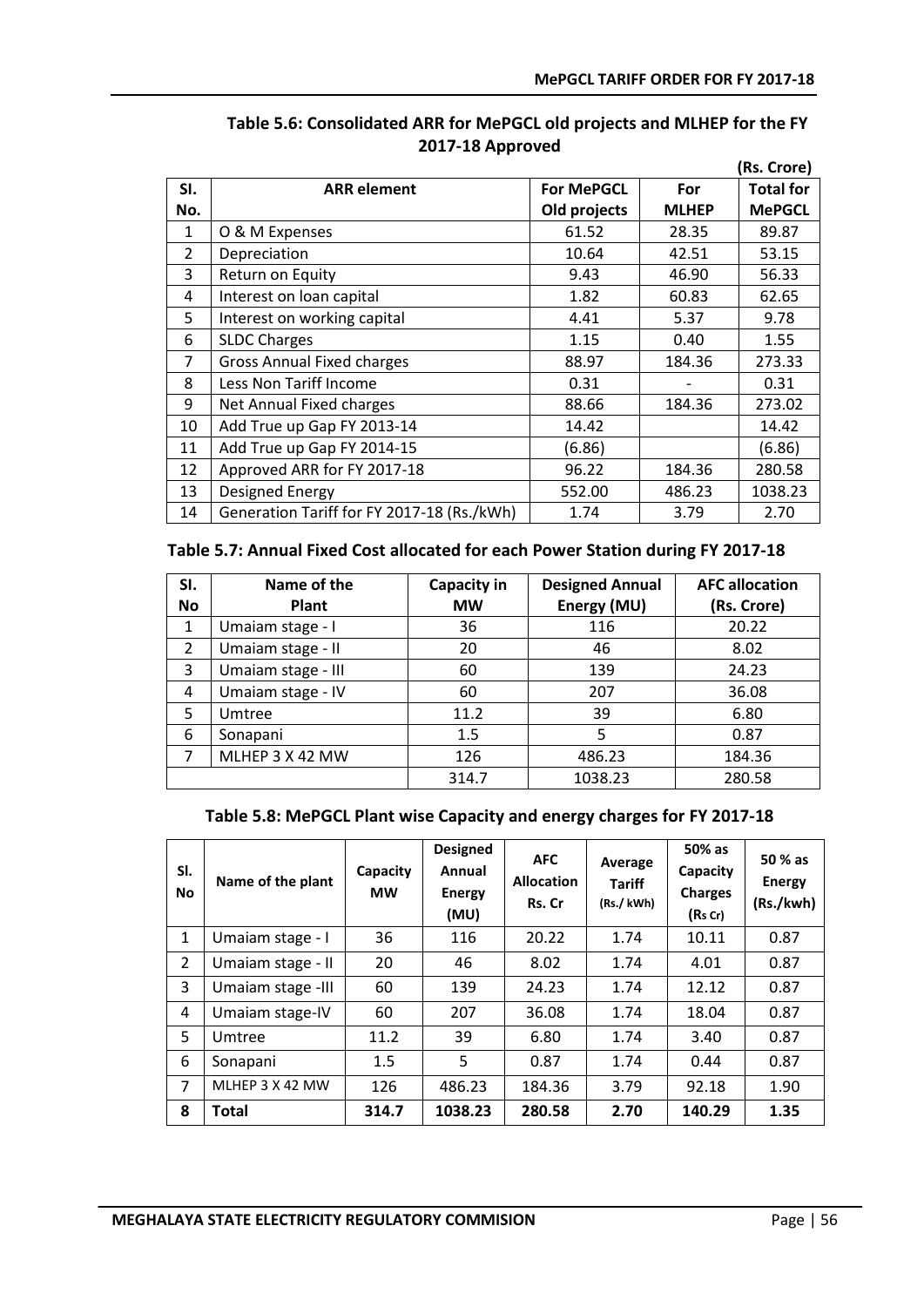**Table 5.6: Consolidated ARR for MePGCL old projects and MLHEP for the FY 2017-18 Approved**

(Rs. Crore)

| Sl. No. | ARR element | For MePGCL Old projects | For MLHEP | Total for MePGCL |
|---|---|---|---|---|
| 1 | O & M Expenses | 61.52 | 28.35 | 89.87 |
| 2 | Depreciation | 10.64 | 42.51 | 53.15 |
| 3 | Return on Equity | 9.43 | 46.90 | 56.33 |
| 4 | Interest on loan capital | 1.82 | 60.83 | 62.65 |
| 5 | Interest on working capital | 4.41 | 5.37 | 9.78 |
| 6 | SLDC Charges | 1.15 | 0.40 | 1.55 |
| 7 | Gross Annual Fixed charges | 88.97 | 184.36 | 273.33 |
| 8 | Less Non Tariff Income | 0.31 | - | 0.31 |
| 9 | Net Annual Fixed charges | 88.66 | 184.36 | 273.02 |
| 10 | Add True up Gap FY 2013-14 | 14.42 | | 14.42 |
| 11 | Add True up Gap FY 2014-15 | (6.86) | | (6.86) |
| 12 | Approved ARR for FY 2017-18 | 96.22 | 184.36 | 280.58 |
| 13 | Designed Energy | 552.00 | 486.23 | 1038.23 |
| 14 | Generation Tariff for FY 2017-18 (Rs./kWh) | 1.74 | 3.79 | 2.70 |

**Table 5.7: Annual Fixed Cost allocated for each Power Station during FY 2017-18**

| Sl. No | Name of the Plant | Capacity in MW | Designed Annual Energy (MU) | AFC allocation (Rs. Crore) |
|---|---|---|---|---|
| 1 | Umaiam stage - I | 36 | 116 | 20.22 |
| 2 | Umaiam stage - II | 20 | 46 | 8.02 |
| 3 | Umaiam stage - III | 60 | 139 | 24.23 |
| 4 | Umaiam stage - IV | 60 | 207 | 36.08 |
| 5 | Umtree | 11.2 | 39 | 6.80 |
| 6 | Sonapani | 1.5 | 5 | 0.87 |
| 7 | MLHEP 3 X 42 MW | 126 | 486.23 | 184.36 |
| | | 314.7 | 1038.23 | 280.58 |

**Table 5.8: MePGCL Plant wise Capacity and energy charges for FY 2017-18**

| Sl. No | Name of the plant | Capacity MW | Designed Annual Energy (MU) | AFC Allocation Rs. Cr | Average Tariff (Rs./ kWh) | 50% as Capacity Charges (Rs Cr) | 50 % as Energy (Rs./kwh) |
|---|---|---|---|---|---|---|---|
| 1 | Umaiam stage - I | 36 | 116 | 20.22 | 1.74 | 10.11 | 0.87 |
| 2 | Umaiam stage - II | 20 | 46 | 8.02 | 1.74 | 4.01 | 0.87 |
| 3 | Umaiam stage -III | 60 | 139 | 24.23 | 1.74 | 12.12 | 0.87 |
| 4 | Umaiam stage-IV | 60 | 207 | 36.08 | 1.74 | 18.04 | 0.87 |
| 5 | Umtree | 11.2 | 39 | 6.80 | 1.74 | 3.40 | 0.87 |
| 6 | Sonapani | 1.5 | 5 | 0.87 | 1.74 | 0.44 | 0.87 |
| 7 | MLHEP 3 X 42 MW | 126 | 486.23 | 184.36 | 3.79 | 92.18 | 1.90 |
| **8** | **Total** | **314.7** | **1038.23** | **280.58** | **2.70** | **140.29** | **1.35** |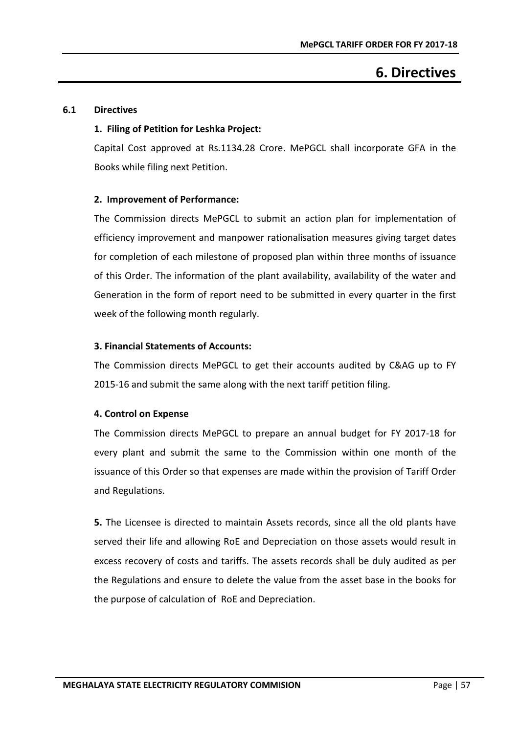# 6. Directives

## 6.1 Directives

**1. Filing of Petition for Leshka Project:**

Capital Cost approved at Rs.1134.28 Crore. MePGCL shall incorporate GFA in the Books while filing next Petition.

**2. Improvement of Performance:**

The Commission directs MePGCL to submit an action plan for implementation of efficiency improvement and manpower rationalisation measures giving target dates for completion of each milestone of proposed plan within three months of issuance of this Order. The information of the plant availability, availability of the water and Generation in the form of report need to be submitted in every quarter in the first week of the following month regularly.

**3. Financial Statements of Accounts:**

The Commission directs MePGCL to get their accounts audited by C&AG up to FY 2015-16 and submit the same along with the next tariff petition filing.

**4. Control on Expense**

The Commission directs MePGCL to prepare an annual budget for FY 2017-18 for every plant and submit the same to the Commission within one month of the issuance of this Order so that expenses are made within the provision of Tariff Order and Regulations.

**5.** The Licensee is directed to maintain Assets records, since all the old plants have served their life and allowing RoE and Depreciation on those assets would result in excess recovery of costs and tariffs. The assets records shall be duly audited as per the Regulations and ensure to delete the value from the asset base in the books for the purpose of calculation of RoE and Depreciation.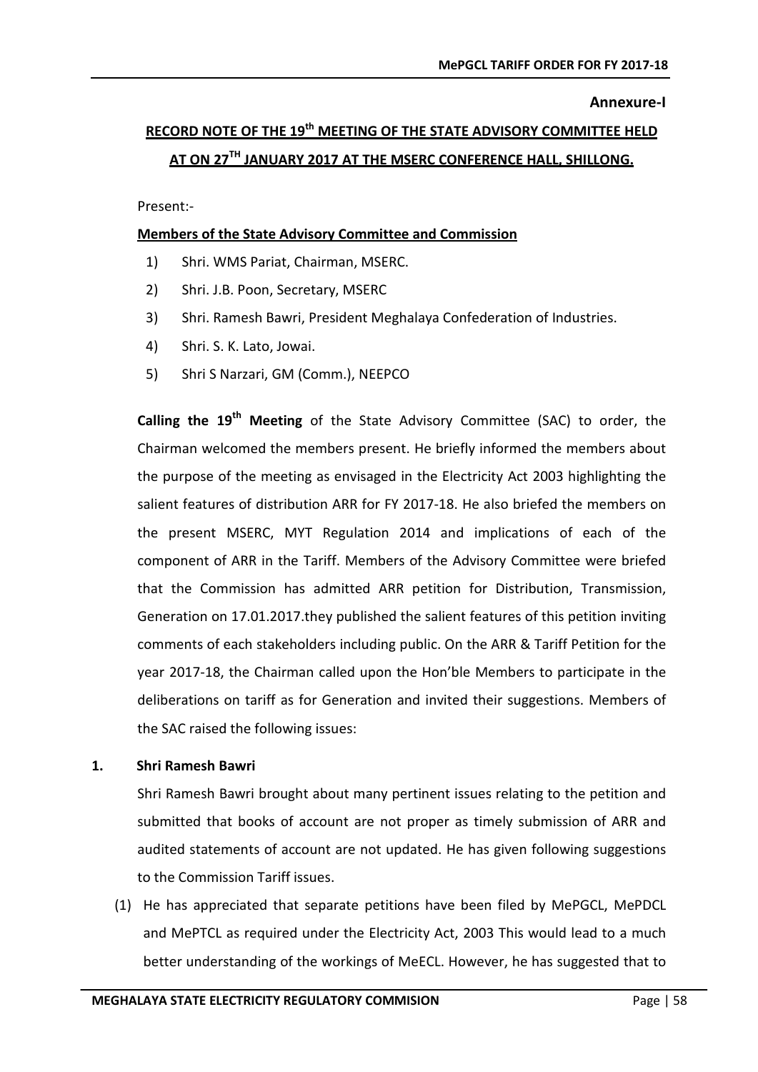**Annexure-I**

## RECORD NOTE OF THE 19th MEETING OF THE STATE ADVISORY COMMITTEE HELD AT ON 27TH JANUARY 2017 AT THE MSERC CONFERENCE HALL, SHILLONG.

Present:-

**Members of the State Advisory Committee and Commission**

1) Shri. WMS Pariat, Chairman, MSERC.
2) Shri. J.B. Poon, Secretary, MSERC
3) Shri. Ramesh Bawri, President Meghalaya Confederation of Industries.
4) Shri. S. K. Lato, Jowai.
5) Shri S Narzari, GM (Comm.), NEEPCO

**Calling the 19th Meeting** of the State Advisory Committee (SAC) to order, the Chairman welcomed the members present. He briefly informed the members about the purpose of the meeting as envisaged in the Electricity Act 2003 highlighting the salient features of distribution ARR for FY 2017-18. He also briefed the members on the present MSERC, MYT Regulation 2014 and implications of each of the component of ARR in the Tariff. Members of the Advisory Committee were briefed that the Commission has admitted ARR petition for Distribution, Transmission, Generation on 17.01.2017.they published the salient features of this petition inviting comments of each stakeholders including public. On the ARR & Tariff Petition for the year 2017-18, the Chairman called upon the Hon'ble Members to participate in the deliberations on tariff as for Generation and invited their suggestions. Members of the SAC raised the following issues:

**1. Shri Ramesh Bawri**

Shri Ramesh Bawri brought about many pertinent issues relating to the petition and submitted that books of account are not proper as timely submission of ARR and audited statements of account are not updated. He has given following suggestions to the Commission Tariff issues.

(1) He has appreciated that separate petitions have been filed by MePGCL, MePDCL and MePTCL as required under the Electricity Act, 2003 This would lead to a much better understanding of the workings of MeECL. However, he has suggested that to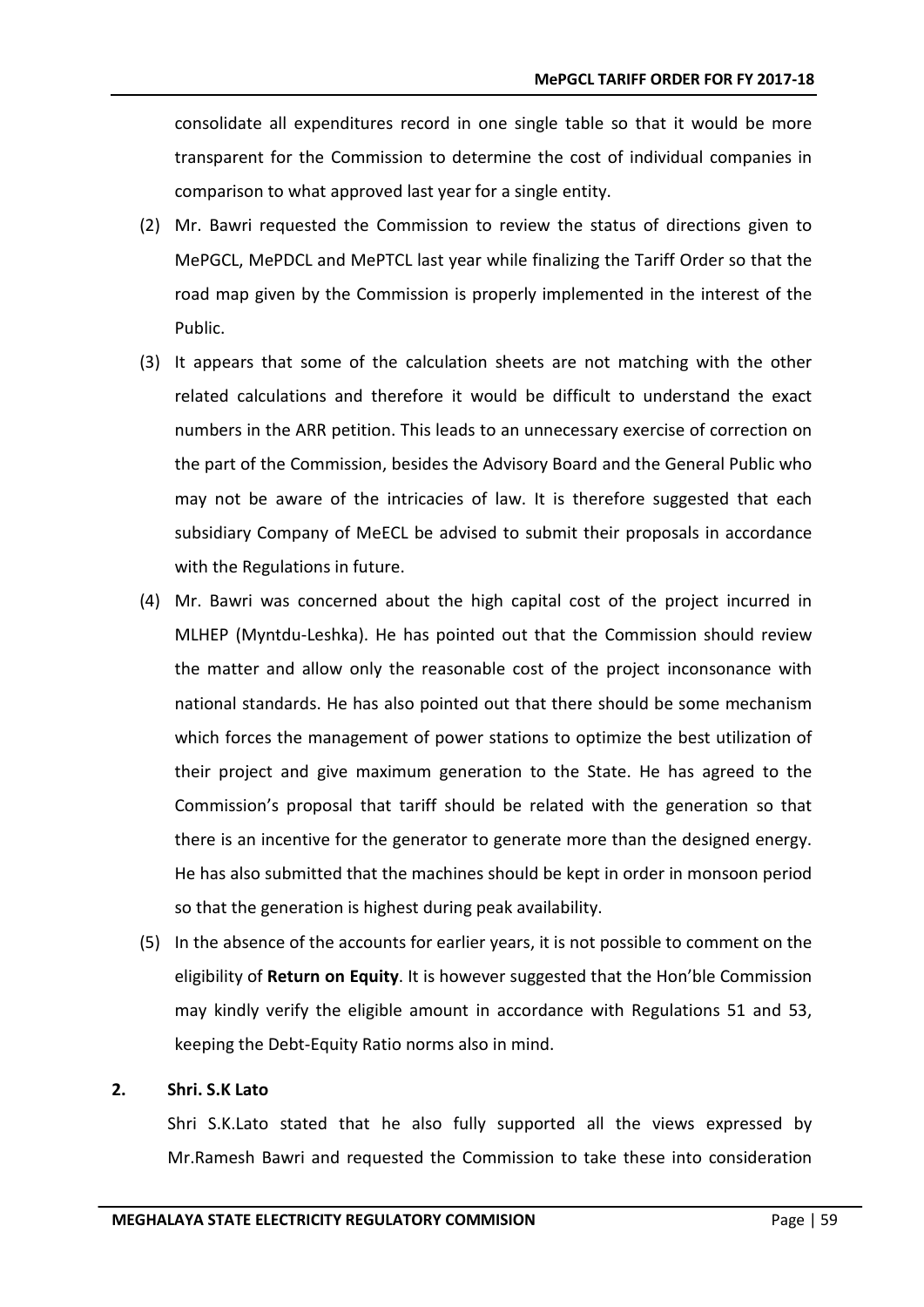consolidate all expenditures record in one single table so that it would be more transparent for the Commission to determine the cost of individual companies in comparison to what approved last year for a single entity.

(2) Mr. Bawri requested the Commission to review the status of directions given to MePGCL, MePDCL and MePTCL last year while finalizing the Tariff Order so that the road map given by the Commission is properly implemented in the interest of the Public.

(3) It appears that some of the calculation sheets are not matching with the other related calculations and therefore it would be difficult to understand the exact numbers in the ARR petition. This leads to an unnecessary exercise of correction on the part of the Commission, besides the Advisory Board and the General Public who may not be aware of the intricacies of law. It is therefore suggested that each subsidiary Company of MeECL be advised to submit their proposals in accordance with the Regulations in future.

(4) Mr. Bawri was concerned about the high capital cost of the project incurred in MLHEP (Myntdu-Leshka). He has pointed out that the Commission should review the matter and allow only the reasonable cost of the project inconsonance with national standards. He has also pointed out that there should be some mechanism which forces the management of power stations to optimize the best utilization of their project and give maximum generation to the State. He has agreed to the Commission's proposal that tariff should be related with the generation so that there is an incentive for the generator to generate more than the designed energy. He has also submitted that the machines should be kept in order in monsoon period so that the generation is highest during peak availability.

(5) In the absence of the accounts for earlier years, it is not possible to comment on the eligibility of **Return on Equity**. It is however suggested that the Hon'ble Commission may kindly verify the eligible amount in accordance with Regulations 51 and 53, keeping the Debt-Equity Ratio norms also in mind.

**2. Shri. S.K Lato**

Shri S.K.Lato stated that he also fully supported all the views expressed by Mr.Ramesh Bawri and requested the Commission to take these into consideration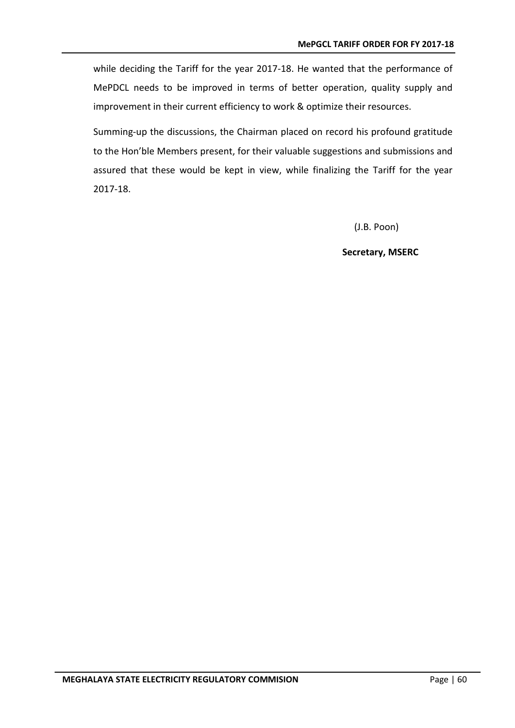while deciding the Tariff for the year 2017-18. He wanted that the performance of MePDCL needs to be improved in terms of better operation, quality supply and improvement in their current efficiency to work & optimize their resources.

Summing-up the discussions, the Chairman placed on record his profound gratitude to the Hon'ble Members present, for their valuable suggestions and submissions and assured that these would be kept in view, while finalizing the Tariff for the year 2017-18.

(J.B. Poon)

**Secretary, MSERC**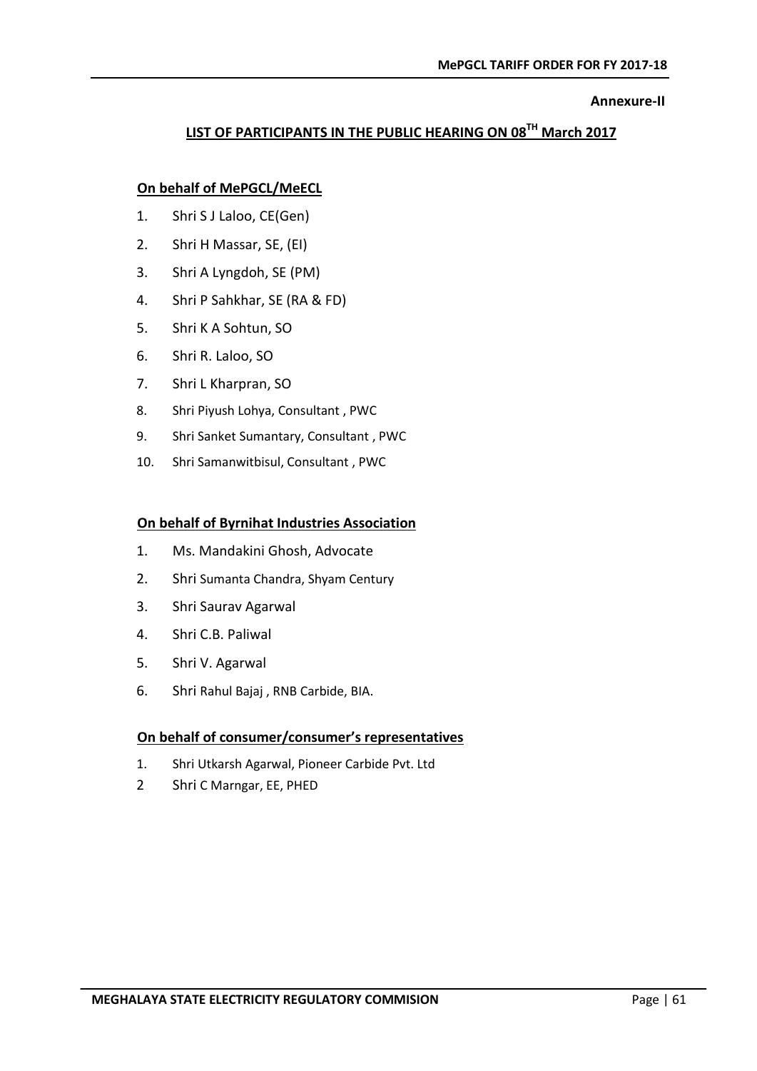**Annexure-II**

## LIST OF PARTICIPANTS IN THE PUBLIC HEARING ON 08TH March 2017

### On behalf of MePGCL/MeECL

1. Shri S J Laloo, CE(Gen)
2. Shri H Massar, SE, (EI)
3. Shri A Lyngdoh, SE (PM)
4. Shri P Sahkhar, SE (RA & FD)
5. Shri K A Sohtun, SO
6. Shri R. Laloo, SO
7. Shri L Kharpran, SO
8. Shri Piyush Lohya, Consultant , PWC
9. Shri Sanket Sumantary, Consultant , PWC
10. Shri Samanwitbisul, Consultant , PWC

### On behalf of Byrnihat Industries Association

1. Ms. Mandakini Ghosh, Advocate
2. Shri Sumanta Chandra, Shyam Century
3. Shri Saurav Agarwal
4. Shri C.B. Paliwal
5. Shri V. Agarwal
6. Shri Rahul Bajaj , RNB Carbide, BIA.

### On behalf of consumer/consumer's representatives

1. Shri Utkarsh Agarwal, Pioneer Carbide Pvt. Ltd
2. Shri C Marngar, EE, PHED